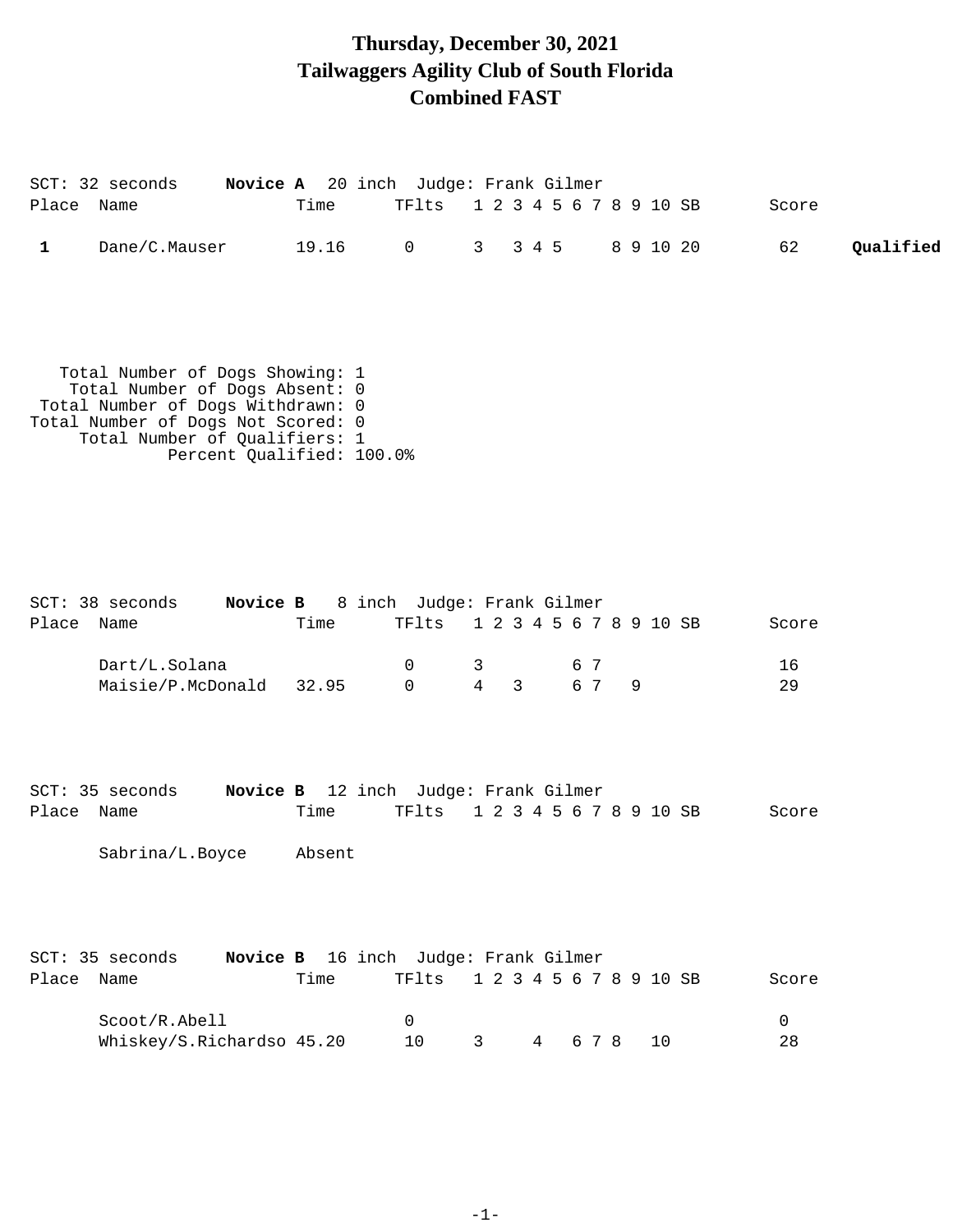# Thursday, December 30, 2021
# Tailwaggers Agility Club of South Florida
# Combined FAST

SCT: 32 seconds **Novice A** 20 inch Judge: Frank Gilmer

| Place | Name | Time | TFlts | 1 | 2 | 3 | 4 | 5 | 6 | 7 | 8 | 9 | 10 | SB | Score | |
|---|---|---|---|---|---|---|---|---|---|---|---|---|---|---|---|---|
| **1** | Dane/C.Mauser | 19.16 | 0 | 3 | | 3 | 4 | 5 | | | 8 | 9 | 10 | 20 | 62 | **Qualified** |

Total Number of Dogs Showing: 1
Total Number of Dogs Absent: 0
Total Number of Dogs Withdrawn: 0
Total Number of Dogs Not Scored: 0
Total Number of Qualifiers: 1
Percent Qualified: 100.0%

SCT: 38 seconds **Novice B** 8 inch Judge: Frank Gilmer

| Place | Name | Time | TFlts | 1 | 2 | 3 | 4 | 5 | 6 | 7 | 8 | 9 | 10 | SB | Score |
|---|---|---|---|---|---|---|---|---|---|---|---|---|---|---|---|
| | Dart/L.Solana | | 0 | 3 | | | | | 6 | 7 | | | | | 16 |
| | Maisie/P.McDonald | 32.95 | 0 | 4 | | 3 | | | 6 | 7 | | 9 | | | 29 |

SCT: 35 seconds **Novice B** 12 inch Judge: Frank Gilmer

| Place | Name | Time | TFlts | 1 | 2 | 3 | 4 | 5 | 6 | 7 | 8 | 9 | 10 | SB | Score |
|---|---|---|---|---|---|---|---|---|---|---|---|---|---|---|---|
| | Sabrina/L.Boyce | Absent | | | | | | | | | | | | | |

SCT: 35 seconds **Novice B** 16 inch Judge: Frank Gilmer

| Place | Name | Time | TFlts | 1 | 2 | 3 | 4 | 5 | 6 | 7 | 8 | 9 | 10 | SB | Score |
|---|---|---|---|---|---|---|---|---|---|---|---|---|---|---|---|
| | Scoot/R.Abell | | 0 | | | | | | | | | | | | 0 |
| | Whiskey/S.Richardso | 45.20 | 10 | 3 | | | 4 | | 6 | 7 | 8 | | 10 | | 28 |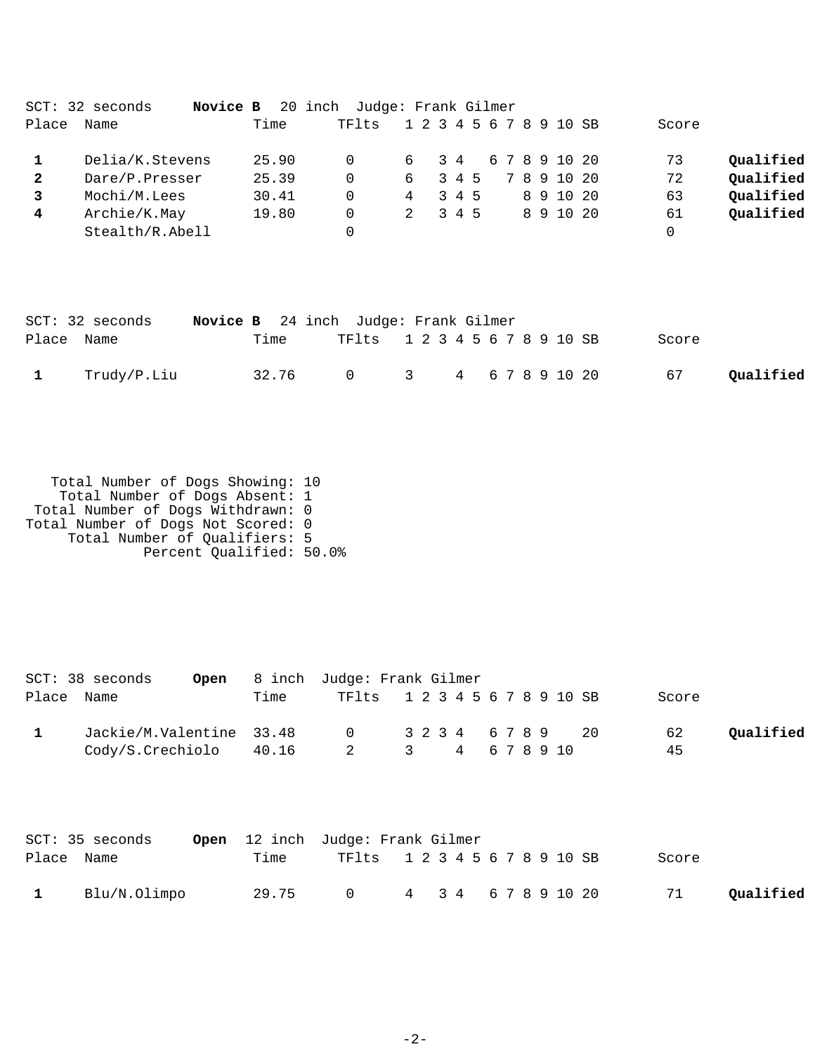SCT: 32 seconds **Novice B** 20 inch Judge: Frank Gilmer

| Place | Name | Time | TFlts | 1 | 2 | 3 | 4 | 5 | 6 | 7 | 8 | 9 | 10 | SB | Score | |
|---|---|---|---|---|---|---|---|---|---|---|---|---|---|---|---|---|
| **1** | Delia/K.Stevens | 25.90 | 0 | 6 | | 3 | 4 | | 6 | 7 | 8 | 9 | 10 | 20 | 73 | **Qualified** |
| **2** | Dare/P.Presser | 25.39 | 0 | 6 | | 3 | 4 | 5 | | 7 | 8 | 9 | 10 | 20 | 72 | **Qualified** |
| **3** | Mochi/M.Lees | 30.41 | 0 | 4 | | 3 | 4 | 5 | | | 8 | 9 | 10 | 20 | 63 | **Qualified** |
| **4** | Archie/K.May | 19.80 | 0 | 2 | | 3 | 4 | 5 | | | 8 | 9 | 10 | 20 | 61 | **Qualified** |
| | Stealth/R.Abell | | 0 | | | | | | | | | | | | 0 | |

SCT: 32 seconds **Novice B** 24 inch Judge: Frank Gilmer

| Place | Name | Time | TFlts | 1 | 2 | 3 | 4 | 5 | 6 | 7 | 8 | 9 | 10 | SB | Score | |
|---|---|---|---|---|---|---|---|---|---|---|---|---|---|---|---|---|
| **1** | Trudy/P.Liu | 32.76 | 0 | 3 | | | 4 | | 6 | 7 | 8 | 9 | 10 | 20 | 67 | **Qualified** |

Total Number of Dogs Showing: 10
Total Number of Dogs Absent: 1
Total Number of Dogs Withdrawn: 0
Total Number of Dogs Not Scored: 0
Total Number of Qualifiers: 5
Percent Qualified: 50.0%

SCT: 38 seconds **Open** 8 inch Judge: Frank Gilmer

| Place | Name | Time | TFlts | 1 | 2 | 3 | 4 | 5 | 6 | 7 | 8 | 9 | 10 | SB | Score | |
|---|---|---|---|---|---|---|---|---|---|---|---|---|---|---|---|---|
| **1** | Jackie/M.Valentine | 33.48 | 0 | 3 | 2 | 3 | 4 | | 6 | 7 | 8 | 9 | | 20 | 62 | **Qualified** |
| | Cody/S.Crechiolo | 40.16 | 2 | 3 | | | 4 | | 6 | 7 | 8 | 9 | 10 | | 45 | |

SCT: 35 seconds **Open** 12 inch Judge: Frank Gilmer

| Place | Name | Time | TFlts | 1 | 2 | 3 | 4 | 5 | 6 | 7 | 8 | 9 | 10 | SB | Score | |
|---|---|---|---|---|---|---|---|---|---|---|---|---|---|---|---|---|
| **1** | Blu/N.Olimpo | 29.75 | 0 | 4 | | 3 | 4 | | 6 | 7 | 8 | 9 | 10 | 20 | 71 | **Qualified** |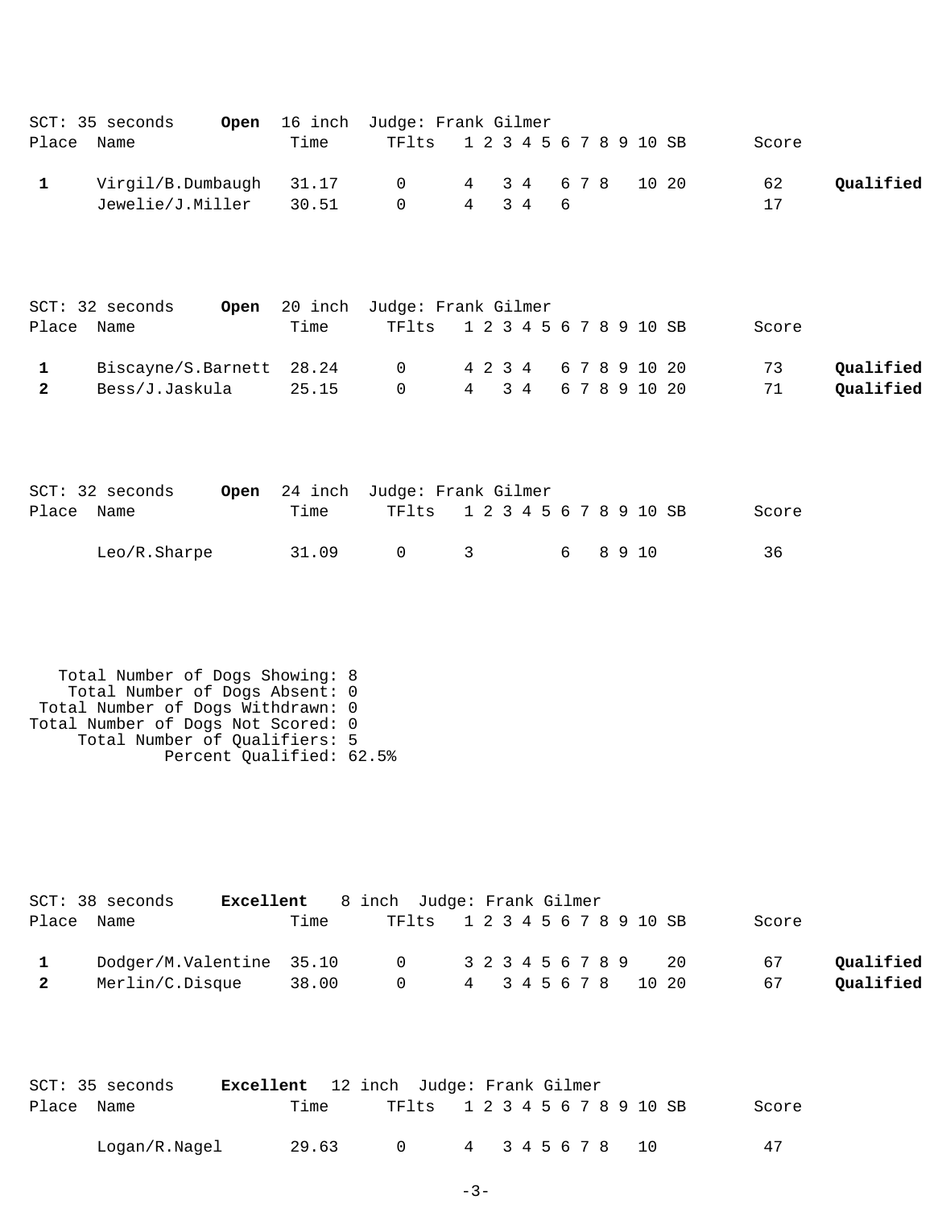SCT: 35 seconds **Open** 16 inch Judge: Frank Gilmer

| Place | Name | Time | TFlts | 1 | 2 | 3 | 4 | 5 | 6 | 7 | 8 | 9 | 10 | SB | Score | |
|---|---|---|---|---|---|---|---|---|---|---|---|---|---|---|---|---|
| 1 | Virgil/B.Dumbaugh | 31.17 | 0 | 4 | | 3 | 4 | | 6 | 7 | 8 | | 10 | 20 | 62 | **Qualified** |
| | Jewelie/J.Miller | 30.51 | 0 | 4 | | 3 | 4 | | 6 | | | | | | 17 | |

SCT: 32 seconds **Open** 20 inch Judge: Frank Gilmer

| Place | Name | Time | TFlts | 1 | 2 | 3 | 4 | 5 | 6 | 7 | 8 | 9 | 10 | SB | Score | |
|---|---|---|---|---|---|---|---|---|---|---|---|---|---|---|---|---|
| 1 | Biscayne/S.Barnett | 28.24 | 0 | 4 | 2 | 3 | 4 | | 6 | 7 | 8 | 9 | 10 | 20 | 73 | **Qualified** |
| 2 | Bess/J.Jaskula | 25.15 | 0 | 4 | | 3 | 4 | | 6 | 7 | 8 | 9 | 10 | 20 | 71 | **Qualified** |

SCT: 32 seconds **Open** 24 inch Judge: Frank Gilmer

| Place | Name | Time | TFlts | 1 | 2 | 3 | 4 | 5 | 6 | 7 | 8 | 9 | 10 | SB | Score | |
|---|---|---|---|---|---|---|---|---|---|---|---|---|---|---|---|---|
| | Leo/R.Sharpe | 31.09 | 0 | 3 | | | | | 6 | | 8 | 9 | 10 | | 36 | |

Total Number of Dogs Showing: 8
Total Number of Dogs Absent: 0
Total Number of Dogs Withdrawn: 0
Total Number of Dogs Not Scored: 0
Total Number of Qualifiers: 5
Percent Qualified: 62.5%

SCT: 38 seconds **Excellent** 8 inch Judge: Frank Gilmer

| Place | Name | Time | TFlts | 1 | 2 | 3 | 4 | 5 | 6 | 7 | 8 | 9 | 10 | SB | Score | |
|---|---|---|---|---|---|---|---|---|---|---|---|---|---|---|---|---|
| 1 | Dodger/M.Valentine | 35.10 | 0 | 3 | 2 | 3 | 4 | 5 | 6 | 7 | 8 | 9 | | 20 | 67 | **Qualified** |
| 2 | Merlin/C.Disque | 38.00 | 0 | 4 | | 3 | 4 | 5 | 6 | 7 | 8 | | 10 | 20 | 67 | **Qualified** |

SCT: 35 seconds **Excellent** 12 inch Judge: Frank Gilmer

| Place | Name | Time | TFlts | 1 | 2 | 3 | 4 | 5 | 6 | 7 | 8 | 9 | 10 | SB | Score | |
|---|---|---|---|---|---|---|---|---|---|---|---|---|---|---|---|---|
| | Logan/R.Nagel | 29.63 | 0 | 4 | | 3 | 4 | 5 | 6 | 7 | 8 | | 10 | | 47 | |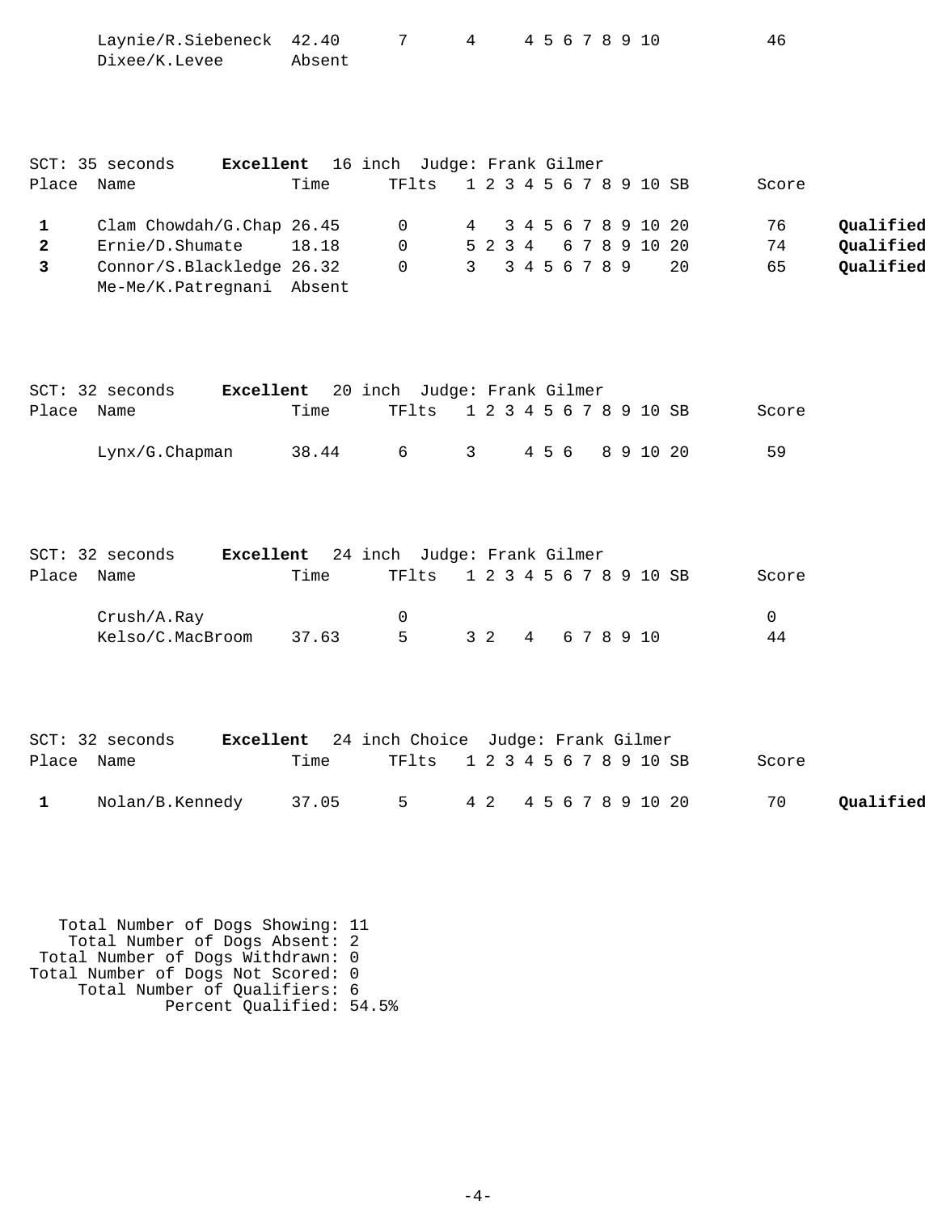| Place | Name | Time | TFlts | 1 | 2 | 3 | 4 | 5 | 6 | 7 | 8 | 9 | 10 | SB | Score | |
|---|---|---|---|---|---|---|---|---|---|---|---|---|---|---|---|---|
| | Laynie/R.Siebeneck | 42.40 | 7 | 4 | | | 4 | 5 | 6 | 7 | 8 | 9 | 10 | | 46 | |
| | Dixee/K.Levee | Absent | | | | | | | | | | | | | | |

SCT: 35 seconds **Excellent** 16 inch Judge: Frank Gilmer

| Place | Name | Time | TFlts | 1 | 2 | 3 | 4 | 5 | 6 | 7 | 8 | 9 | 10 | SB | Score | |
|---|---|---|---|---|---|---|---|---|---|---|---|---|---|---|---|---|
| **1** | Clam Chowdah/G.Chap | 26.45 | 0 | 4 | | 3 | 4 | 5 | 6 | 7 | 8 | 9 | 10 | 20 | 76 | **Qualified** |
| **2** | Ernie/D.Shumate | 18.18 | 0 | 5 | 2 | 3 | 4 | | 6 | 7 | 8 | 9 | 10 | 20 | 74 | **Qualified** |
| **3** | Connor/S.Blackledge | 26.32 | 0 | 3 | | 3 | 4 | 5 | 6 | 7 | 8 | 9 | | 20 | 65 | **Qualified** |
| | Me-Me/K.Patregnani | Absent | | | | | | | | | | | | | | |

SCT: 32 seconds **Excellent** 20 inch Judge: Frank Gilmer

| Place | Name | Time | TFlts | 1 | 2 | 3 | 4 | 5 | 6 | 7 | 8 | 9 | 10 | SB | Score |
|---|---|---|---|---|---|---|---|---|---|---|---|---|---|---|---|
| | Lynx/G.Chapman | 38.44 | 6 | 3 | | | 4 | 5 | 6 | | 8 | 9 | 10 | 20 | 59 |

SCT: 32 seconds **Excellent** 24 inch Judge: Frank Gilmer

| Place | Name | Time | TFlts | 1 | 2 | 3 | 4 | 5 | 6 | 7 | 8 | 9 | 10 | SB | Score |
|---|---|---|---|---|---|---|---|---|---|---|---|---|---|---|---|
| | Crush/A.Ray | | 0 | | | | | | | | | | | | 0 |
| | Kelso/C.MacBroom | 37.63 | 5 | 3 | 2 | | 4 | | 6 | 7 | 8 | 9 | 10 | | 44 |

SCT: 32 seconds **Excellent** 24 inch Choice Judge: Frank Gilmer

| Place | Name | Time | TFlts | 1 | 2 | 3 | 4 | 5 | 6 | 7 | 8 | 9 | 10 | SB | Score | |
|---|---|---|---|---|---|---|---|---|---|---|---|---|---|---|---|---|
| **1** | Nolan/B.Kennedy | 37.05 | 5 | 4 | 2 | | 4 | 5 | 6 | 7 | 8 | 9 | 10 | 20 | 70 | **Qualified** |

Total Number of Dogs Showing: 11
Total Number of Dogs Absent: 2
Total Number of Dogs Withdrawn: 0
Total Number of Dogs Not Scored: 0
Total Number of Qualifiers: 6
Percent Qualified: 54.5%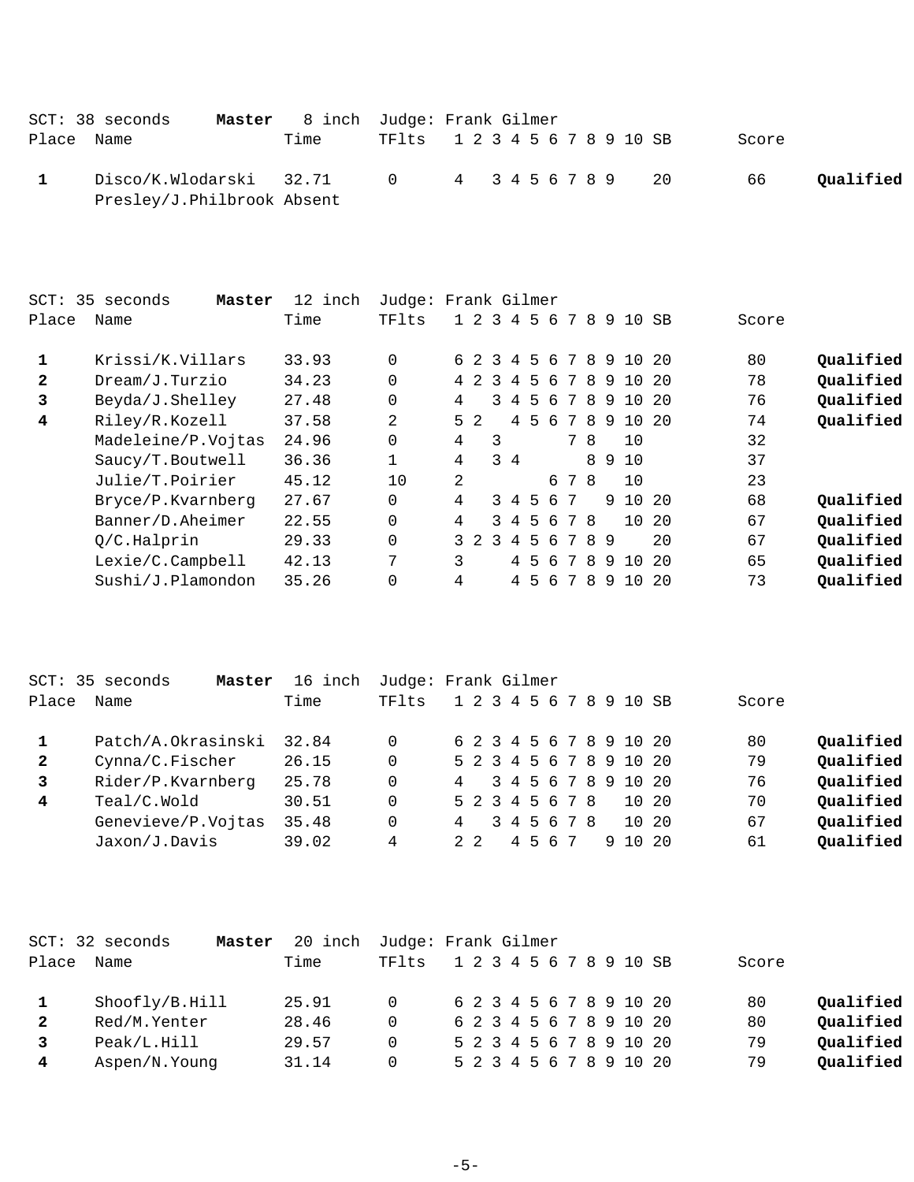SCT: 38 seconds **Master** 8 inch Judge: Frank Gilmer

| Place | Name | Time | TFlts | 1 | 2 | 3 | 4 | 5 | 6 | 7 | 8 | 9 | 10 | SB | Score | |
|---|---|---|---|---|---|---|---|---|---|---|---|---|---|---|---|---|
| **1** | Disco/K.Wlodarski | 32.71 | 0 | 4 | | 3 | 4 | 5 | 6 | 7 | 8 | 9 | | 20 | 66 | **Qualified** |
| | Presley/J.Philbrook | Absent | | | | | | | | | | | | | | |

SCT: 35 seconds **Master** 12 inch Judge: Frank Gilmer

| Place | Name | Time | TFlts | 1 | 2 | 3 | 4 | 5 | 6 | 7 | 8 | 9 | 10 | SB | Score | |
|---|---|---|---|---|---|---|---|---|---|---|---|---|---|---|---|---|
| **1** | Krissi/K.Villars | 33.93 | 0 | 6 | 2 | 3 | 4 | 5 | 6 | 7 | 8 | 9 | 10 | 20 | 80 | **Qualified** |
| **2** | Dream/J.Turzio | 34.23 | 0 | 4 | 2 | 3 | 4 | 5 | 6 | 7 | 8 | 9 | 10 | 20 | 78 | **Qualified** |
| **3** | Beyda/J.Shelley | 27.48 | 0 | 4 | | 3 | 4 | 5 | 6 | 7 | 8 | 9 | 10 | 20 | 76 | **Qualified** |
| **4** | Riley/R.Kozell | 37.58 | 2 | 5 | 2 | | 4 | 5 | 6 | 7 | 8 | 9 | 10 | 20 | 74 | **Qualified** |
| | Madeleine/P.Vojtas | 24.96 | 0 | 4 | | 3 | | | | 7 | 8 | | 10 | | 32 | |
| | Saucy/T.Boutwell | 36.36 | 1 | 4 | | 3 | 4 | | | | 8 | 9 | 10 | | 37 | |
| | Julie/T.Poirier | 45.12 | 10 | 2 | | | | | 6 | 7 | 8 | | 10 | | 23 | |
| | Bryce/P.Kvarnberg | 27.67 | 0 | 4 | | 3 | 4 | 5 | 6 | 7 | | 9 | 10 | 20 | 68 | **Qualified** |
| | Banner/D.Aheimer | 22.55 | 0 | 4 | | 3 | 4 | 5 | 6 | 7 | 8 | | 10 | 20 | 67 | **Qualified** |
| | Q/C.Halprin | 29.33 | 0 | 3 | 2 | 3 | 4 | 5 | 6 | 7 | 8 | 9 | | 20 | 67 | **Qualified** |
| | Lexie/C.Campbell | 42.13 | 7 | 3 | | | 4 | 5 | 6 | 7 | 8 | 9 | 10 | 20 | 65 | **Qualified** |
| | Sushi/J.Plamondon | 35.26 | 0 | 4 | | | 4 | 5 | 6 | 7 | 8 | 9 | 10 | 20 | 73 | **Qualified** |

SCT: 35 seconds **Master** 16 inch Judge: Frank Gilmer

| Place | Name | Time | TFlts | 1 | 2 | 3 | 4 | 5 | 6 | 7 | 8 | 9 | 10 | SB | Score | |
|---|---|---|---|---|---|---|---|---|---|---|---|---|---|---|---|---|
| **1** | Patch/A.Okrasinski | 32.84 | 0 | 6 | 2 | 3 | 4 | 5 | 6 | 7 | 8 | 9 | 10 | 20 | 80 | **Qualified** |
| **2** | Cynna/C.Fischer | 26.15 | 0 | 5 | 2 | 3 | 4 | 5 | 6 | 7 | 8 | 9 | 10 | 20 | 79 | **Qualified** |
| **3** | Rider/P.Kvarnberg | 25.78 | 0 | 4 | | 3 | 4 | 5 | 6 | 7 | 8 | 9 | 10 | 20 | 76 | **Qualified** |
| **4** | Teal/C.Wold | 30.51 | 0 | 5 | 2 | 3 | 4 | 5 | 6 | 7 | 8 | | 10 | 20 | 70 | **Qualified** |
| | Genevieve/P.Vojtas | 35.48 | 0 | 4 | | 3 | 4 | 5 | 6 | 7 | 8 | | 10 | 20 | 67 | **Qualified** |
| | Jaxon/J.Davis | 39.02 | 4 | 2 | 2 | | 4 | 5 | 6 | 7 | | 9 | 10 | 20 | 61 | **Qualified** |

SCT: 32 seconds **Master** 20 inch Judge: Frank Gilmer

| Place | Name | Time | TFlts | 1 | 2 | 3 | 4 | 5 | 6 | 7 | 8 | 9 | 10 | SB | Score | |
|---|---|---|---|---|---|---|---|---|---|---|---|---|---|---|---|---|
| **1** | Shoofly/B.Hill | 25.91 | 0 | 6 | 2 | 3 | 4 | 5 | 6 | 7 | 8 | 9 | 10 | 20 | 80 | **Qualified** |
| **2** | Red/M.Yenter | 28.46 | 0 | 6 | 2 | 3 | 4 | 5 | 6 | 7 | 8 | 9 | 10 | 20 | 80 | **Qualified** |
| **3** | Peak/L.Hill | 29.57 | 0 | 5 | 2 | 3 | 4 | 5 | 6 | 7 | 8 | 9 | 10 | 20 | 79 | **Qualified** |
| **4** | Aspen/N.Young | 31.14 | 0 | 5 | 2 | 3 | 4 | 5 | 6 | 7 | 8 | 9 | 10 | 20 | 79 | **Qualified** |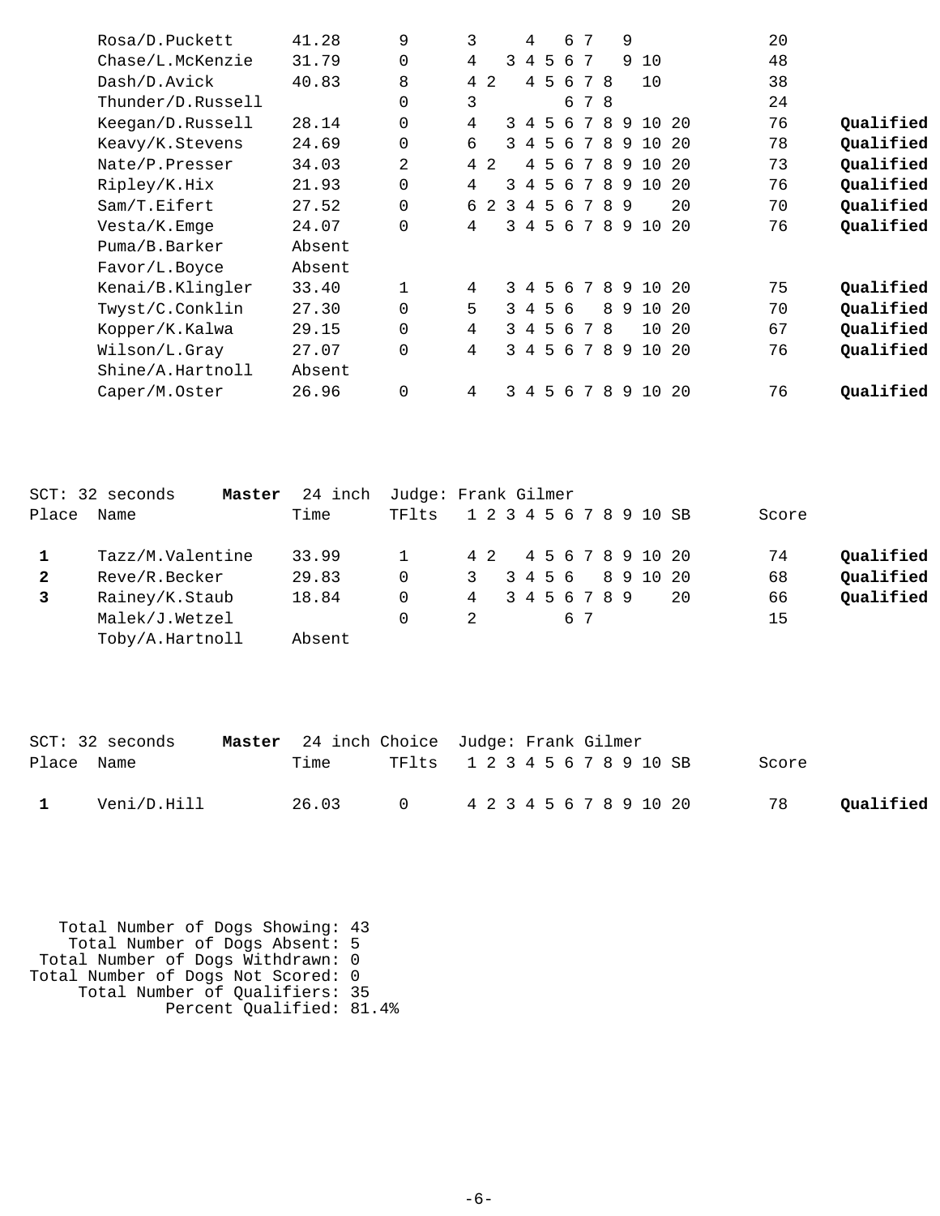| Place | Name | Time | TFlts | 1 | 2 | 3 | 4 | 5 | 6 | 7 | 8 | 9 | 10 | SB | Score | |
|---|---|---|---|---|---|---|---|---|---|---|---|---|---|---|---|---|
| | Rosa/D.Puckett | 41.28 | 9 | 3 | | | 4 | | 6 | 7 | | 9 | | | 20 | |
| | Chase/L.McKenzie | 31.79 | 0 | 4 | | 3 | 4 | 5 | 6 | 7 | | 9 | 10 | | 48 | |
| | Dash/D.Avick | 40.83 | 8 | 4 | 2 | | 4 | 5 | 6 | 7 | 8 | | 10 | | 38 | |
| | Thunder/D.Russell | | 0 | 3 | | | | | 6 | 7 | 8 | | | | 24 | |
| | Keegan/D.Russell | 28.14 | 0 | 4 | | 3 | 4 | 5 | 6 | 7 | 8 | 9 | 10 | 20 | 76 | **Qualified** |
| | Keavy/K.Stevens | 24.69 | 0 | 6 | | 3 | 4 | 5 | 6 | 7 | 8 | 9 | 10 | 20 | 78 | **Qualified** |
| | Nate/P.Presser | 34.03 | 2 | 4 | 2 | | 4 | 5 | 6 | 7 | 8 | 9 | 10 | 20 | 73 | **Qualified** |
| | Ripley/K.Hix | 21.93 | 0 | 4 | | 3 | 4 | 5 | 6 | 7 | 8 | 9 | 10 | 20 | 76 | **Qualified** |
| | Sam/T.Eifert | 27.52 | 0 | 6 | 2 | 3 | 4 | 5 | 6 | 7 | 8 | 9 | | 20 | 70 | **Qualified** |
| | Vesta/K.Emge | 24.07 | 0 | 4 | | 3 | 4 | 5 | 6 | 7 | 8 | 9 | 10 | 20 | 76 | **Qualified** |
| | Puma/B.Barker | Absent | | | | | | | | | | | | | | |
| | Favor/L.Boyce | Absent | | | | | | | | | | | | | | |
| | Kenai/B.Klingler | 33.40 | 1 | 4 | | 3 | 4 | 5 | 6 | 7 | 8 | 9 | 10 | 20 | 75 | **Qualified** |
| | Twyst/C.Conklin | 27.30 | 0 | 5 | | 3 | 4 | 5 | 6 | | 8 | 9 | 10 | 20 | 70 | **Qualified** |
| | Kopper/K.Kalwa | 29.15 | 0 | 4 | | 3 | 4 | 5 | 6 | 7 | 8 | | 10 | 20 | 67 | **Qualified** |
| | Wilson/L.Gray | 27.07 | 0 | 4 | | 3 | 4 | 5 | 6 | 7 | 8 | 9 | 10 | 20 | 76 | **Qualified** |
| | Shine/A.Hartnoll | Absent | | | | | | | | | | | | | | |
| | Caper/M.Oster | 26.96 | 0 | 4 | | 3 | 4 | 5 | 6 | 7 | 8 | 9 | 10 | 20 | 76 | **Qualified** |

SCT: 32 seconds **Master** 24 inch Judge: Frank Gilmer

| Place | Name | Time | TFlts | 1 | 2 | 3 | 4 | 5 | 6 | 7 | 8 | 9 | 10 | SB | Score | |
|---|---|---|---|---|---|---|---|---|---|---|---|---|---|---|---|---|
| **1** | Tazz/M.Valentine | 33.99 | 1 | 4 | 2 | | 4 | 5 | 6 | 7 | 8 | 9 | 10 | 20 | 74 | **Qualified** |
| **2** | Reve/R.Becker | 29.83 | 0 | 3 | | 3 | 4 | 5 | 6 | | 8 | 9 | 10 | 20 | 68 | **Qualified** |
| **3** | Rainey/K.Staub | 18.84 | 0 | 4 | | 3 | 4 | 5 | 6 | 7 | 8 | 9 | | 20 | 66 | **Qualified** |
| | Malek/J.Wetzel | | 0 | 2 | | | | | 6 | 7 | | | | | 15 | |
| | Toby/A.Hartnoll | Absent | | | | | | | | | | | | | | |

SCT: 32 seconds **Master** 24 inch Choice Judge: Frank Gilmer

| Place | Name | Time | TFlts | 1 | 2 | 3 | 4 | 5 | 6 | 7 | 8 | 9 | 10 | SB | Score | |
|---|---|---|---|---|---|---|---|---|---|---|---|---|---|---|---|---|
| **1** | Veni/D.Hill | 26.03 | 0 | 4 | 2 | 3 | 4 | 5 | 6 | 7 | 8 | 9 | 10 | 20 | 78 | **Qualified** |

Total Number of Dogs Showing: 43
Total Number of Dogs Absent: 5
Total Number of Dogs Withdrawn: 0
Total Number of Dogs Not Scored: 0
Total Number of Qualifiers: 35
Percent Qualified: 81.4%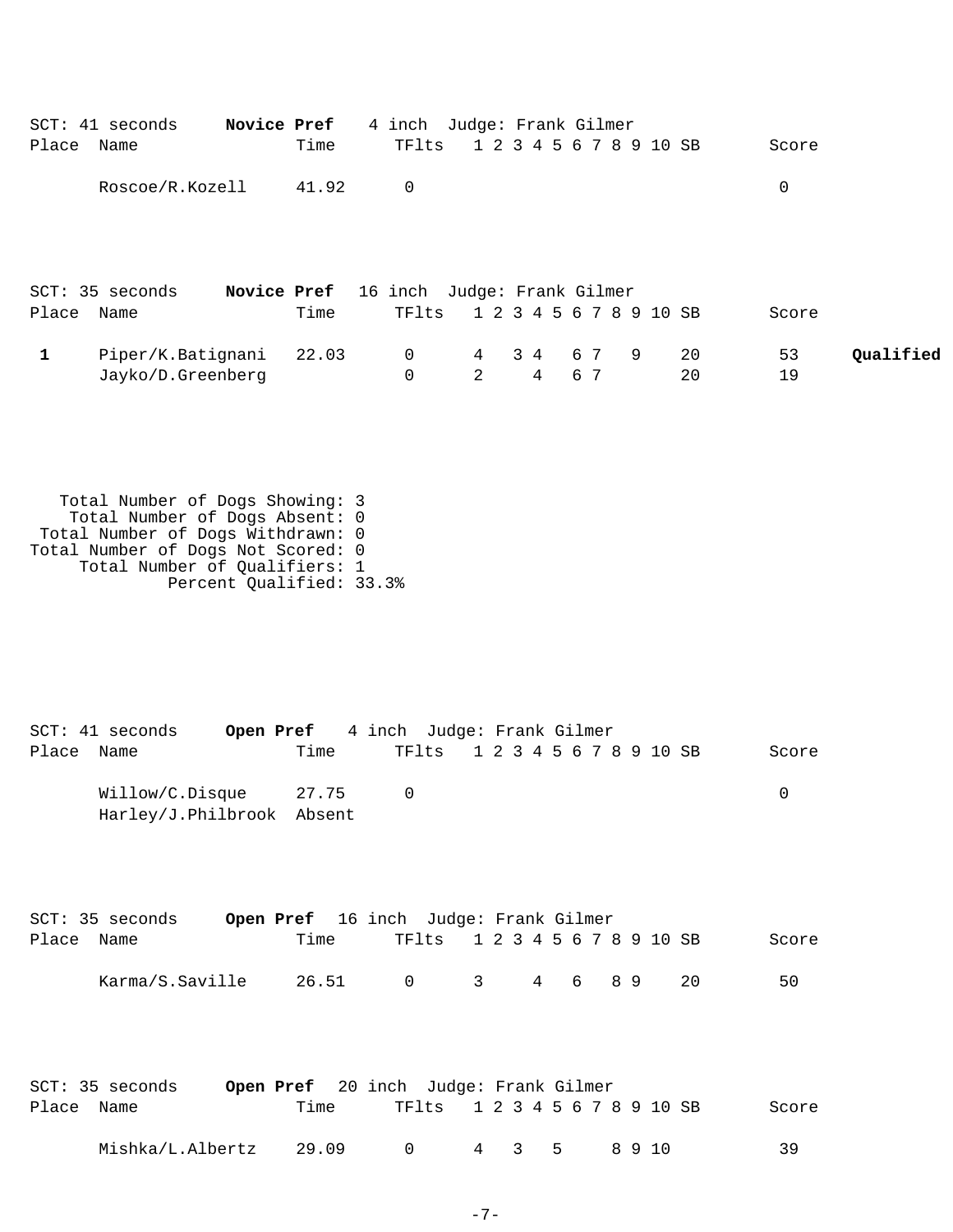SCT: 41 seconds **Novice Pref** 4 inch Judge: Frank Gilmer

| Place | Name | Time | TFlts | 1 | 2 | 3 | 4 | 5 | 6 | 7 | 8 | 9 | 10 | SB | Score | |
|---|---|---|---|---|---|---|---|---|---|---|---|---|---|---|---|---|
| | Roscoe/R.Kozell | 41.92 | 0 | | | | | | | | | | | | 0 | |

SCT: 35 seconds **Novice Pref** 16 inch Judge: Frank Gilmer

| Place | Name | Time | TFlts | 1 | 2 | 3 | 4 | 5 | 6 | 7 | 8 | 9 | 10 | SB | Score | |
|---|---|---|---|---|---|---|---|---|---|---|---|---|---|---|---|---|
| **1** | Piper/K.Batignani | 22.03 | 0 | | 4 | 3 | 4 | | 6 | 7 | | 9 | | 20 | 53 | **Qualified** |
| | Jayko/D.Greenberg | | 0 | | 2 | | 4 | | 6 | 7 | | | | 20 | 19 | |

Total Number of Dogs Showing: 3
Total Number of Dogs Absent: 0
Total Number of Dogs Withdrawn: 0
Total Number of Dogs Not Scored: 0
Total Number of Qualifiers: 1
Percent Qualified: 33.3%

SCT: 41 seconds **Open Pref** 4 inch Judge: Frank Gilmer

| Place | Name | Time | TFlts | 1 | 2 | 3 | 4 | 5 | 6 | 7 | 8 | 9 | 10 | SB | Score |
|---|---|---|---|---|---|---|---|---|---|---|---|---|---|---|---|
| | Willow/C.Disque | 27.75 | 0 | | | | | | | | | | | | 0 |
| | Harley/J.Philbrook | Absent | | | | | | | | | | | | | |

SCT: 35 seconds **Open Pref** 16 inch Judge: Frank Gilmer

| Place | Name | Time | TFlts | 1 | 2 | 3 | 4 | 5 | 6 | 7 | 8 | 9 | 10 | SB | Score |
|---|---|---|---|---|---|---|---|---|---|---|---|---|---|---|---|
| | Karma/S.Saville | 26.51 | 0 | | 3 | | 4 | | 6 | | 8 | 9 | | 20 | 50 |

SCT: 35 seconds **Open Pref** 20 inch Judge: Frank Gilmer

| Place | Name | Time | TFlts | 1 | 2 | 3 | 4 | 5 | 6 | 7 | 8 | 9 | 10 | SB | Score |
|---|---|---|---|---|---|---|---|---|---|---|---|---|---|---|---|
| | Mishka/L.Albertz | 29.09 | 0 | | 4 | 3 | | 5 | | | 8 | 9 | 10 | | 39 |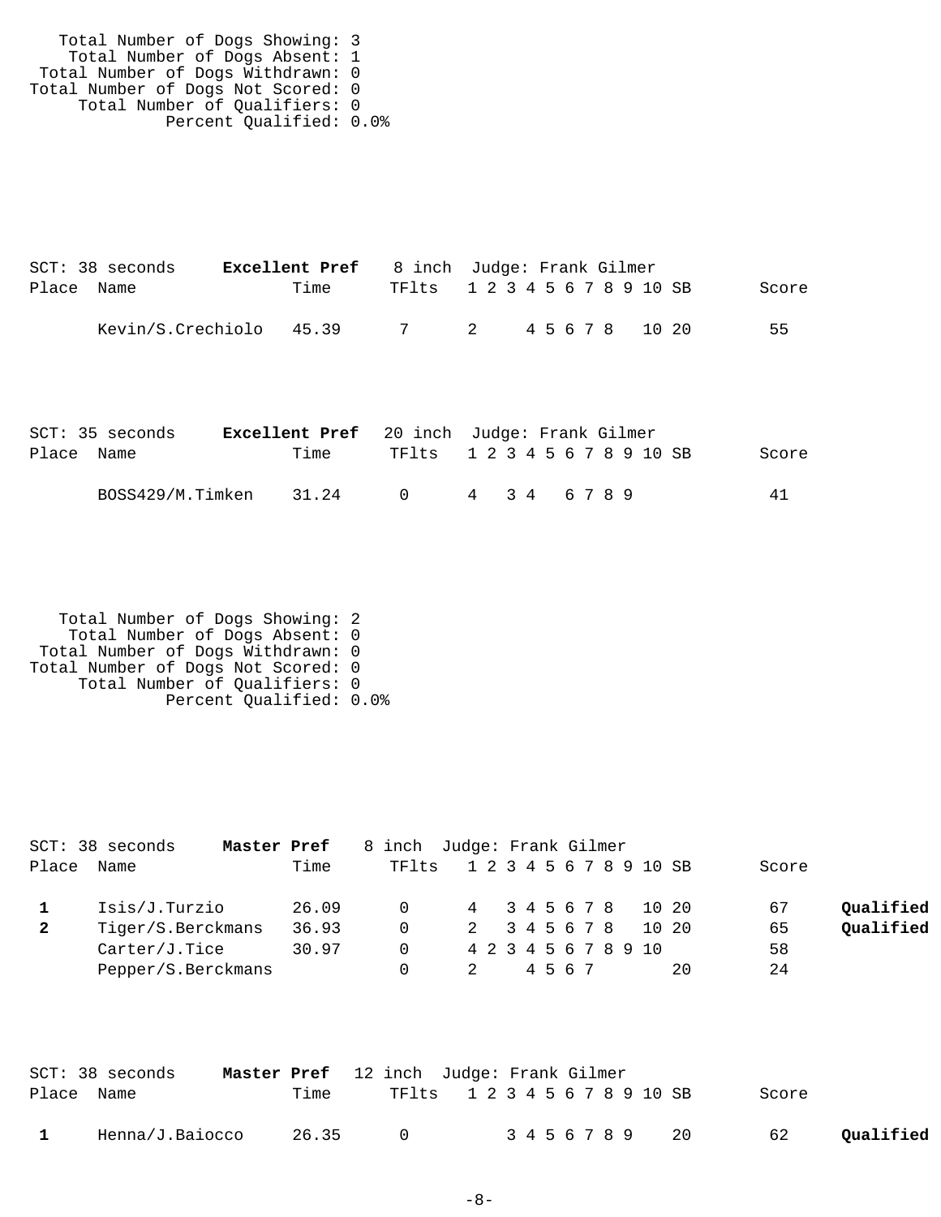Total Number of Dogs Showing: 3
Total Number of Dogs Absent: 1
Total Number of Dogs Withdrawn: 0
Total Number of Dogs Not Scored: 0
Total Number of Qualifiers: 0
Percent Qualified: 0.0%

SCT: 38 seconds **Excellent Pref** 8 inch Judge: Frank Gilmer

| Place | Name | Time | TFlts | 1 | 2 | 3 | 4 | 5 | 6 | 7 | 8 | 9 | 10 | SB | Score | |
|---|---|---|---|---|---|---|---|---|---|---|---|---|---|---|---|---|
| | Kevin/S.Crechiolo | 45.39 | 7 | 2 | | | 4 | 5 | 6 | 7 | 8 | | 10 | 20 | 55 | |

SCT: 35 seconds **Excellent Pref** 20 inch Judge: Frank Gilmer

| Place | Name | Time | TFlts | 1 | 2 | 3 | 4 | 5 | 6 | 7 | 8 | 9 | 10 | SB | Score | |
|---|---|---|---|---|---|---|---|---|---|---|---|---|---|---|---|---|
| | BOSS429/M.Timken | 31.24 | 0 | 4 | | 3 | 4 | | 6 | 7 | 8 | 9 | | | 41 | |

Total Number of Dogs Showing: 2
Total Number of Dogs Absent: 0
Total Number of Dogs Withdrawn: 0
Total Number of Dogs Not Scored: 0
Total Number of Qualifiers: 0
Percent Qualified: 0.0%

SCT: 38 seconds **Master Pref** 8 inch Judge: Frank Gilmer

| Place | Name | Time | TFlts | 1 | 2 | 3 | 4 | 5 | 6 | 7 | 8 | 9 | 10 | SB | Score | |
|---|---|---|---|---|---|---|---|---|---|---|---|---|---|---|---|---|
| **1** | Isis/J.Turzio | 26.09 | 0 | 4 | | 3 | 4 | 5 | 6 | 7 | 8 | | 10 | 20 | 67 | **Qualified** |
| **2** | Tiger/S.Berckmans | 36.93 | 0 | 2 | | 3 | 4 | 5 | 6 | 7 | 8 | | 10 | 20 | 65 | **Qualified** |
| | Carter/J.Tice | 30.97 | 0 | 4 | 2 | 3 | 4 | 5 | 6 | 7 | 8 | 9 | 10 | | 58 | |
| | Pepper/S.Berckmans | | 0 | 2 | | | 4 | 5 | 6 | 7 | | | | 20 | 24 | |

SCT: 38 seconds **Master Pref** 12 inch Judge: Frank Gilmer

| Place | Name | Time | TFlts | 1 | 2 | 3 | 4 | 5 | 6 | 7 | 8 | 9 | 10 | SB | Score | |
|---|---|---|---|---|---|---|---|---|---|---|---|---|---|---|---|---|
| **1** | Henna/J.Baiocco | 26.35 | 0 | | | 3 | 4 | 5 | 6 | 7 | 8 | 9 | | 20 | 62 | **Qualified** |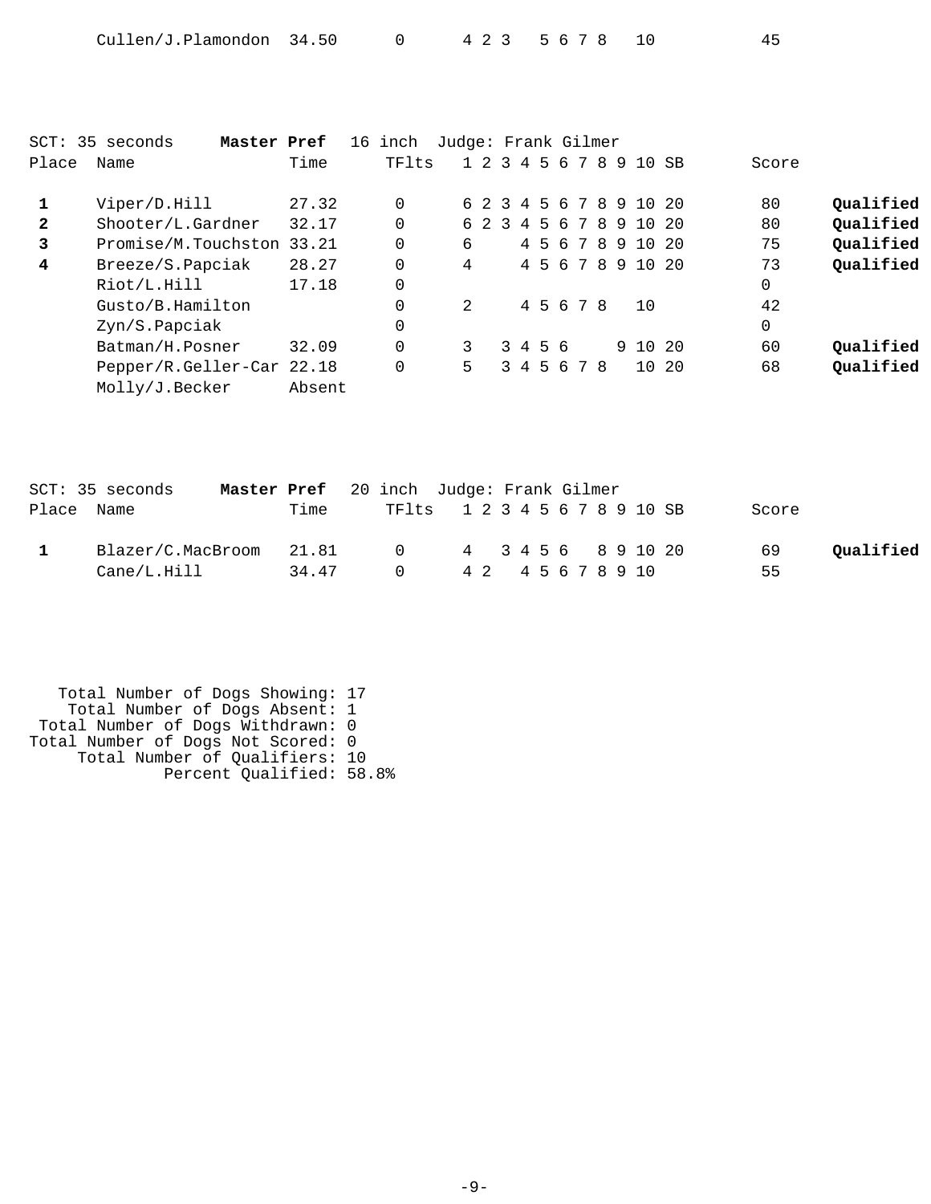| Place | Name | Time | TFlts | 1 | 2 | 3 | 4 | 5 | 6 | 7 | 8 | 9 | 10 | SB | Score | |
|---|---|---|---|---|---|---|---|---|---|---|---|---|---|---|---|---|
| | Cullen/J.Plamondon | 34.50 | 0 | 4 | 2 | 3 | | 5 | 6 | 7 | 8 | | 10 | | 45 | |

SCT: 35 seconds **Master Pref** 16 inch Judge: Frank Gilmer

| Place | Name | Time | TFlts | 1 | 2 | 3 | 4 | 5 | 6 | 7 | 8 | 9 | 10 | SB | Score | |
|---|---|---|---|---|---|---|---|---|---|---|---|---|---|---|---|---|
| **1** | Viper/D.Hill | 27.32 | 0 | 6 | 2 | 3 | 4 | 5 | 6 | 7 | 8 | 9 | 10 | 20 | 80 | **Qualified** |
| **2** | Shooter/L.Gardner | 32.17 | 0 | 6 | 2 | 3 | 4 | 5 | 6 | 7 | 8 | 9 | 10 | 20 | 80 | **Qualified** |
| **3** | Promise/M.Touchston | 33.21 | 0 | 6 | | | 4 | 5 | 6 | 7 | 8 | 9 | 10 | 20 | 75 | **Qualified** |
| **4** | Breeze/S.Papciak | 28.27 | 0 | 4 | | | 4 | 5 | 6 | 7 | 8 | 9 | 10 | 20 | 73 | **Qualified** |
| | Riot/L.Hill | 17.18 | 0 | | | | | | | | | | | | 0 | |
| | Gusto/B.Hamilton | | 0 | 2 | | | 4 | 5 | 6 | 7 | 8 | | 10 | | 42 | |
| | Zyn/S.Papciak | | 0 | | | | | | | | | | | | 0 | |
| | Batman/H.Posner | 32.09 | 0 | 3 | | 3 | 4 | 5 | 6 | | | 9 | 10 | 20 | 60 | **Qualified** |
| | Pepper/R.Geller-Car | 22.18 | 0 | 5 | | 3 | 4 | 5 | 6 | 7 | 8 | | 10 | 20 | 68 | **Qualified** |
| | Molly/J.Becker | Absent | | | | | | | | | | | | | | |

SCT: 35 seconds **Master Pref** 20 inch Judge: Frank Gilmer

| Place | Name | Time | TFlts | 1 | 2 | 3 | 4 | 5 | 6 | 7 | 8 | 9 | 10 | SB | Score | |
|---|---|---|---|---|---|---|---|---|---|---|---|---|---|---|---|---|
| **1** | Blazer/C.MacBroom | 21.81 | 0 | 4 | | 3 | 4 | 5 | 6 | | 8 | 9 | 10 | 20 | 69 | **Qualified** |
| | Cane/L.Hill | 34.47 | 0 | 4 | 2 | | 4 | 5 | 6 | 7 | 8 | 9 | 10 | | 55 | |

Total Number of Dogs Showing: 17
Total Number of Dogs Absent: 1
Total Number of Dogs Withdrawn: 0
Total Number of Dogs Not Scored: 0
Total Number of Qualifiers: 10
Percent Qualified: 58.8%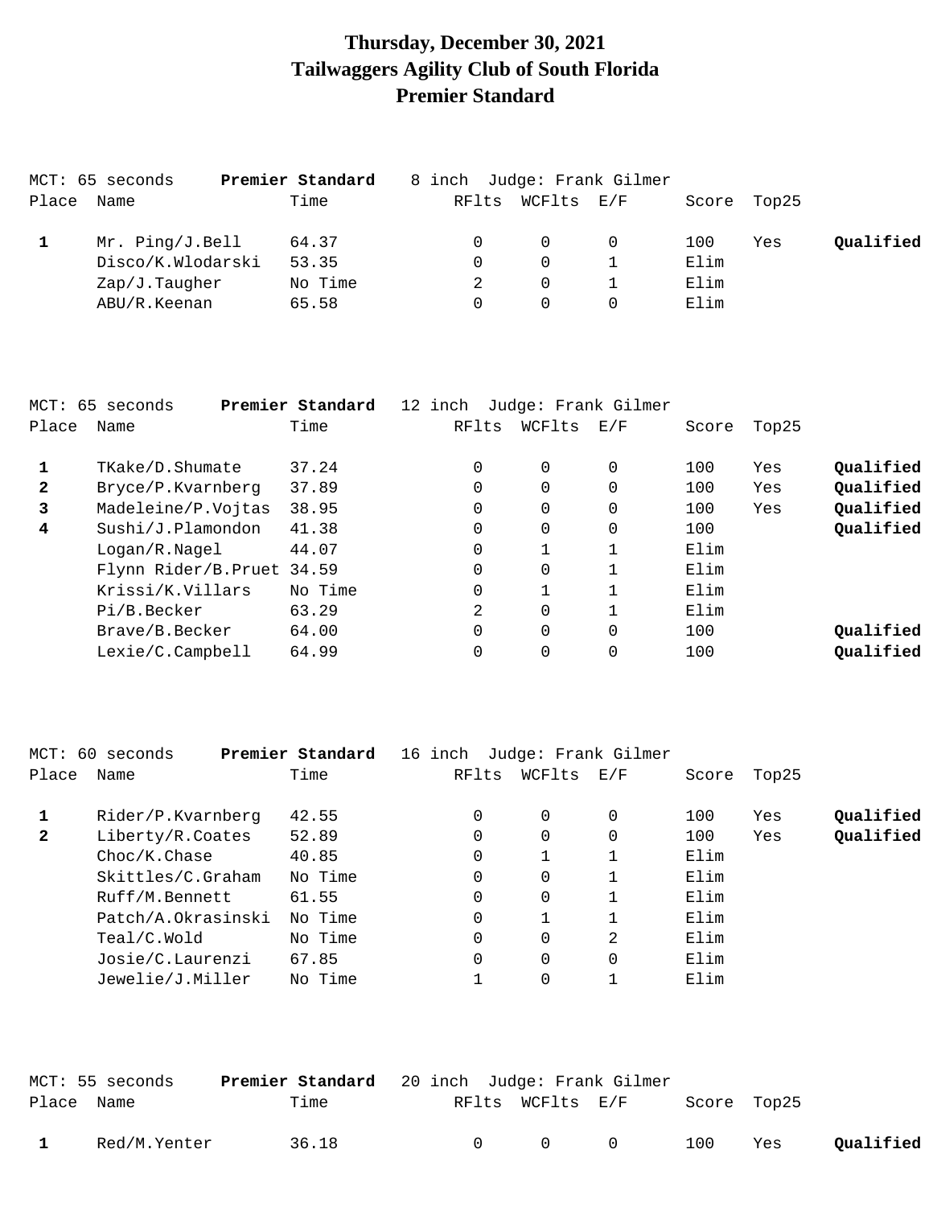# Thursday, December 30, 2021
# Tailwaggers Agility Club of South Florida
# Premier Standard

MCT: 65 seconds **Premier Standard** 8 inch Judge: Frank Gilmer

| Place | Name | Time | RFlts | WCFlts | E/F | Score | Top25 | |
|---|---|---|---|---|---|---|---|---|
| 1 | Mr. Ping/J.Bell | 64.37 | 0 | 0 | 0 | 100 | Yes | **Qualified** |
| | Disco/K.Wlodarski | 53.35 | 0 | 0 | 1 | Elim | | |
| | Zap/J.Taugher | No Time | 2 | 0 | 1 | Elim | | |
| | ABU/R.Keenan | 65.58 | 0 | 0 | 0 | Elim | | |

MCT: 65 seconds **Premier Standard** 12 inch Judge: Frank Gilmer

| Place | Name | Time | RFlts | WCFlts | E/F | Score | Top25 | |
|---|---|---|---|---|---|---|---|---|
| 1 | TKake/D.Shumate | 37.24 | 0 | 0 | 0 | 100 | Yes | **Qualified** |
| 2 | Bryce/P.Kvarnberg | 37.89 | 0 | 0 | 0 | 100 | Yes | **Qualified** |
| 3 | Madeleine/P.Vojtas | 38.95 | 0 | 0 | 0 | 100 | Yes | **Qualified** |
| 4 | Sushi/J.Plamondon | 41.38 | 0 | 0 | 0 | 100 | | **Qualified** |
| | Logan/R.Nagel | 44.07 | 0 | 1 | 1 | Elim | | |
| | Flynn Rider/B.Pruet | 34.59 | 0 | 0 | 1 | Elim | | |
| | Krissi/K.Villars | No Time | 0 | 1 | 1 | Elim | | |
| | Pi/B.Becker | 63.29 | 2 | 0 | 1 | Elim | | |
| | Brave/B.Becker | 64.00 | 0 | 0 | 0 | 100 | | **Qualified** |
| | Lexie/C.Campbell | 64.99 | 0 | 0 | 0 | 100 | | **Qualified** |

MCT: 60 seconds **Premier Standard** 16 inch Judge: Frank Gilmer

| Place | Name | Time | RFlts | WCFlts | E/F | Score | Top25 | |
|---|---|---|---|---|---|---|---|---|
| 1 | Rider/P.Kvarnberg | 42.55 | 0 | 0 | 0 | 100 | Yes | **Qualified** |
| 2 | Liberty/R.Coates | 52.89 | 0 | 0 | 0 | 100 | Yes | **Qualified** |
| | Choc/K.Chase | 40.85 | 0 | 1 | 1 | Elim | | |
| | Skittles/C.Graham | No Time | 0 | 0 | 1 | Elim | | |
| | Ruff/M.Bennett | 61.55 | 0 | 0 | 1 | Elim | | |
| | Patch/A.Okrasinski | No Time | 0 | 1 | 1 | Elim | | |
| | Teal/C.Wold | No Time | 0 | 0 | 2 | Elim | | |
| | Josie/C.Laurenzi | 67.85 | 0 | 0 | 0 | Elim | | |
| | Jewelie/J.Miller | No Time | 1 | 0 | 1 | Elim | | |

MCT: 55 seconds **Premier Standard** 20 inch Judge: Frank Gilmer

| Place | Name | Time | RFlts | WCFlts | E/F | Score | Top25 | |
|---|---|---|---|---|---|---|---|---|
| 1 | Red/M.Yenter | 36.18 | 0 | 0 | 0 | 100 | Yes | **Qualified** |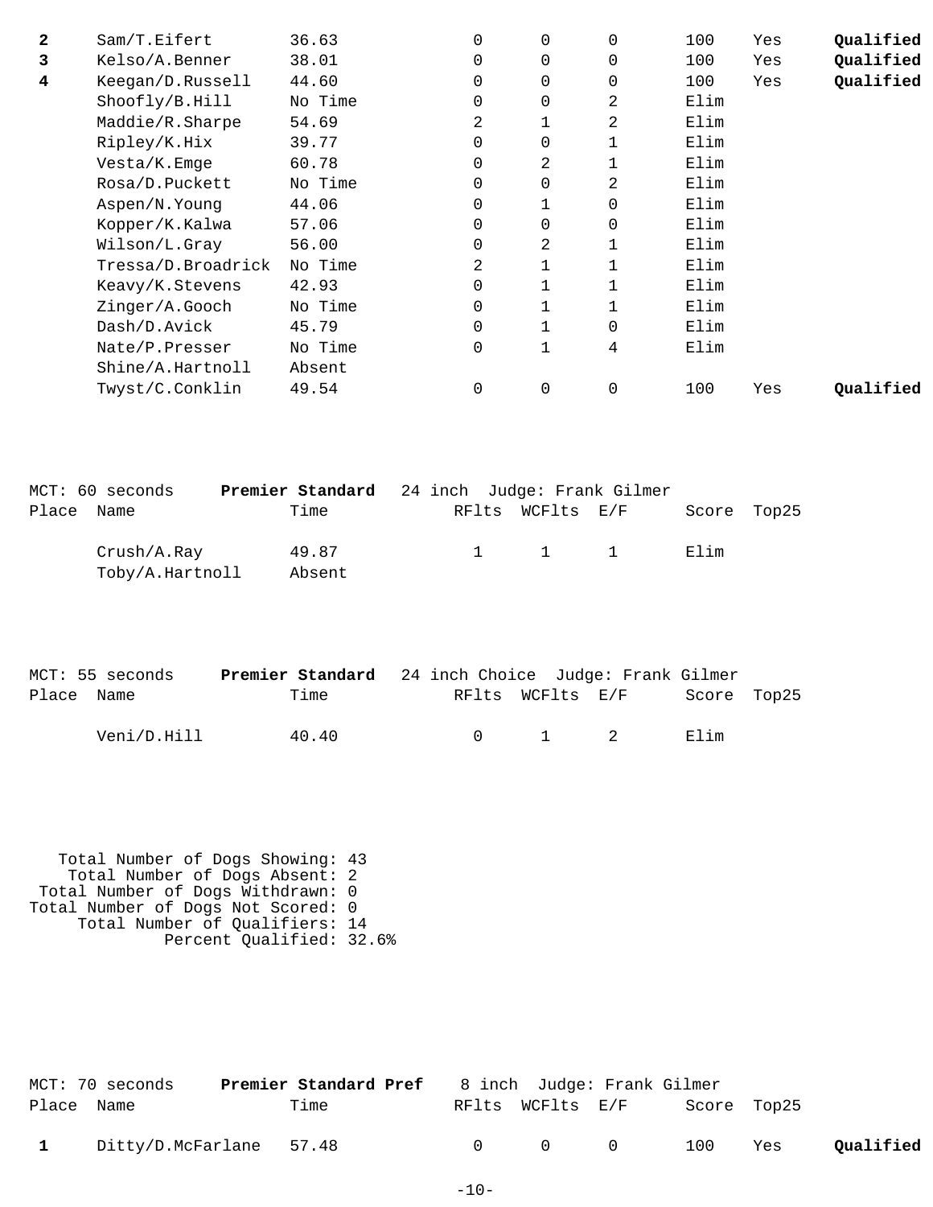| Place | Name | Time | RFlts | WCFlts | E/F | Score | Top25 | |
|---|---|---|---|---|---|---|---|---|
| **2** | Sam/T.Eifert | 36.63 | 0 | 0 | 0 | 100 | Yes | **Qualified** |
| **3** | Kelso/A.Benner | 38.01 | 0 | 0 | 0 | 100 | Yes | **Qualified** |
| **4** | Keegan/D.Russell | 44.60 | 0 | 0 | 0 | 100 | Yes | **Qualified** |
| | Shoofly/B.Hill | No Time | 0 | 0 | 2 | Elim | | |
| | Maddie/R.Sharpe | 54.69 | 2 | 1 | 2 | Elim | | |
| | Ripley/K.Hix | 39.77 | 0 | 0 | 1 | Elim | | |
| | Vesta/K.Emge | 60.78 | 0 | 2 | 1 | Elim | | |
| | Rosa/D.Puckett | No Time | 0 | 0 | 2 | Elim | | |
| | Aspen/N.Young | 44.06 | 0 | 1 | 0 | Elim | | |
| | Kopper/K.Kalwa | 57.06 | 0 | 0 | 0 | Elim | | |
| | Wilson/L.Gray | 56.00 | 0 | 2 | 1 | Elim | | |
| | Tressa/D.Broadrick | No Time | 2 | 1 | 1 | Elim | | |
| | Keavy/K.Stevens | 42.93 | 0 | 1 | 1 | Elim | | |
| | Zinger/A.Gooch | No Time | 0 | 1 | 1 | Elim | | |
| | Dash/D.Avick | 45.79 | 0 | 1 | 0 | Elim | | |
| | Nate/P.Presser | No Time | 0 | 1 | 4 | Elim | | |
| | Shine/A.Hartnoll | Absent | | | | | | |
| | Twyst/C.Conklin | 49.54 | 0 | 0 | 0 | 100 | Yes | **Qualified** |

MCT: 60 seconds **Premier Standard** 24 inch Judge: Frank Gilmer

| Place | Name | Time | RFlts | WCFlts | E/F | Score | Top25 |
|---|---|---|---|---|---|---|---|
| | Crush/A.Ray | 49.87 | 1 | 1 | 1 | Elim | |
| | Toby/A.Hartnoll | Absent | | | | | |

MCT: 55 seconds **Premier Standard** 24 inch Choice Judge: Frank Gilmer

| Place | Name | Time | RFlts | WCFlts | E/F | Score | Top25 |
|---|---|---|---|---|---|---|---|
| | Veni/D.Hill | 40.40 | 0 | 1 | 2 | Elim | |

Total Number of Dogs Showing: 43
Total Number of Dogs Absent: 2
Total Number of Dogs Withdrawn: 0
Total Number of Dogs Not Scored: 0
Total Number of Qualifiers: 14
Percent Qualified: 32.6%

MCT: 70 seconds **Premier Standard Pref** 8 inch Judge: Frank Gilmer

| Place | Name | Time | RFlts | WCFlts | E/F | Score | Top25 | |
|---|---|---|---|---|---|---|---|---|
| **1** | Ditty/D.McFarlane | 57.48 | 0 | 0 | 0 | 100 | Yes | **Qualified** |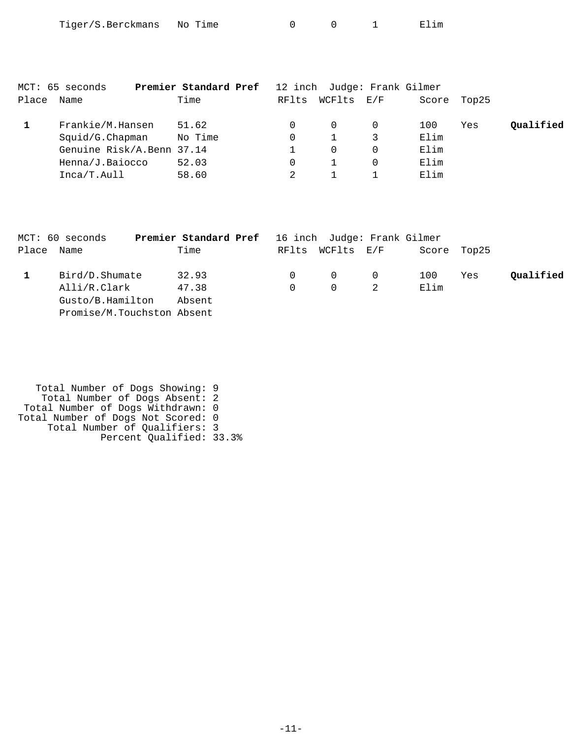| | | | | | | | | | |
|---|---|---|---|---|---|---|---|---|---|
| | Tiger/S.Berckmans | No Time | 0 | 0 | 1 | Elim | | | |

MCT: 65 seconds **Premier Standard Pref** 12 inch Judge: Frank Gilmer

| Place | Name | Time | RFlts | WCFlts | E/F | Score | Top25 | |
|---|---|---|---|---|---|---|---|---|
| **1** | Frankie/M.Hansen | 51.62 | 0 | 0 | 0 | 100 | Yes | **Qualified** |
| | Squid/G.Chapman | No Time | 0 | 1 | 3 | Elim | | |
| | Genuine Risk/A.Benn | 37.14 | 1 | 0 | 0 | Elim | | |
| | Henna/J.Baiocco | 52.03 | 0 | 1 | 0 | Elim | | |
| | Inca/T.Aull | 58.60 | 2 | 1 | 1 | Elim | | |

MCT: 60 seconds **Premier Standard Pref** 16 inch Judge: Frank Gilmer

| Place | Name | Time | RFlts | WCFlts | E/F | Score | Top25 | |
|---|---|---|---|---|---|---|---|---|
| **1** | Bird/D.Shumate | 32.93 | 0 | 0 | 0 | 100 | Yes | **Qualified** |
| | Alli/R.Clark | 47.38 | 0 | 0 | 2 | Elim | | |
| | Gusto/B.Hamilton | Absent | | | | | | |
| | Promise/M.Touchston | Absent | | | | | | |

Total Number of Dogs Showing: 9
Total Number of Dogs Absent: 2
Total Number of Dogs Withdrawn: 0
Total Number of Dogs Not Scored: 0
Total Number of Qualifiers: 3
Percent Qualified: 33.3%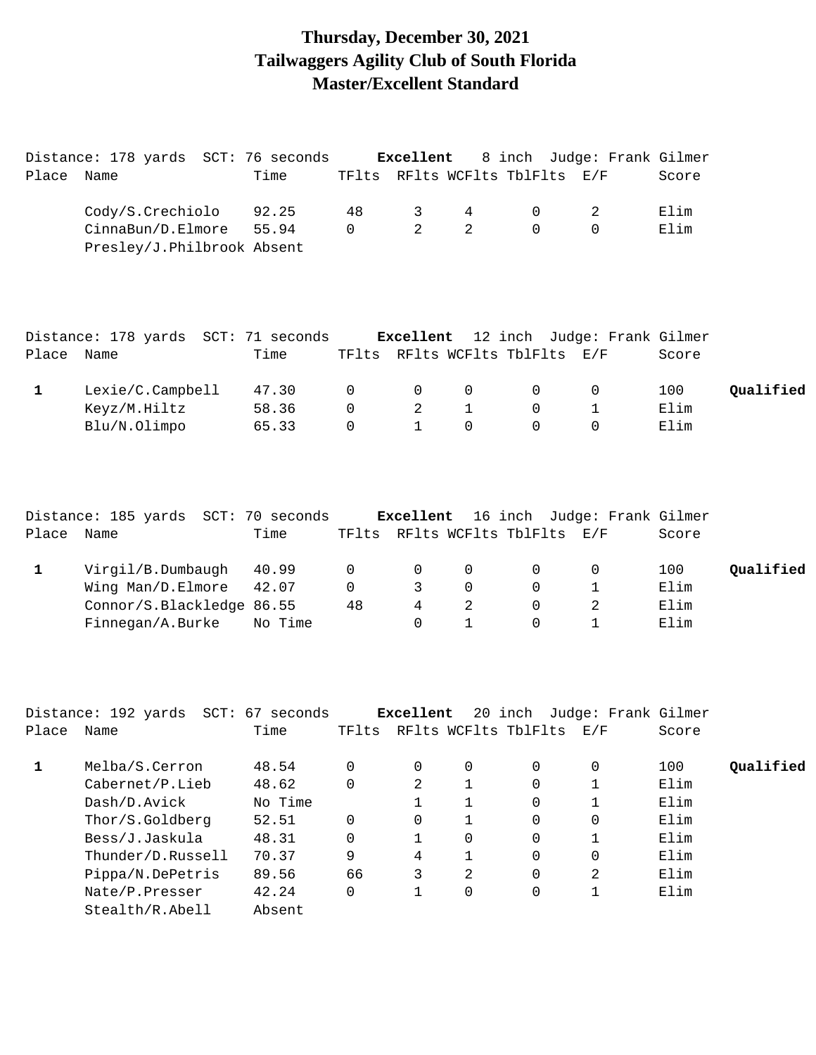# Thursday, December 30, 2021
# Tailwaggers Agility Club of South Florida
# Master/Excellent Standard

Distance: 178 yards SCT: 76 seconds **Excellent** 8 inch Judge: Frank Gilmer

| Place | Name | Time | TFlts | RFlts | WCFlts | TblFlts | E/F | Score | |
|---|---|---|---|---|---|---|---|---|---|
| | Cody/S.Crechiolo | 92.25 | 48 | 3 | 4 | 0 | 2 | Elim | |
| | CinnaBun/D.Elmore | 55.94 | 0 | 2 | 2 | 0 | 0 | Elim | |
| | Presley/J.Philbrook | Absent | | | | | | | |

Distance: 178 yards SCT: 71 seconds **Excellent** 12 inch Judge: Frank Gilmer

| Place | Name | Time | TFlts | RFlts | WCFlts | TblFlts | E/F | Score | |
|---|---|---|---|---|---|---|---|---|---|
| 1 | Lexie/C.Campbell | 47.30 | 0 | 0 | 0 | 0 | 0 | 100 | **Qualified** |
| | Keyz/M.Hiltz | 58.36 | 0 | 2 | 1 | 0 | 1 | Elim | |
| | Blu/N.Olimpo | 65.33 | 0 | 1 | 0 | 0 | 0 | Elim | |

Distance: 185 yards SCT: 70 seconds **Excellent** 16 inch Judge: Frank Gilmer

| Place | Name | Time | TFlts | RFlts | WCFlts | TblFlts | E/F | Score | |
|---|---|---|---|---|---|---|---|---|---|
| 1 | Virgil/B.Dumbaugh | 40.99 | 0 | 0 | 0 | 0 | 0 | 100 | **Qualified** |
| | Wing Man/D.Elmore | 42.07 | 0 | 3 | 0 | 0 | 1 | Elim | |
| | Connor/S.Blackledge | 86.55 | 48 | 4 | 2 | 0 | 2 | Elim | |
| | Finnegan/A.Burke | No Time | | 0 | 1 | 0 | 1 | Elim | |

Distance: 192 yards SCT: 67 seconds **Excellent** 20 inch Judge: Frank Gilmer

| Place | Name | Time | TFlts | RFlts | WCFlts | TblFlts | E/F | Score | |
|---|---|---|---|---|---|---|---|---|---|
| 1 | Melba/S.Cerron | 48.54 | 0 | 0 | 0 | 0 | 0 | 100 | **Qualified** |
| | Cabernet/P.Lieb | 48.62 | 0 | 2 | 1 | 0 | 1 | Elim | |
| | Dash/D.Avick | No Time | | 1 | 1 | 0 | 1 | Elim | |
| | Thor/S.Goldberg | 52.51 | 0 | 0 | 1 | 0 | 0 | Elim | |
| | Bess/J.Jaskula | 48.31 | 0 | 1 | 0 | 0 | 1 | Elim | |
| | Thunder/D.Russell | 70.37 | 9 | 4 | 1 | 0 | 0 | Elim | |
| | Pippa/N.DePetris | 89.56 | 66 | 3 | 2 | 0 | 2 | Elim | |
| | Nate/P.Presser | 42.24 | 0 | 1 | 0 | 0 | 1 | Elim | |
| | Stealth/R.Abell | Absent | | | | | | | |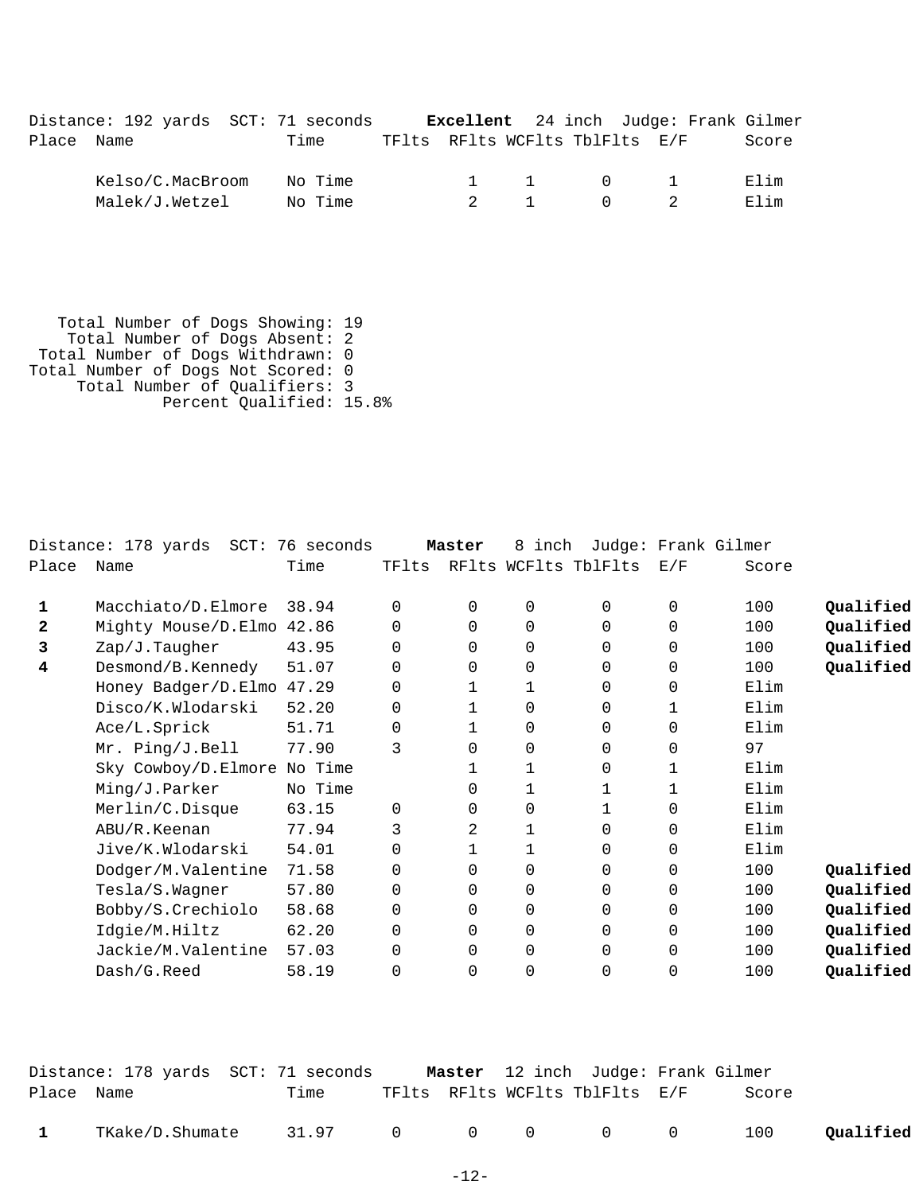Distance: 192 yards SCT: 71 seconds **Excellent** 24 inch Judge: Frank Gilmer

| Place | Name | Time | TFlts | RFlts | WCFlts | TblFlts | E/F | Score | |
|---|---|---|---|---|---|---|---|---|---|
| | Kelso/C.MacBroom | No Time | | 1 | 1 | 0 | 1 | Elim | |
| | Malek/J.Wetzel | No Time | | 2 | 1 | 0 | 2 | Elim | |

Total Number of Dogs Showing: 19
Total Number of Dogs Absent: 2
Total Number of Dogs Withdrawn: 0
Total Number of Dogs Not Scored: 0
Total Number of Qualifiers: 3
Percent Qualified: 15.8%

Distance: 178 yards SCT: 76 seconds **Master** 8 inch Judge: Frank Gilmer

| Place | Name | Time | TFlts | RFlts | WCFlts | TblFlts | E/F | Score | |
|---|---|---|---|---|---|---|---|---|---|
| **1** | Macchiato/D.Elmore | 38.94 | 0 | 0 | 0 | 0 | 0 | 100 | **Qualified** |
| **2** | Mighty Mouse/D.Elmo | 42.86 | 0 | 0 | 0 | 0 | 0 | 100 | **Qualified** |
| **3** | Zap/J.Taugher | 43.95 | 0 | 0 | 0 | 0 | 0 | 100 | **Qualified** |
| **4** | Desmond/B.Kennedy | 51.07 | 0 | 0 | 0 | 0 | 0 | 100 | **Qualified** |
| | Honey Badger/D.Elmo | 47.29 | 0 | 1 | 1 | 0 | 0 | Elim | |
| | Disco/K.Wlodarski | 52.20 | 0 | 1 | 0 | 0 | 1 | Elim | |
| | Ace/L.Sprick | 51.71 | 0 | 1 | 0 | 0 | 0 | Elim | |
| | Mr. Ping/J.Bell | 77.90 | 3 | 0 | 0 | 0 | 0 | 97 | |
| | Sky Cowboy/D.Elmore | No Time | | 1 | 1 | 0 | 1 | Elim | |
| | Ming/J.Parker | No Time | | 0 | 1 | 1 | 1 | Elim | |
| | Merlin/C.Disque | 63.15 | 0 | 0 | 0 | 1 | 0 | Elim | |
| | ABU/R.Keenan | 77.94 | 3 | 2 | 1 | 0 | 0 | Elim | |
| | Jive/K.Wlodarski | 54.01 | 0 | 1 | 1 | 0 | 0 | Elim | |
| | Dodger/M.Valentine | 71.58 | 0 | 0 | 0 | 0 | 0 | 100 | **Qualified** |
| | Tesla/S.Wagner | 57.80 | 0 | 0 | 0 | 0 | 0 | 100 | **Qualified** |
| | Bobby/S.Crechiolo | 58.68 | 0 | 0 | 0 | 0 | 0 | 100 | **Qualified** |
| | Idgie/M.Hiltz | 62.20 | 0 | 0 | 0 | 0 | 0 | 100 | **Qualified** |
| | Jackie/M.Valentine | 57.03 | 0 | 0 | 0 | 0 | 0 | 100 | **Qualified** |
| | Dash/G.Reed | 58.19 | 0 | 0 | 0 | 0 | 0 | 100 | **Qualified** |

Distance: 178 yards SCT: 71 seconds **Master** 12 inch Judge: Frank Gilmer

| Place | Name | Time | TFlts | RFlts | WCFlts | TblFlts | E/F | Score | |
|---|---|---|---|---|---|---|---|---|---|
| **1** | TKake/D.Shumate | 31.97 | 0 | 0 | 0 | 0 | 0 | 100 | **Qualified** |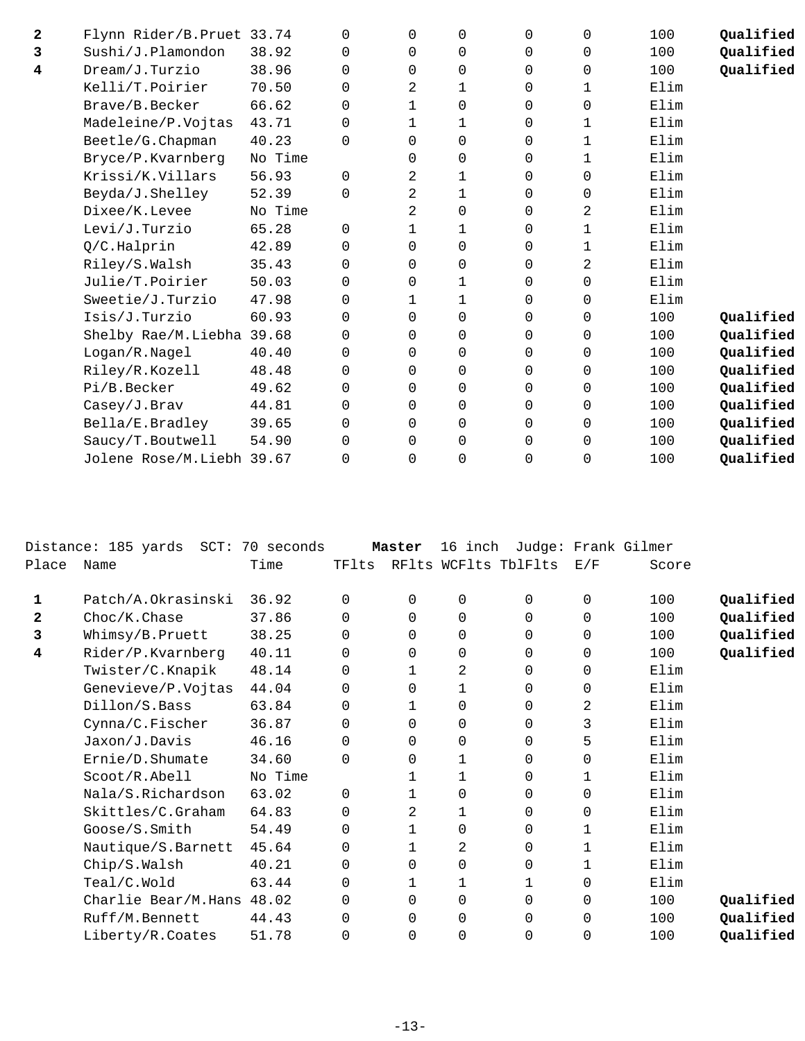| Place | Name | Time | TFlts | RFlts | WCFlts | TblFlts | E/F | Score | |
|---|---|---|---|---|---|---|---|---|---|
| **2** | Flynn Rider/B.Pruet | 33.74 | 0 | 0 | 0 | 0 | 0 | 100 | **Qualified** |
| **3** | Sushi/J.Plamondon | 38.92 | 0 | 0 | 0 | 0 | 0 | 100 | **Qualified** |
| **4** | Dream/J.Turzio | 38.96 | 0 | 0 | 0 | 0 | 0 | 100 | **Qualified** |
| | Kelli/T.Poirier | 70.50 | 0 | 2 | 1 | 0 | 1 | Elim | |
| | Brave/B.Becker | 66.62 | 0 | 1 | 0 | 0 | 0 | Elim | |
| | Madeleine/P.Vojtas | 43.71 | 0 | 1 | 1 | 0 | 1 | Elim | |
| | Beetle/G.Chapman | 40.23 | 0 | 0 | 0 | 0 | 1 | Elim | |
| | Bryce/P.Kvarnberg | No Time | | 0 | 0 | 0 | 1 | Elim | |
| | Krissi/K.Villars | 56.93 | 0 | 2 | 1 | 0 | 0 | Elim | |
| | Beyda/J.Shelley | 52.39 | 0 | 2 | 1 | 0 | 0 | Elim | |
| | Dixee/K.Levee | No Time | | 2 | 0 | 0 | 2 | Elim | |
| | Levi/J.Turzio | 65.28 | 0 | 1 | 1 | 0 | 1 | Elim | |
| | Q/C.Halprin | 42.89 | 0 | 0 | 0 | 0 | 1 | Elim | |
| | Riley/S.Walsh | 35.43 | 0 | 0 | 0 | 0 | 2 | Elim | |
| | Julie/T.Poirier | 50.03 | 0 | 0 | 1 | 0 | 0 | Elim | |
| | Sweetie/J.Turzio | 47.98 | 0 | 1 | 1 | 0 | 0 | Elim | |
| | Isis/J.Turzio | 60.93 | 0 | 0 | 0 | 0 | 0 | 100 | **Qualified** |
| | Shelby Rae/M.Liebha | 39.68 | 0 | 0 | 0 | 0 | 0 | 100 | **Qualified** |
| | Logan/R.Nagel | 40.40 | 0 | 0 | 0 | 0 | 0 | 100 | **Qualified** |
| | Riley/R.Kozell | 48.48 | 0 | 0 | 0 | 0 | 0 | 100 | **Qualified** |
| | Pi/B.Becker | 49.62 | 0 | 0 | 0 | 0 | 0 | 100 | **Qualified** |
| | Casey/J.Brav | 44.81 | 0 | 0 | 0 | 0 | 0 | 100 | **Qualified** |
| | Bella/E.Bradley | 39.65 | 0 | 0 | 0 | 0 | 0 | 100 | **Qualified** |
| | Saucy/T.Boutwell | 54.90 | 0 | 0 | 0 | 0 | 0 | 100 | **Qualified** |
| | Jolene Rose/M.Liebh | 39.67 | 0 | 0 | 0 | 0 | 0 | 100 | **Qualified** |

Distance: 185 yards SCT: 70 seconds **Master** 16 inch Judge: Frank Gilmer

| Place | Name | Time | TFlts | RFlts | WCFlts | TblFlts | E/F | Score | |
|---|---|---|---|---|---|---|---|---|---|
| **1** | Patch/A.Okrasinski | 36.92 | 0 | 0 | 0 | 0 | 0 | 100 | **Qualified** |
| **2** | Choc/K.Chase | 37.86 | 0 | 0 | 0 | 0 | 0 | 100 | **Qualified** |
| **3** | Whimsy/B.Pruett | 38.25 | 0 | 0 | 0 | 0 | 0 | 100 | **Qualified** |
| **4** | Rider/P.Kvarnberg | 40.11 | 0 | 0 | 0 | 0 | 0 | 100 | **Qualified** |
| | Twister/C.Knapik | 48.14 | 0 | 1 | 2 | 0 | 0 | Elim | |
| | Genevieve/P.Vojtas | 44.04 | 0 | 0 | 1 | 0 | 0 | Elim | |
| | Dillon/S.Bass | 63.84 | 0 | 1 | 0 | 0 | 2 | Elim | |
| | Cynna/C.Fischer | 36.87 | 0 | 0 | 0 | 0 | 3 | Elim | |
| | Jaxon/J.Davis | 46.16 | 0 | 0 | 0 | 0 | 5 | Elim | |
| | Ernie/D.Shumate | 34.60 | 0 | 0 | 1 | 0 | 0 | Elim | |
| | Scoot/R.Abell | No Time | | 1 | 1 | 0 | 1 | Elim | |
| | Nala/S.Richardson | 63.02 | 0 | 1 | 0 | 0 | 0 | Elim | |
| | Skittles/C.Graham | 64.83 | 0 | 2 | 1 | 0 | 0 | Elim | |
| | Goose/S.Smith | 54.49 | 0 | 1 | 0 | 0 | 1 | Elim | |
| | Nautique/S.Barnett | 45.64 | 0 | 1 | 2 | 0 | 1 | Elim | |
| | Chip/S.Walsh | 40.21 | 0 | 0 | 0 | 0 | 1 | Elim | |
| | Teal/C.Wold | 63.44 | 0 | 1 | 1 | 1 | 0 | Elim | |
| | Charlie Bear/M.Hans | 48.02 | 0 | 0 | 0 | 0 | 0 | 100 | **Qualified** |
| | Ruff/M.Bennett | 44.43 | 0 | 0 | 0 | 0 | 0 | 100 | **Qualified** |
| | Liberty/R.Coates | 51.78 | 0 | 0 | 0 | 0 | 0 | 100 | **Qualified** |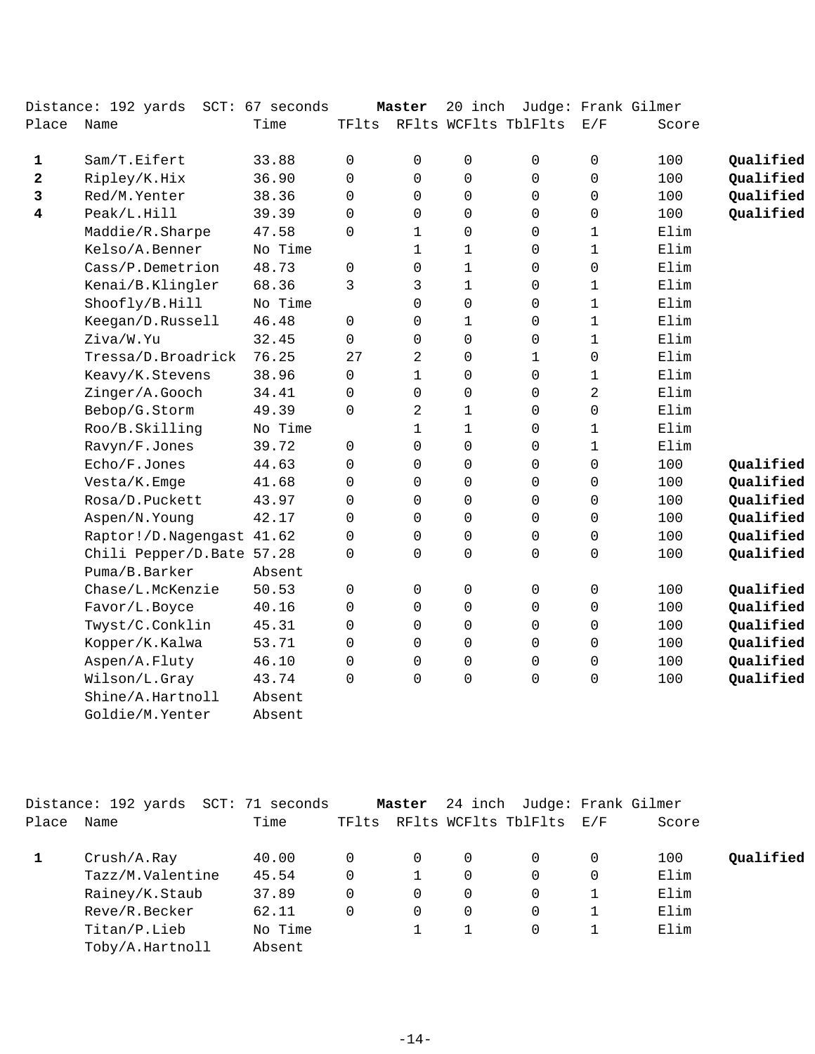Distance: 192 yards  SCT: 67 seconds  **Master**  20 inch  Judge: Frank Gilmer

| Place | Name | Time | TFlts | RFlts | WCFlts | TblFlts | E/F | Score | |
|---|---|---|---|---|---|---|---|---|---|
| **1** | Sam/T.Eifert | 33.88 | 0 | 0 | 0 | 0 | 0 | 100 | **Qualified** |
| **2** | Ripley/K.Hix | 36.90 | 0 | 0 | 0 | 0 | 0 | 100 | **Qualified** |
| **3** | Red/M.Yenter | 38.36 | 0 | 0 | 0 | 0 | 0 | 100 | **Qualified** |
| **4** | Peak/L.Hill | 39.39 | 0 | 0 | 0 | 0 | 0 | 100 | **Qualified** |
| | Maddie/R.Sharpe | 47.58 | 0 | 1 | 0 | 0 | 1 | Elim | |
| | Kelso/A.Benner | No Time | | 1 | 1 | 0 | 1 | Elim | |
| | Cass/P.Demetrion | 48.73 | 0 | 0 | 1 | 0 | 0 | Elim | |
| | Kenai/B.Klingler | 68.36 | 3 | 3 | 1 | 0 | 1 | Elim | |
| | Shoofly/B.Hill | No Time | | 0 | 0 | 0 | 1 | Elim | |
| | Keegan/D.Russell | 46.48 | 0 | 0 | 1 | 0 | 1 | Elim | |
| | Ziva/W.Yu | 32.45 | 0 | 0 | 0 | 0 | 1 | Elim | |
| | Tressa/D.Broadrick | 76.25 | 27 | 2 | 0 | 1 | 0 | Elim | |
| | Keavy/K.Stevens | 38.96 | 0 | 1 | 0 | 0 | 1 | Elim | |
| | Zinger/A.Gooch | 34.41 | 0 | 0 | 0 | 0 | 2 | Elim | |
| | Bebop/G.Storm | 49.39 | 0 | 2 | 1 | 0 | 0 | Elim | |
| | Roo/B.Skilling | No Time | | 1 | 1 | 0 | 1 | Elim | |
| | Ravyn/F.Jones | 39.72 | 0 | 0 | 0 | 0 | 1 | Elim | |
| | Echo/F.Jones | 44.63 | 0 | 0 | 0 | 0 | 0 | 100 | **Qualified** |
| | Vesta/K.Emge | 41.68 | 0 | 0 | 0 | 0 | 0 | 100 | **Qualified** |
| | Rosa/D.Puckett | 43.97 | 0 | 0 | 0 | 0 | 0 | 100 | **Qualified** |
| | Aspen/N.Young | 42.17 | 0 | 0 | 0 | 0 | 0 | 100 | **Qualified** |
| | Raptor!/D.Nagengast | 41.62 | 0 | 0 | 0 | 0 | 0 | 100 | **Qualified** |
| | Chili Pepper/D.Bate | 57.28 | 0 | 0 | 0 | 0 | 0 | 100 | **Qualified** |
| | Puma/B.Barker | Absent | | | | | | | |
| | Chase/L.McKenzie | 50.53 | 0 | 0 | 0 | 0 | 0 | 100 | **Qualified** |
| | Favor/L.Boyce | 40.16 | 0 | 0 | 0 | 0 | 0 | 100 | **Qualified** |
| | Twyst/C.Conklin | 45.31 | 0 | 0 | 0 | 0 | 0 | 100 | **Qualified** |
| | Kopper/K.Kalwa | 53.71 | 0 | 0 | 0 | 0 | 0 | 100 | **Qualified** |
| | Aspen/A.Fluty | 46.10 | 0 | 0 | 0 | 0 | 0 | 100 | **Qualified** |
| | Wilson/L.Gray | 43.74 | 0 | 0 | 0 | 0 | 0 | 100 | **Qualified** |
| | Shine/A.Hartnoll | Absent | | | | | | | |
| | Goldie/M.Yenter | Absent | | | | | | | |

Distance: 192 yards  SCT: 71 seconds  **Master**  24 inch  Judge: Frank Gilmer

| Place | Name | Time | TFlts | RFlts | WCFlts | TblFlts | E/F | Score | |
|---|---|---|---|---|---|---|---|---|---|
| **1** | Crush/A.Ray | 40.00 | 0 | 0 | 0 | 0 | 0 | 100 | **Qualified** |
| | Tazz/M.Valentine | 45.54 | 0 | 1 | 0 | 0 | 0 | Elim | |
| | Rainey/K.Staub | 37.89 | 0 | 0 | 0 | 0 | 1 | Elim | |
| | Reve/R.Becker | 62.11 | 0 | 0 | 0 | 0 | 1 | Elim | |
| | Titan/P.Lieb | No Time | | 1 | 1 | 0 | 1 | Elim | |
| | Toby/A.Hartnoll | Absent | | | | | | | |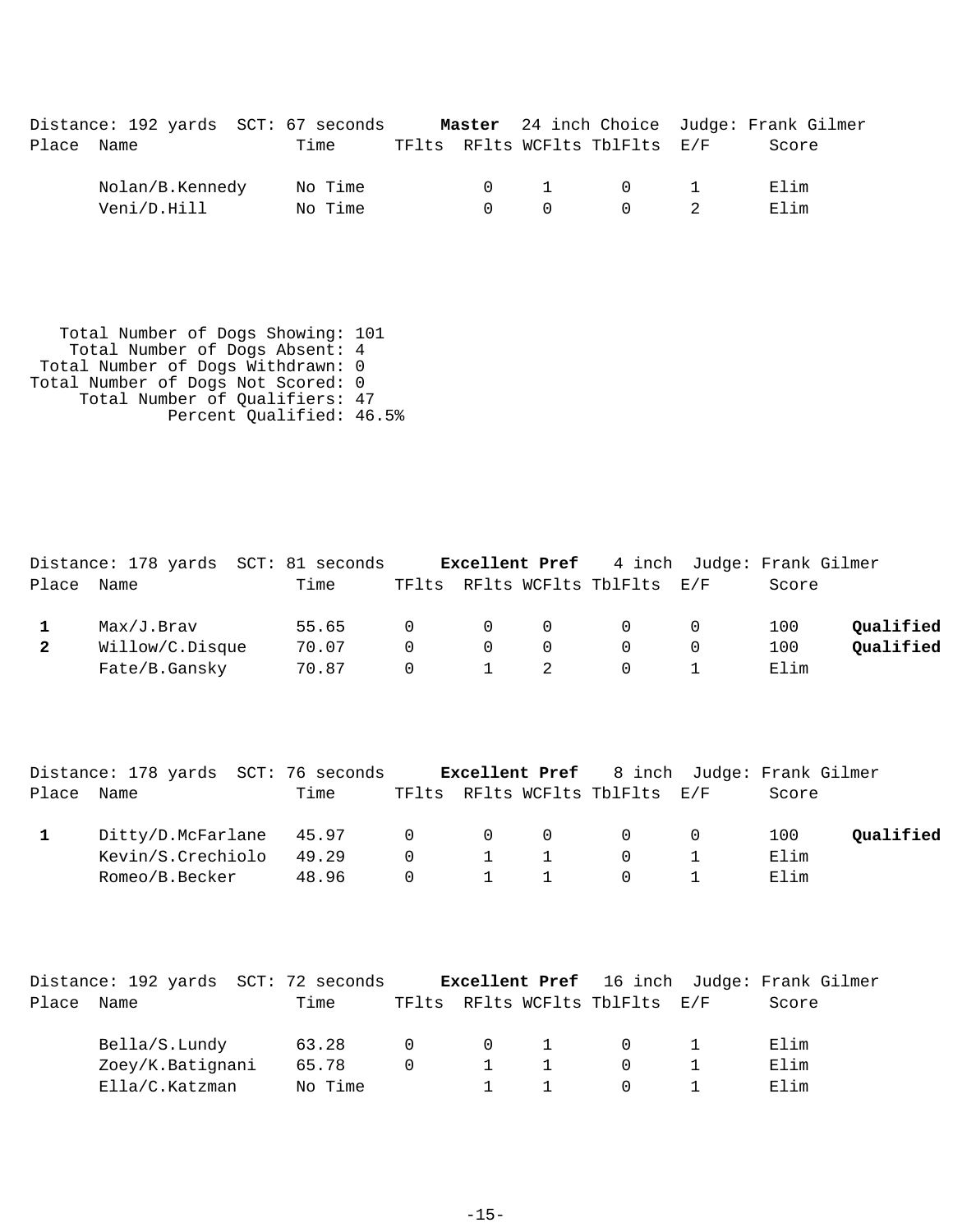Distance: 192 yards  SCT: 67 seconds  **Master**  24 inch Choice  Judge: Frank Gilmer

| Place | Name | Time | TFlts | RFlts | WCFlts | TblFlts | E/F | Score | |
|---|---|---|---|---|---|---|---|---|---|
| | Nolan/B.Kennedy | No Time | | 0 | 1 | 0 | 1 | Elim | |
| | Veni/D.Hill | No Time | | 0 | 0 | 0 | 2 | Elim | |

Total Number of Dogs Showing: 101
Total Number of Dogs Absent: 4
Total Number of Dogs Withdrawn: 0
Total Number of Dogs Not Scored: 0
Total Number of Qualifiers: 47
Percent Qualified: 46.5%

Distance: 178 yards  SCT: 81 seconds  **Excellent Pref**  4 inch  Judge: Frank Gilmer

| Place | Name | Time | TFlts | RFlts | WCFlts | TblFlts | E/F | Score | |
|---|---|---|---|---|---|---|---|---|---|
| **1** | Max/J.Brav | 55.65 | 0 | 0 | 0 | 0 | 0 | 100 | **Qualified** |
| **2** | Willow/C.Disque | 70.07 | 0 | 0 | 0 | 0 | 0 | 100 | **Qualified** |
| | Fate/B.Gansky | 70.87 | 0 | 1 | 2 | 0 | 1 | Elim | |

Distance: 178 yards  SCT: 76 seconds  **Excellent Pref**  8 inch  Judge: Frank Gilmer

| Place | Name | Time | TFlts | RFlts | WCFlts | TblFlts | E/F | Score | |
|---|---|---|---|---|---|---|---|---|---|
| **1** | Ditty/D.McFarlane | 45.97 | 0 | 0 | 0 | 0 | 0 | 100 | **Qualified** |
| | Kevin/S.Crechiolo | 49.29 | 0 | 1 | 1 | 0 | 1 | Elim | |
| | Romeo/B.Becker | 48.96 | 0 | 1 | 1 | 0 | 1 | Elim | |

Distance: 192 yards  SCT: 72 seconds  **Excellent Pref**  16 inch  Judge: Frank Gilmer

| Place | Name | Time | TFlts | RFlts | WCFlts | TblFlts | E/F | Score | |
|---|---|---|---|---|---|---|---|---|---|
| | Bella/S.Lundy | 63.28 | 0 | 0 | 1 | 0 | 1 | Elim | |
| | Zoey/K.Batignani | 65.78 | 0 | 1 | 1 | 0 | 1 | Elim | |
| | Ella/C.Katzman | No Time | | 1 | 1 | 0 | 1 | Elim | |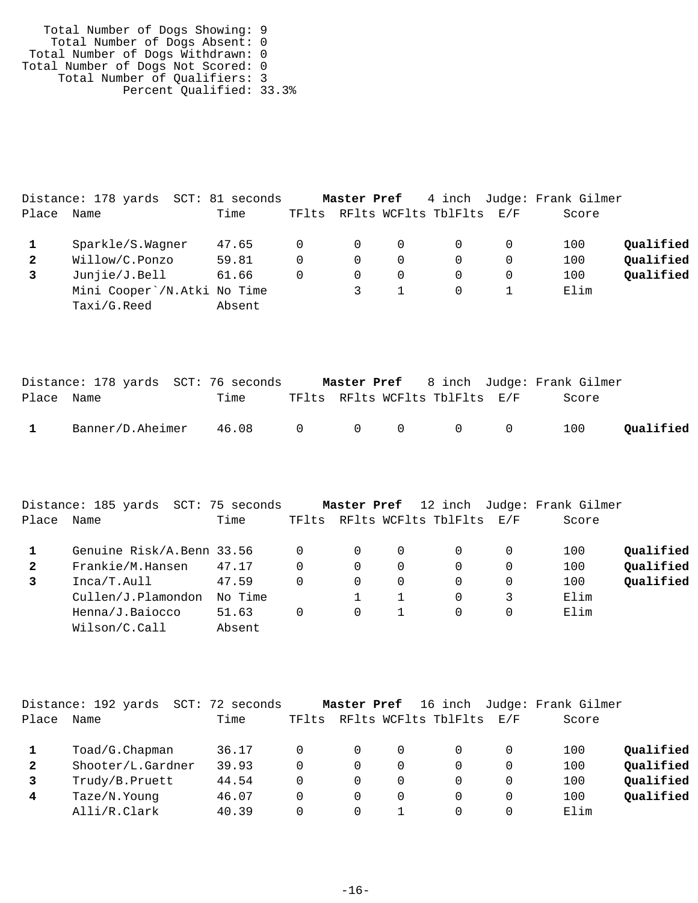Total Number of Dogs Showing: 9
Total Number of Dogs Absent: 0
Total Number of Dogs Withdrawn: 0
Total Number of Dogs Not Scored: 0
Total Number of Qualifiers: 3
Percent Qualified: 33.3%

Distance: 178 yards SCT: 81 seconds **Master Pref** 4 inch Judge: Frank Gilmer

| Place | Name | Time | TFlts | RFlts | WCFlts | TblFlts | E/F | Score | |
|---|---|---|---|---|---|---|---|---|---|
| **1** | Sparkle/S.Wagner | 47.65 | 0 | 0 | 0 | 0 | 0 | 100 | **Qualified** |
| **2** | Willow/C.Ponzo | 59.81 | 0 | 0 | 0 | 0 | 0 | 100 | **Qualified** |
| **3** | Junjie/J.Bell | 61.66 | 0 | 0 | 0 | 0 | 0 | 100 | **Qualified** |
| | Mini Cooper`/N.Atki | No Time | | 3 | 1 | 0 | 1 | Elim | |
| | Taxi/G.Reed | Absent | | | | | | | |

Distance: 178 yards SCT: 76 seconds **Master Pref** 8 inch Judge: Frank Gilmer

| Place | Name | Time | TFlts | RFlts | WCFlts | TblFlts | E/F | Score | |
|---|---|---|---|---|---|---|---|---|---|
| **1** | Banner/D.Aheimer | 46.08 | 0 | 0 | 0 | 0 | 0 | 100 | **Qualified** |

Distance: 185 yards SCT: 75 seconds **Master Pref** 12 inch Judge: Frank Gilmer

| Place | Name | Time | TFlts | RFlts | WCFlts | TblFlts | E/F | Score | |
|---|---|---|---|---|---|---|---|---|---|
| **1** | Genuine Risk/A.Benn | 33.56 | 0 | 0 | 0 | 0 | 0 | 100 | **Qualified** |
| **2** | Frankie/M.Hansen | 47.17 | 0 | 0 | 0 | 0 | 0 | 100 | **Qualified** |
| **3** | Inca/T.Aull | 47.59 | 0 | 0 | 0 | 0 | 0 | 100 | **Qualified** |
| | Cullen/J.Plamondon | No Time | | 1 | 1 | 0 | 3 | Elim | |
| | Henna/J.Baiocco | 51.63 | 0 | 0 | 1 | 0 | 0 | Elim | |
| | Wilson/C.Call | Absent | | | | | | | |

Distance: 192 yards SCT: 72 seconds **Master Pref** 16 inch Judge: Frank Gilmer

| Place | Name | Time | TFlts | RFlts | WCFlts | TblFlts | E/F | Score | |
|---|---|---|---|---|---|---|---|---|---|
| **1** | Toad/G.Chapman | 36.17 | 0 | 0 | 0 | 0 | 0 | 100 | **Qualified** |
| **2** | Shooter/L.Gardner | 39.93 | 0 | 0 | 0 | 0 | 0 | 100 | **Qualified** |
| **3** | Trudy/B.Pruett | 44.54 | 0 | 0 | 0 | 0 | 0 | 100 | **Qualified** |
| **4** | Taze/N.Young | 46.07 | 0 | 0 | 0 | 0 | 0 | 100 | **Qualified** |
| | Alli/R.Clark | 40.39 | 0 | 0 | 1 | 0 | 0 | Elim | |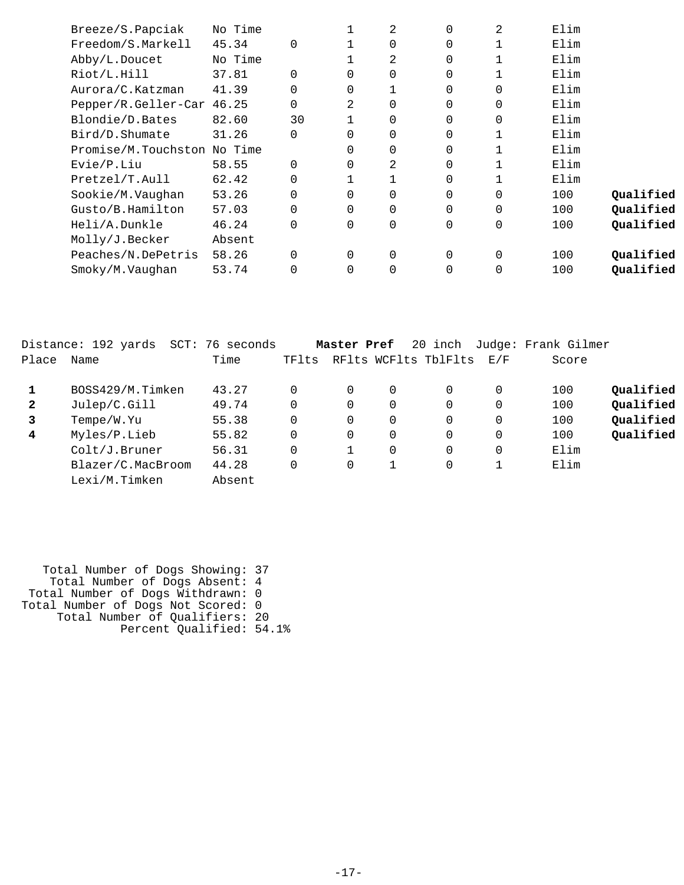| | | | | | | | | | |
|---|---|---|---|---|---|---|---|---|---|
| | Breeze/S.Papciak | No Time | | 1 | 2 | 0 | 2 | Elim | |
| | Freedom/S.Markell | 45.34 | 0 | 1 | 0 | 0 | 1 | Elim | |
| | Abby/L.Doucet | No Time | | 1 | 2 | 0 | 1 | Elim | |
| | Riot/L.Hill | 37.81 | 0 | 0 | 0 | 0 | 1 | Elim | |
| | Aurora/C.Katzman | 41.39 | 0 | 0 | 1 | 0 | 0 | Elim | |
| | Pepper/R.Geller-Car | 46.25 | 0 | 2 | 0 | 0 | 0 | Elim | |
| | Blondie/D.Bates | 82.60 | 30 | 1 | 0 | 0 | 0 | Elim | |
| | Bird/D.Shumate | 31.26 | 0 | 0 | 0 | 0 | 1 | Elim | |
| | Promise/M.Touchston | No Time | | 0 | 0 | 0 | 1 | Elim | |
| | Evie/P.Liu | 58.55 | 0 | 0 | 2 | 0 | 1 | Elim | |
| | Pretzel/T.Aull | 62.42 | 0 | 1 | 1 | 0 | 1 | Elim | |
| | Sookie/M.Vaughan | 53.26 | 0 | 0 | 0 | 0 | 0 | 100 | **Qualified** |
| | Gusto/B.Hamilton | 57.03 | 0 | 0 | 0 | 0 | 0 | 100 | **Qualified** |
| | Heli/A.Dunkle | 46.24 | 0 | 0 | 0 | 0 | 0 | 100 | **Qualified** |
| | Molly/J.Becker | Absent | | | | | | | |
| | Peaches/N.DePetris | 58.26 | 0 | 0 | 0 | 0 | 0 | 100 | **Qualified** |
| | Smoky/M.Vaughan | 53.74 | 0 | 0 | 0 | 0 | 0 | 100 | **Qualified** |

Distance: 192 yards SCT: 76 seconds **Master Pref** 20 inch Judge: Frank Gilmer

| Place | Name | Time | TFlts | RFlts | WCFlts | TblFlts | E/F | Score | |
|---|---|---|---|---|---|---|---|---|---|
| **1** | BOSS429/M.Timken | 43.27 | 0 | 0 | 0 | 0 | 0 | 100 | **Qualified** |
| **2** | Julep/C.Gill | 49.74 | 0 | 0 | 0 | 0 | 0 | 100 | **Qualified** |
| **3** | Tempe/W.Yu | 55.38 | 0 | 0 | 0 | 0 | 0 | 100 | **Qualified** |
| **4** | Myles/P.Lieb | 55.82 | 0 | 0 | 0 | 0 | 0 | 100 | **Qualified** |
| | Colt/J.Bruner | 56.31 | 0 | 1 | 0 | 0 | 0 | Elim | |
| | Blazer/C.MacBroom | 44.28 | 0 | 0 | 1 | 0 | 1 | Elim | |
| | Lexi/M.Timken | Absent | | | | | | | |

Total Number of Dogs Showing: 37
Total Number of Dogs Absent: 4
Total Number of Dogs Withdrawn: 0
Total Number of Dogs Not Scored: 0
Total Number of Qualifiers: 20
Percent Qualified: 54.1%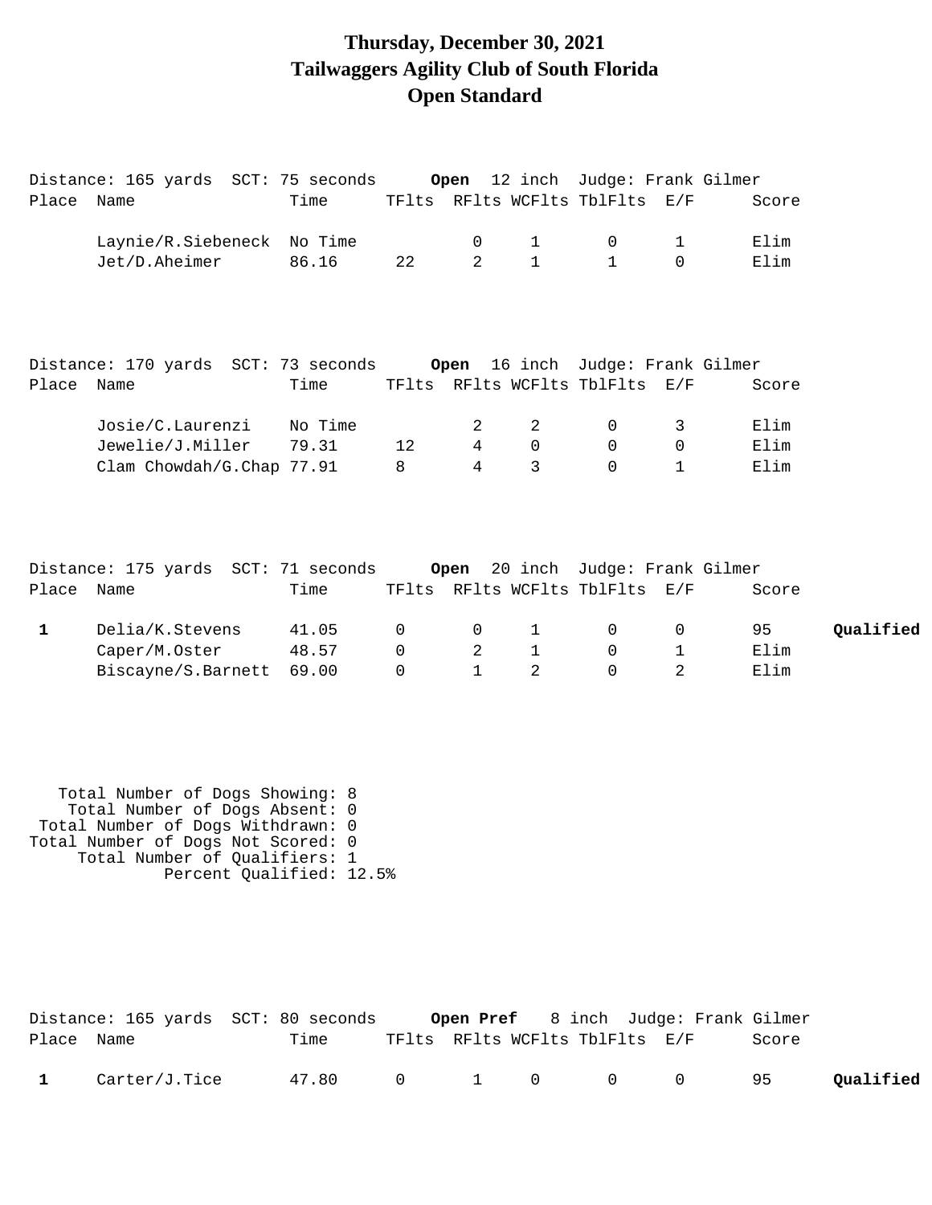# Thursday, December 30, 2021
# Tailwaggers Agility Club of South Florida
# Open Standard

Distance: 165 yards  SCT: 75 seconds  **Open**  12 inch  Judge: Frank Gilmer

| Place | Name | Time | TFlts | RFlts | WCFlts | TblFlts | E/F | Score | |
|---|---|---|---|---|---|---|---|---|---|
| | Laynie/R.Siebeneck | No Time | | 0 | 1 | 0 | 1 | Elim | |
| | Jet/D.Aheimer | 86.16 | 22 | 2 | 1 | 1 | 0 | Elim | |

Distance: 170 yards  SCT: 73 seconds  **Open**  16 inch  Judge: Frank Gilmer

| Place | Name | Time | TFlts | RFlts | WCFlts | TblFlts | E/F | Score | |
|---|---|---|---|---|---|---|---|---|---|
| | Josie/C.Laurenzi | No Time | | 2 | 2 | 0 | 3 | Elim | |
| | Jewelie/J.Miller | 79.31 | 12 | 4 | 0 | 0 | 0 | Elim | |
| | Clam Chowdah/G.Chap | 77.91 | 8 | 4 | 3 | 0 | 1 | Elim | |

Distance: 175 yards  SCT: 71 seconds  **Open**  20 inch  Judge: Frank Gilmer

| Place | Name | Time | TFlts | RFlts | WCFlts | TblFlts | E/F | Score | |
|---|---|---|---|---|---|---|---|---|---|
| **1** | Delia/K.Stevens | 41.05 | 0 | 0 | 1 | 0 | 0 | 95 | **Qualified** |
| | Caper/M.Oster | 48.57 | 0 | 2 | 1 | 0 | 1 | Elim | |
| | Biscayne/S.Barnett | 69.00 | 0 | 1 | 2 | 0 | 2 | Elim | |

Total Number of Dogs Showing: 8
Total Number of Dogs Absent: 0
Total Number of Dogs Withdrawn: 0
Total Number of Dogs Not Scored: 0
Total Number of Qualifiers: 1
Percent Qualified: 12.5%

Distance: 165 yards  SCT: 80 seconds  **Open Pref**  8 inch  Judge: Frank Gilmer

| Place | Name | Time | TFlts | RFlts | WCFlts | TblFlts | E/F | Score | |
|---|---|---|---|---|---|---|---|---|---|
| **1** | Carter/J.Tice | 47.80 | 0 | 1 | 0 | 0 | 0 | 95 | **Qualified** |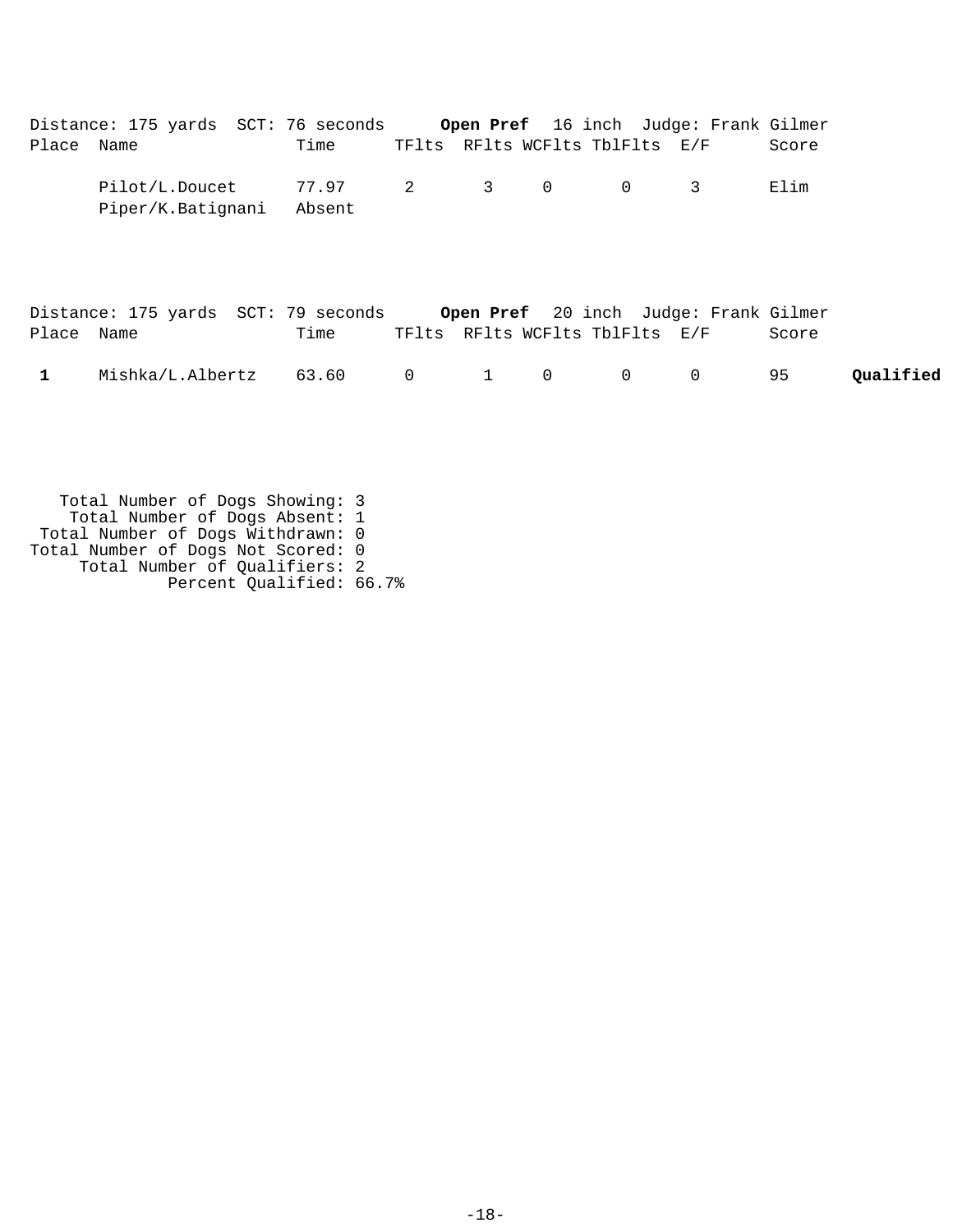Distance: 175 yards SCT: 76 seconds **Open Pref** 16 inch Judge: Frank Gilmer

| Place | Name | Time | TFlts | RFlts | WCFlts | TblFlts | E/F | Score | |
|---|---|---|---|---|---|---|---|---|---|
| | Pilot/L.Doucet | 77.97 | 2 | 3 | 0 | 0 | 3 | Elim | |
| | Piper/K.Batignani | Absent | | | | | | | |

Distance: 175 yards SCT: 79 seconds **Open Pref** 20 inch Judge: Frank Gilmer

| Place | Name | Time | TFlts | RFlts | WCFlts | TblFlts | E/F | Score | |
|---|---|---|---|---|---|---|---|---|---|
| **1** | Mishka/L.Albertz | 63.60 | 0 | 1 | 0 | 0 | 0 | 95 | **Qualified** |

Total Number of Dogs Showing: 3
Total Number of Dogs Absent: 1
Total Number of Dogs Withdrawn: 0
Total Number of Dogs Not Scored: 0
Total Number of Qualifiers: 2
Percent Qualified: 66.7%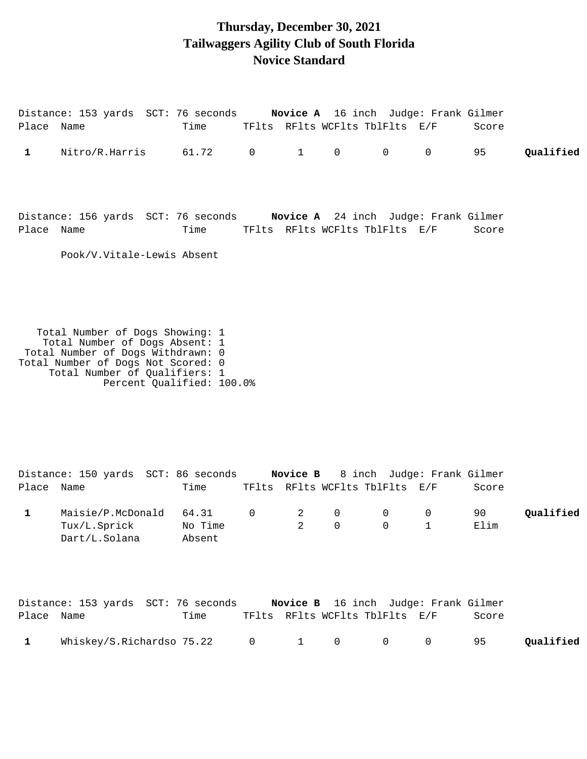# Thursday, December 30, 2021
# Tailwaggers Agility Club of South Florida
# Novice Standard

Distance: 153 yards SCT: 76 seconds **Novice A** 16 inch Judge: Frank Gilmer

| Place | Name | Time | TFlts | RFlts | WCFlts | TblFlts | E/F | Score | |
|---|---|---|---|---|---|---|---|---|---|
| **1** | Nitro/R.Harris | 61.72 | 0 | 1 | 0 | 0 | 0 | 95 | **Qualified** |

Distance: 156 yards SCT: 76 seconds **Novice A** 24 inch Judge: Frank Gilmer

| Place | Name | Time | TFlts | RFlts | WCFlts | TblFlts | E/F | Score |
|---|---|---|---|---|---|---|---|---|
| | Pook/V.Vitale-Lewis | Absent | | | | | | |

Total Number of Dogs Showing: 1
Total Number of Dogs Absent: 1
Total Number of Dogs Withdrawn: 0
Total Number of Dogs Not Scored: 0
Total Number of Qualifiers: 1
Percent Qualified: 100.0%

Distance: 150 yards SCT: 86 seconds **Novice B** 8 inch Judge: Frank Gilmer

| Place | Name | Time | TFlts | RFlts | WCFlts | TblFlts | E/F | Score | |
|---|---|---|---|---|---|---|---|---|---|
| **1** | Maisie/P.McDonald | 64.31 | 0 | 2 | 0 | 0 | 0 | 90 | **Qualified** |
| | Tux/L.Sprick | No Time | | 2 | 0 | 0 | 1 | Elim | |
| | Dart/L.Solana | Absent | | | | | | | |

Distance: 153 yards SCT: 76 seconds **Novice B** 16 inch Judge: Frank Gilmer

| Place | Name | Time | TFlts | RFlts | WCFlts | TblFlts | E/F | Score | |
|---|---|---|---|---|---|---|---|---|---|
| **1** | Whiskey/S.Richardso | 75.22 | 0 | 1 | 0 | 0 | 0 | 95 | **Qualified** |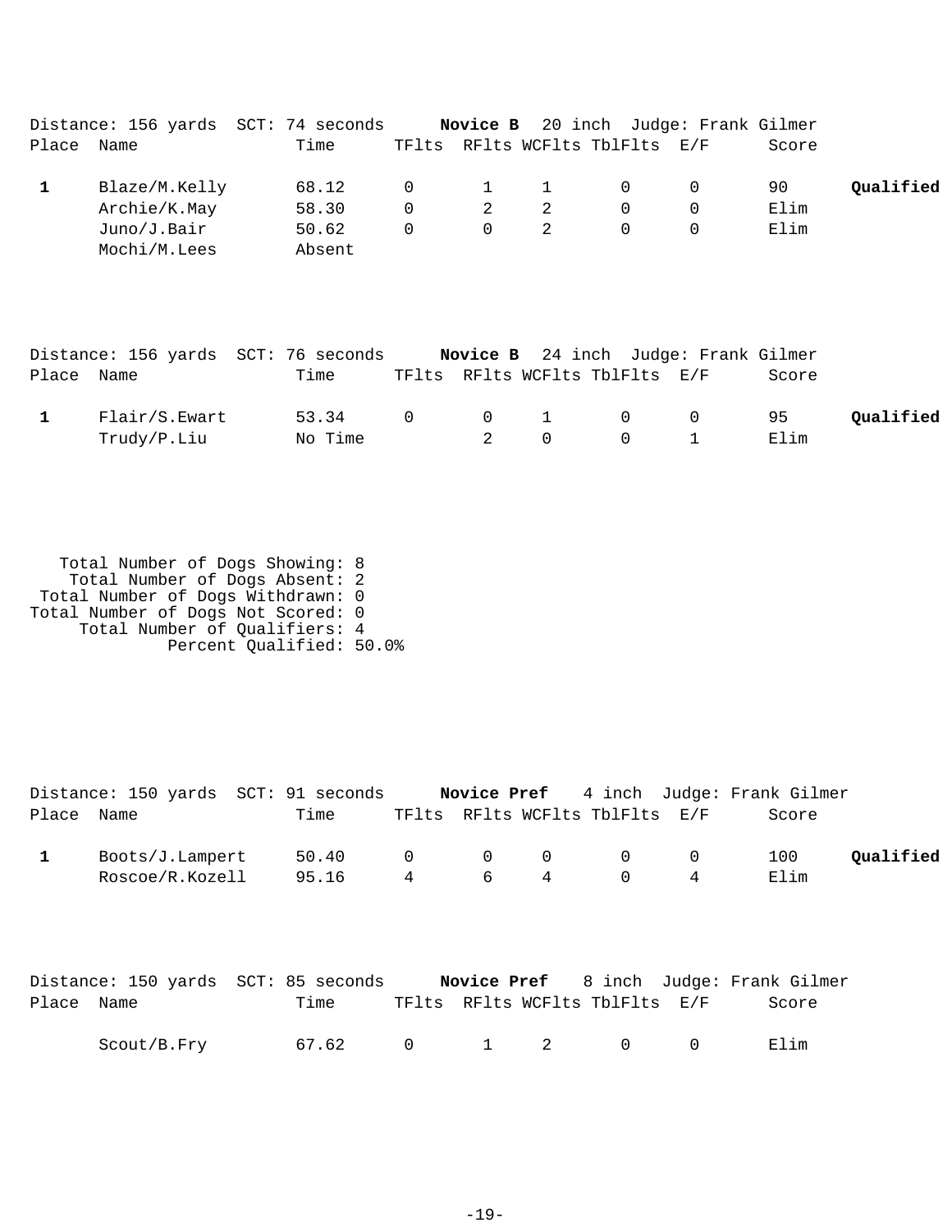Distance: 156 yards SCT: 74 seconds **Novice B** 20 inch Judge: Frank Gilmer

| Place | Name | Time | TFlts | RFlts | WCFlts | TblFlts | E/F | Score | |
|---|---|---|---|---|---|---|---|---|---|
| 1 | Blaze/M.Kelly | 68.12 | 0 | 1 | 1 | 0 | 0 | 90 | **Qualified** |
| | Archie/K.May | 58.30 | 0 | 2 | 2 | 0 | 0 | Elim | |
| | Juno/J.Bair | 50.62 | 0 | 0 | 2 | 0 | 0 | Elim | |
| | Mochi/M.Lees | Absent | | | | | | | |

Distance: 156 yards SCT: 76 seconds **Novice B** 24 inch Judge: Frank Gilmer

| Place | Name | Time | TFlts | RFlts | WCFlts | TblFlts | E/F | Score | |
|---|---|---|---|---|---|---|---|---|---|
| 1 | Flair/S.Ewart | 53.34 | 0 | 0 | 1 | 0 | 0 | 95 | **Qualified** |
| | Trudy/P.Liu | No Time | | 2 | 0 | 0 | 1 | Elim | |

Total Number of Dogs Showing: 8
Total Number of Dogs Absent: 2
Total Number of Dogs Withdrawn: 0
Total Number of Dogs Not Scored: 0
Total Number of Qualifiers: 4
Percent Qualified: 50.0%

Distance: 150 yards SCT: 91 seconds **Novice Pref** 4 inch Judge: Frank Gilmer

| Place | Name | Time | TFlts | RFlts | WCFlts | TblFlts | E/F | Score | |
|---|---|---|---|---|---|---|---|---|---|
| 1 | Boots/J.Lampert | 50.40 | 0 | 0 | 0 | 0 | 0 | 100 | **Qualified** |
| | Roscoe/R.Kozell | 95.16 | 4 | 6 | 4 | 0 | 4 | Elim | |

Distance: 150 yards SCT: 85 seconds **Novice Pref** 8 inch Judge: Frank Gilmer

| Place | Name | Time | TFlts | RFlts | WCFlts | TblFlts | E/F | Score |
|---|---|---|---|---|---|---|---|---|
| | Scout/B.Fry | 67.62 | 0 | 1 | 2 | 0 | 0 | Elim |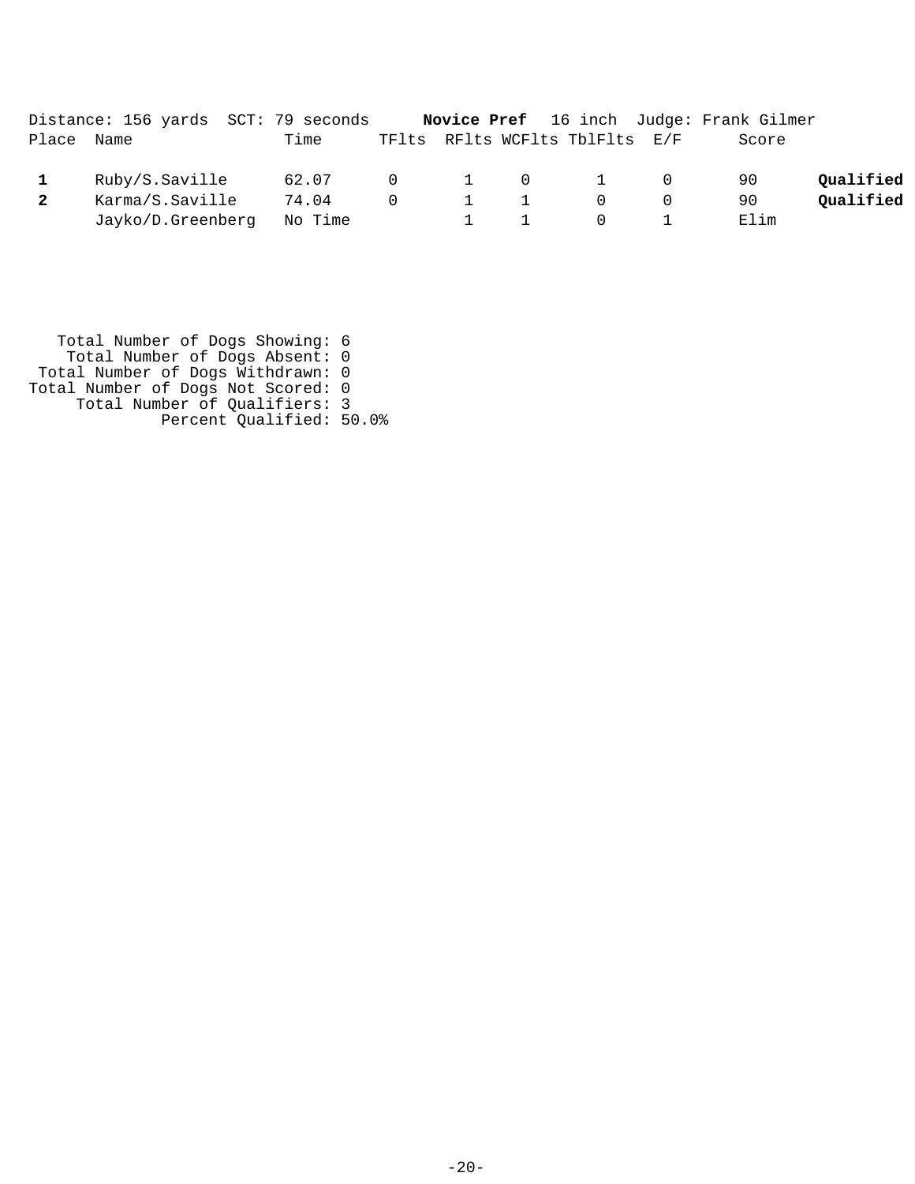Distance: 156 yards SCT: 79 seconds **Novice Pref** 16 inch Judge: Frank Gilmer

| Place | Name | Time | TFlts | RFlts | WCFlts | TblFlts | E/F | Score | |
|---|---|---|---|---|---|---|---|---|---|
| **1** | Ruby/S.Saville | 62.07 | 0 | 1 | 0 | 1 | 0 | 90 | **Qualified** |
| **2** | Karma/S.Saville | 74.04 | 0 | 1 | 1 | 0 | 0 | 90 | **Qualified** |
| | Jayko/D.Greenberg | No Time | | 1 | 1 | 0 | 1 | Elim | |

Total Number of Dogs Showing: 6
Total Number of Dogs Absent: 0
Total Number of Dogs Withdrawn: 0
Total Number of Dogs Not Scored: 0
Total Number of Qualifiers: 3
Percent Qualified: 50.0%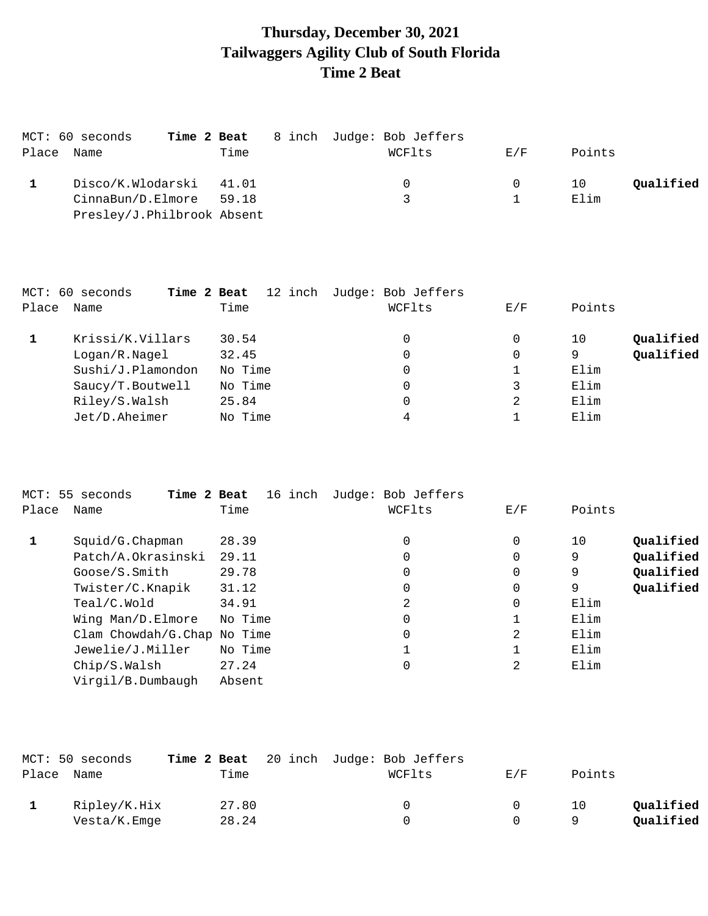# Thursday, December 30, 2021
# Tailwaggers Agility Club of South Florida
# Time 2 Beat

MCT: 60 seconds **Time 2 Beat** 8 inch Judge: Bob Jeffers

| Place | Name | Time | WCFlts | E/F | Points | |
|---|---|---|---|---|---|---|
| **1** | Disco/K.Wlodarski | 41.01 | 0 | 0 | 10 | **Qualified** |
| | CinnaBun/D.Elmore | 59.18 | 3 | 1 | Elim | |
| | Presley/J.Philbrook | Absent | | | | |

MCT: 60 seconds **Time 2 Beat** 12 inch Judge: Bob Jeffers

| Place | Name | Time | WCFlts | E/F | Points | |
|---|---|---|---|---|---|---|
| **1** | Krissi/K.Villars | 30.54 | 0 | 0 | 10 | **Qualified** |
| | Logan/R.Nagel | 32.45 | 0 | 0 | 9 | **Qualified** |
| | Sushi/J.Plamondon | No Time | 0 | 1 | Elim | |
| | Saucy/T.Boutwell | No Time | 0 | 3 | Elim | |
| | Riley/S.Walsh | 25.84 | 0 | 2 | Elim | |
| | Jet/D.Aheimer | No Time | 4 | 1 | Elim | |

MCT: 55 seconds **Time 2 Beat** 16 inch Judge: Bob Jeffers

| Place | Name | Time | WCFlts | E/F | Points | |
|---|---|---|---|---|---|---|
| **1** | Squid/G.Chapman | 28.39 | 0 | 0 | 10 | **Qualified** |
| | Patch/A.Okrasinski | 29.11 | 0 | 0 | 9 | **Qualified** |
| | Goose/S.Smith | 29.78 | 0 | 0 | 9 | **Qualified** |
| | Twister/C.Knapik | 31.12 | 0 | 0 | 9 | **Qualified** |
| | Teal/C.Wold | 34.91 | 2 | 0 | Elim | |
| | Wing Man/D.Elmore | No Time | 0 | 1 | Elim | |
| | Clam Chowdah/G.Chap | No Time | 0 | 2 | Elim | |
| | Jewelie/J.Miller | No Time | 1 | 1 | Elim | |
| | Chip/S.Walsh | 27.24 | 0 | 2 | Elim | |
| | Virgil/B.Dumbaugh | Absent | | | | |

MCT: 50 seconds **Time 2 Beat** 20 inch Judge: Bob Jeffers

| Place | Name | Time | WCFlts | E/F | Points | |
|---|---|---|---|---|---|---|
| **1** | Ripley/K.Hix | 27.80 | 0 | 0 | 10 | **Qualified** |
| | Vesta/K.Emge | 28.24 | 0 | 0 | 9 | **Qualified** |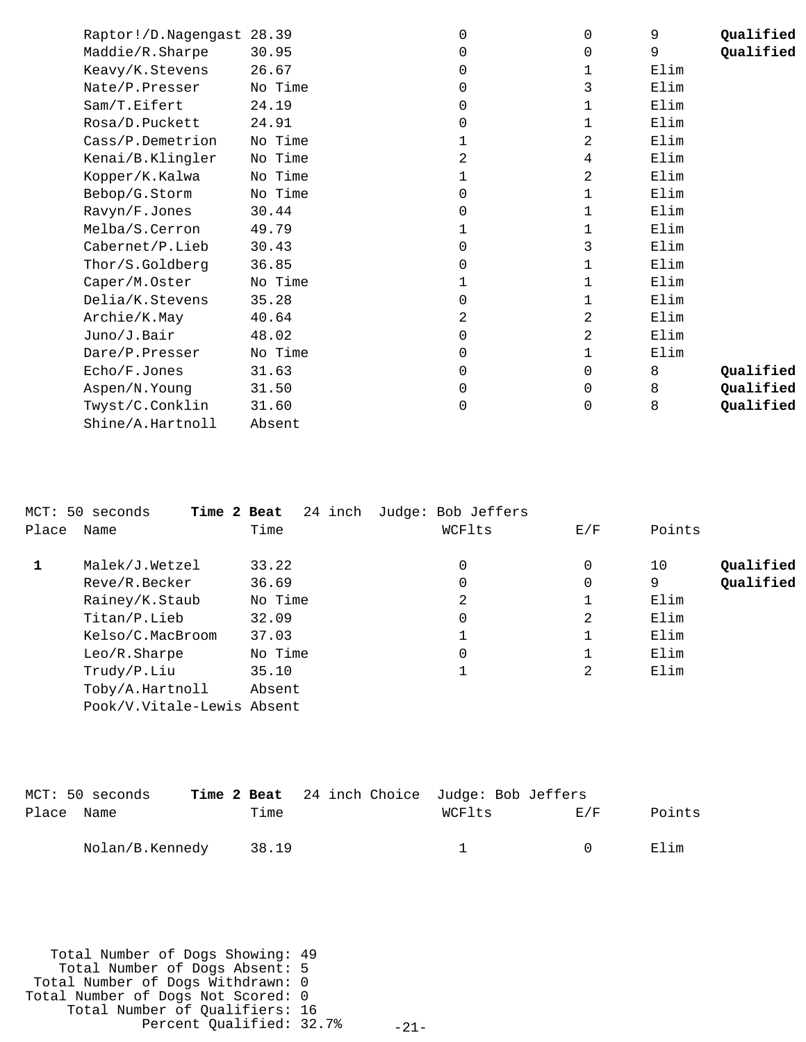| Place | Name | Time | WCFlts | E/F | Points | |
|---|---|---|---|---|---|---|
| | Raptor!/D.Nagengast | 28.39 | 0 | 0 | 9 | **Qualified** |
| | Maddie/R.Sharpe | 30.95 | 0 | 0 | 9 | **Qualified** |
| | Keavy/K.Stevens | 26.67 | 0 | 1 | Elim | |
| | Nate/P.Presser | No Time | 0 | 3 | Elim | |
| | Sam/T.Eifert | 24.19 | 0 | 1 | Elim | |
| | Rosa/D.Puckett | 24.91 | 0 | 1 | Elim | |
| | Cass/P.Demetrion | No Time | 1 | 2 | Elim | |
| | Kenai/B.Klingler | No Time | 2 | 4 | Elim | |
| | Kopper/K.Kalwa | No Time | 1 | 2 | Elim | |
| | Bebop/G.Storm | No Time | 0 | 1 | Elim | |
| | Ravyn/F.Jones | 30.44 | 0 | 1 | Elim | |
| | Melba/S.Cerron | 49.79 | 1 | 1 | Elim | |
| | Cabernet/P.Lieb | 30.43 | 0 | 3 | Elim | |
| | Thor/S.Goldberg | 36.85 | 0 | 1 | Elim | |
| | Caper/M.Oster | No Time | 1 | 1 | Elim | |
| | Delia/K.Stevens | 35.28 | 0 | 1 | Elim | |
| | Archie/K.May | 40.64 | 2 | 2 | Elim | |
| | Juno/J.Bair | 48.02 | 0 | 2 | Elim | |
| | Dare/P.Presser | No Time | 0 | 1 | Elim | |
| | Echo/F.Jones | 31.63 | 0 | 0 | 8 | **Qualified** |
| | Aspen/N.Young | 31.50 | 0 | 0 | 8 | **Qualified** |
| | Twyst/C.Conklin | 31.60 | 0 | 0 | 8 | **Qualified** |
| | Shine/A.Hartnoll | Absent | | | | |

MCT: 50 seconds **Time 2 Beat** 24 inch Judge: Bob Jeffers

| Place | Name | Time | WCFlts | E/F | Points | |
|---|---|---|---|---|---|---|
| **1** | Malek/J.Wetzel | 33.22 | 0 | 0 | 10 | **Qualified** |
| | Reve/R.Becker | 36.69 | 0 | 0 | 9 | **Qualified** |
| | Rainey/K.Staub | No Time | 2 | 1 | Elim | |
| | Titan/P.Lieb | 32.09 | 0 | 2 | Elim | |
| | Kelso/C.MacBroom | 37.03 | 1 | 1 | Elim | |
| | Leo/R.Sharpe | No Time | 0 | 1 | Elim | |
| | Trudy/P.Liu | 35.10 | 1 | 2 | Elim | |
| | Toby/A.Hartnoll | Absent | | | | |
| | Pook/V.Vitale-Lewis | Absent | | | | |

MCT: 50 seconds **Time 2 Beat** 24 inch Choice Judge: Bob Jeffers

| Place | Name | Time | WCFlts | E/F | Points |
|---|---|---|---|---|---|
| | Nolan/B.Kennedy | 38.19 | 1 | 0 | Elim |

Total Number of Dogs Showing: 49
Total Number of Dogs Absent: 5
Total Number of Dogs Withdrawn: 0
Total Number of Dogs Not Scored: 0
Total Number of Qualifiers: 16
Percent Qualified: 32.7%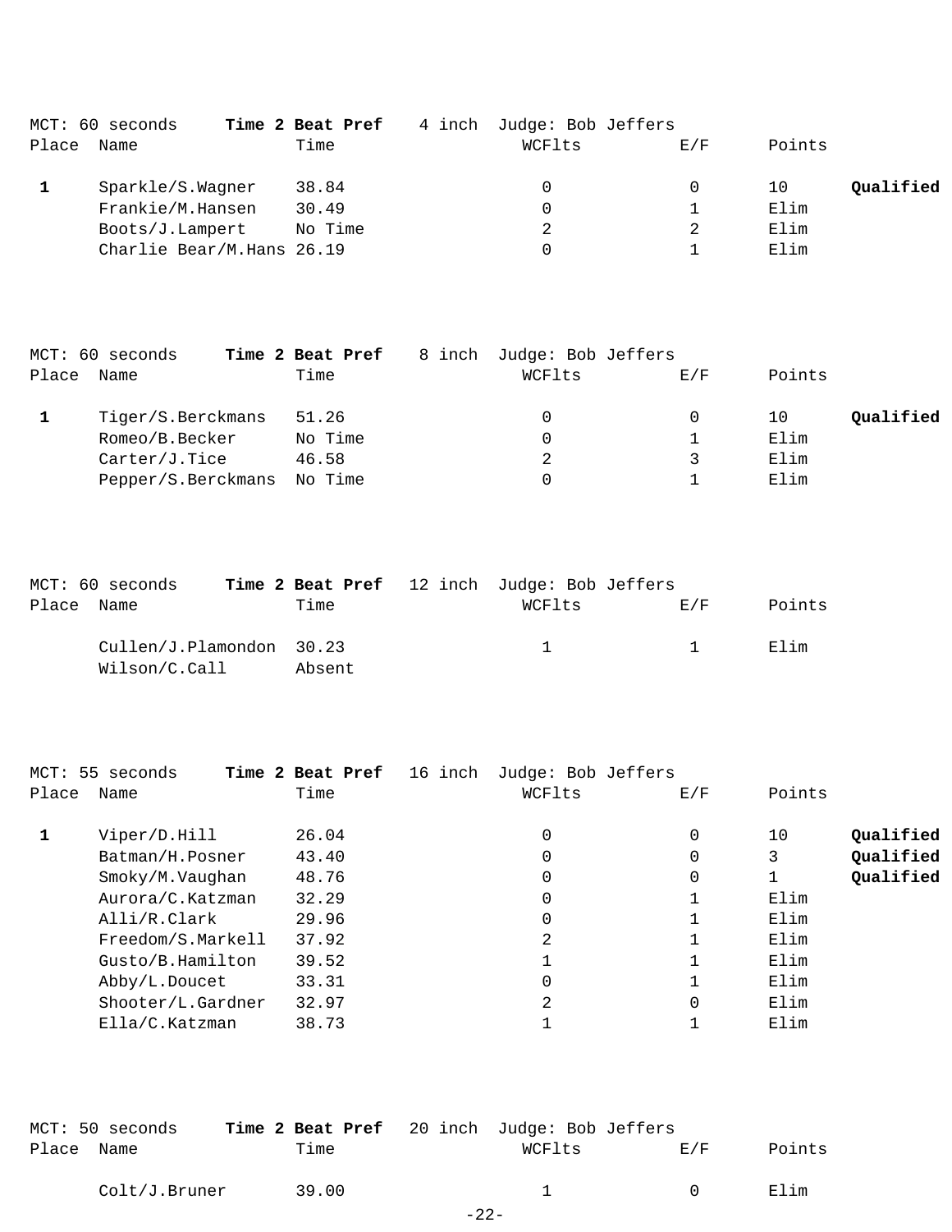MCT: 60 seconds **Time 2 Beat Pref** 4 inch Judge: Bob Jeffers

| Place | Name | Time | WCFlts | E/F | Points | |
|---|---|---|---|---|---|---|
| **1** | Sparkle/S.Wagner | 38.84 | 0 | 0 | 10 | **Qualified** |
| | Frankie/M.Hansen | 30.49 | 0 | 1 | Elim | |
| | Boots/J.Lampert | No Time | 2 | 2 | Elim | |
| | Charlie Bear/M.Hans | 26.19 | 0 | 1 | Elim | |

MCT: 60 seconds **Time 2 Beat Pref** 8 inch Judge: Bob Jeffers

| Place | Name | Time | WCFlts | E/F | Points | |
|---|---|---|---|---|---|---|
| **1** | Tiger/S.Berckmans | 51.26 | 0 | 0 | 10 | **Qualified** |
| | Romeo/B.Becker | No Time | 0 | 1 | Elim | |
| | Carter/J.Tice | 46.58 | 2 | 3 | Elim | |
| | Pepper/S.Berckmans | No Time | 0 | 1 | Elim | |

MCT: 60 seconds **Time 2 Beat Pref** 12 inch Judge: Bob Jeffers

| Place | Name | Time | WCFlts | E/F | Points |
|---|---|---|---|---|---|
| | Cullen/J.Plamondon | 30.23 | 1 | 1 | Elim |
| | Wilson/C.Call | Absent | | | |

MCT: 55 seconds **Time 2 Beat Pref** 16 inch Judge: Bob Jeffers

| Place | Name | Time | WCFlts | E/F | Points | |
|---|---|---|---|---|---|---|
| **1** | Viper/D.Hill | 26.04 | 0 | 0 | 10 | **Qualified** |
| | Batman/H.Posner | 43.40 | 0 | 0 | 3 | **Qualified** |
| | Smoky/M.Vaughan | 48.76 | 0 | 0 | 1 | **Qualified** |
| | Aurora/C.Katzman | 32.29 | 0 | 1 | Elim | |
| | Alli/R.Clark | 29.96 | 0 | 1 | Elim | |
| | Freedom/S.Markell | 37.92 | 2 | 1 | Elim | |
| | Gusto/B.Hamilton | 39.52 | 1 | 1 | Elim | |
| | Abby/L.Doucet | 33.31 | 0 | 1 | Elim | |
| | Shooter/L.Gardner | 32.97 | 2 | 0 | Elim | |
| | Ella/C.Katzman | 38.73 | 1 | 1 | Elim | |

MCT: 50 seconds **Time 2 Beat Pref** 20 inch Judge: Bob Jeffers

| Place | Name | Time | WCFlts | E/F | Points |
|---|---|---|---|---|---|
| | Colt/J.Bruner | 39.00 | 1 | 0 | Elim |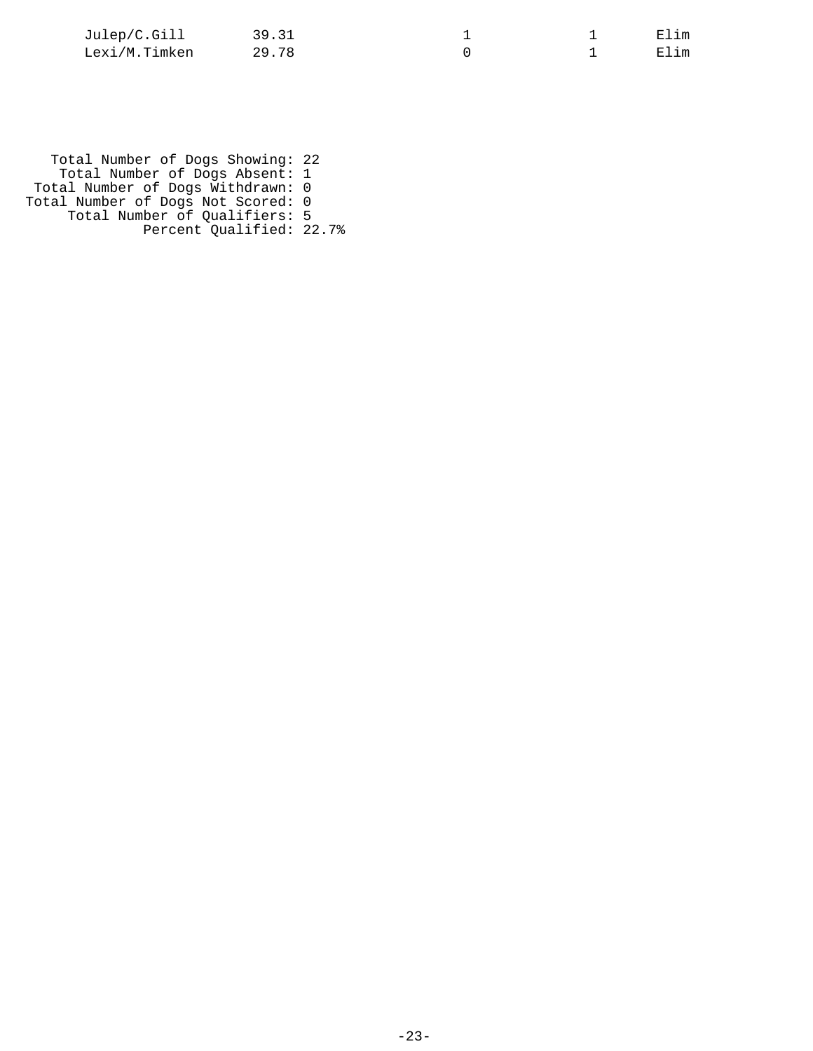| | | | | |
|---|---|---|---|---|
| Julep/C.Gill | 39.31 | 1 | 1 | Elim |
| Lexi/M.Timken | 29.78 | 0 | 1 | Elim |

Total Number of Dogs Showing: 22
Total Number of Dogs Absent: 1
Total Number of Dogs Withdrawn: 0
Total Number of Dogs Not Scored: 0
Total Number of Qualifiers: 5
Percent Qualified: 22.7%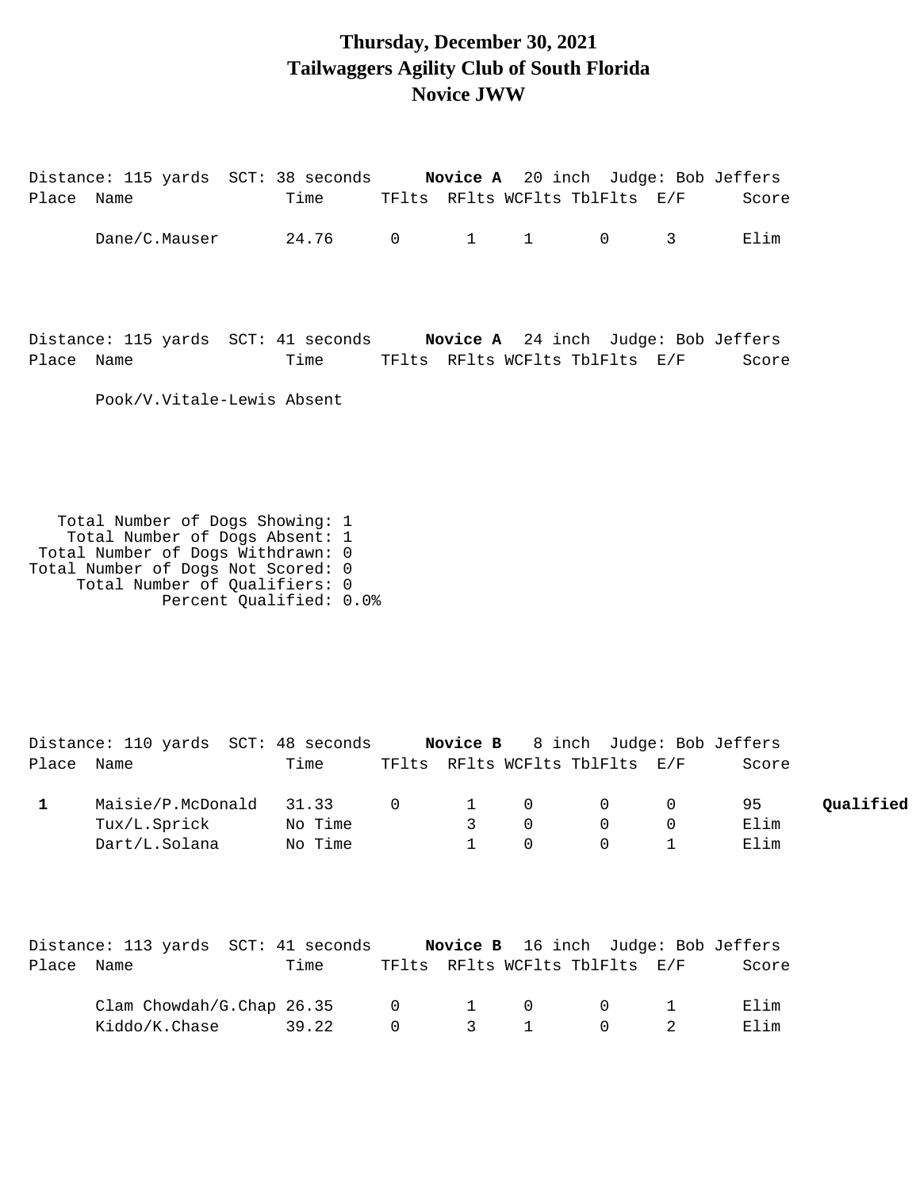# Thursday, December 30, 2021
# Tailwaggers Agility Club of South Florida
# Novice JWW

Distance: 115 yards  SCT: 38 seconds  **Novice A**  20 inch  Judge: Bob Jeffers

| Place | Name | Time | TFlts | RFlts | WCFlts | TblFlts | E/F | Score |
|---|---|---|---|---|---|---|---|---|
| | Dane/C.Mauser | 24.76 | 0 | 1 | 1 | 0 | 3 | Elim |

Distance: 115 yards  SCT: 41 seconds  **Novice A**  24 inch  Judge: Bob Jeffers

| Place | Name | Time | TFlts | RFlts | WCFlts | TblFlts | E/F | Score |
|---|---|---|---|---|---|---|---|---|
| | Pook/V.Vitale-Lewis Absent | | | | | | | |

Total Number of Dogs Showing: 1
Total Number of Dogs Absent: 1
Total Number of Dogs Withdrawn: 0
Total Number of Dogs Not Scored: 0
Total Number of Qualifiers: 0
Percent Qualified: 0.0%

Distance: 110 yards  SCT: 48 seconds  **Novice B**  8 inch  Judge: Bob Jeffers

| Place | Name | Time | TFlts | RFlts | WCFlts | TblFlts | E/F | Score | |
|---|---|---|---|---|---|---|---|---|---|
| **1** | Maisie/P.McDonald | 31.33 | 0 | 1 | 0 | 0 | 0 | 95 | **Qualified** |
| | Tux/L.Sprick | No Time | | 3 | 0 | 0 | 0 | Elim | |
| | Dart/L.Solana | No Time | | 1 | 0 | 0 | 1 | Elim | |

Distance: 113 yards  SCT: 41 seconds  **Novice B**  16 inch  Judge: Bob Jeffers

| Place | Name | Time | TFlts | RFlts | WCFlts | TblFlts | E/F | Score |
|---|---|---|---|---|---|---|---|---|
| | Clam Chowdah/G.Chap | 26.35 | 0 | 1 | 0 | 0 | 1 | Elim |
| | Kiddo/K.Chase | 39.22 | 0 | 3 | 1 | 0 | 2 | Elim |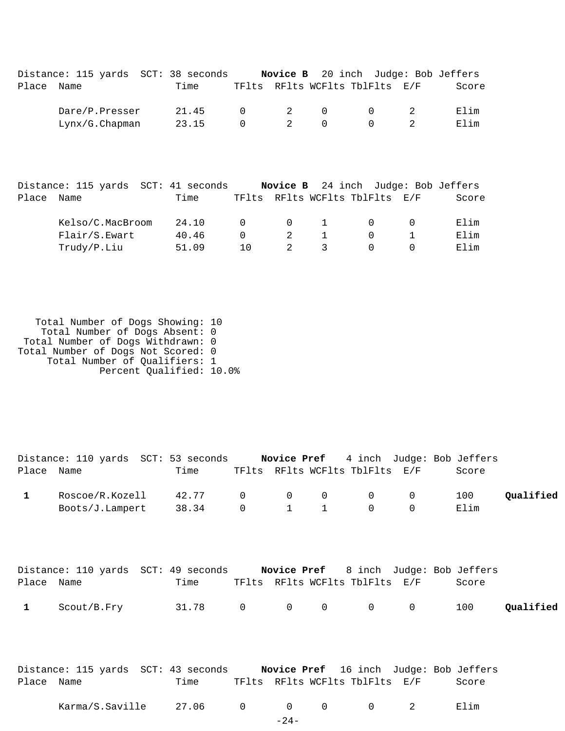Distance: 115 yards  SCT: 38 seconds  **Novice B**  20 inch  Judge: Bob Jeffers

| Place | Name | Time | TFlts | RFlts | WCFlts | TblFlts | E/F | Score |
|---|---|---|---|---|---|---|---|---|
| | Dare/P.Presser | 21.45 | 0 | 2 | 0 | 0 | 2 | Elim |
| | Lynx/G.Chapman | 23.15 | 0 | 2 | 0 | 0 | 2 | Elim |

Distance: 115 yards  SCT: 41 seconds  **Novice B**  24 inch  Judge: Bob Jeffers

| Place | Name | Time | TFlts | RFlts | WCFlts | TblFlts | E/F | Score |
|---|---|---|---|---|---|---|---|---|
| | Kelso/C.MacBroom | 24.10 | 0 | 0 | 1 | 0 | 0 | Elim |
| | Flair/S.Ewart | 40.46 | 0 | 2 | 1 | 0 | 1 | Elim |
| | Trudy/P.Liu | 51.09 | 10 | 2 | 3 | 0 | 0 | Elim |

Total Number of Dogs Showing: 10
Total Number of Dogs Absent: 0
Total Number of Dogs Withdrawn: 0
Total Number of Dogs Not Scored: 0
Total Number of Qualifiers: 1
Percent Qualified: 10.0%

Distance: 110 yards  SCT: 53 seconds  **Novice Pref**  4 inch  Judge: Bob Jeffers

| Place | Name | Time | TFlts | RFlts | WCFlts | TblFlts | E/F | Score | |
|---|---|---|---|---|---|---|---|---|---|
| 1 | Roscoe/R.Kozell | 42.77 | 0 | 0 | 0 | 0 | 0 | 100 | **Qualified** |
| | Boots/J.Lampert | 38.34 | 0 | 1 | 1 | 0 | 0 | Elim | |

Distance: 110 yards  SCT: 49 seconds  **Novice Pref**  8 inch  Judge: Bob Jeffers

| Place | Name | Time | TFlts | RFlts | WCFlts | TblFlts | E/F | Score | |
|---|---|---|---|---|---|---|---|---|---|
| 1 | Scout/B.Fry | 31.78 | 0 | 0 | 0 | 0 | 0 | 100 | **Qualified** |

Distance: 115 yards  SCT: 43 seconds  **Novice Pref**  16 inch  Judge: Bob Jeffers

| Place | Name | Time | TFlts | RFlts | WCFlts | TblFlts | E/F | Score |
|---|---|---|---|---|---|---|---|---|
| | Karma/S.Saville | 27.06 | 0 | 0 | 0 | 0 | 2 | Elim |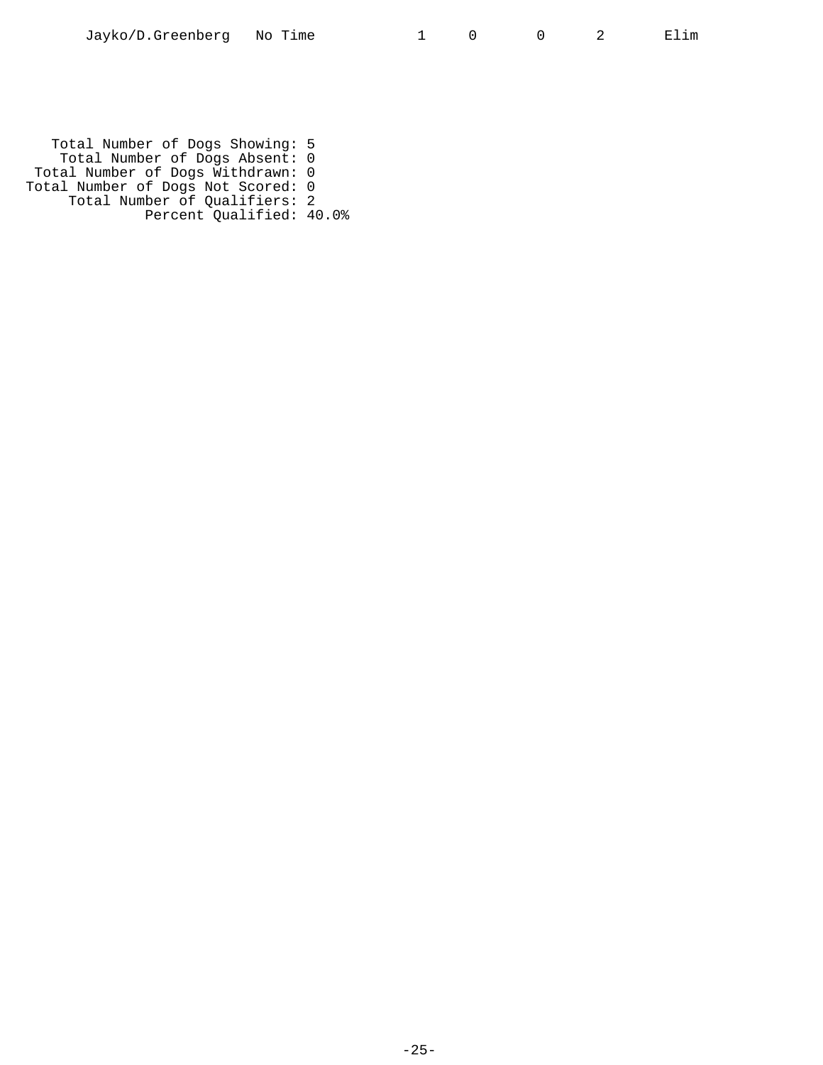| | | | | | | |
|---|---|---|---|---|---|---|
| Jayko/D.Greenberg | No Time | 1 | 0 | 0 | 2 | Elim |

Total Number of Dogs Showing: 5
Total Number of Dogs Absent: 0
Total Number of Dogs Withdrawn: 0
Total Number of Dogs Not Scored: 0
Total Number of Qualifiers: 2
Percent Qualified: 40.0%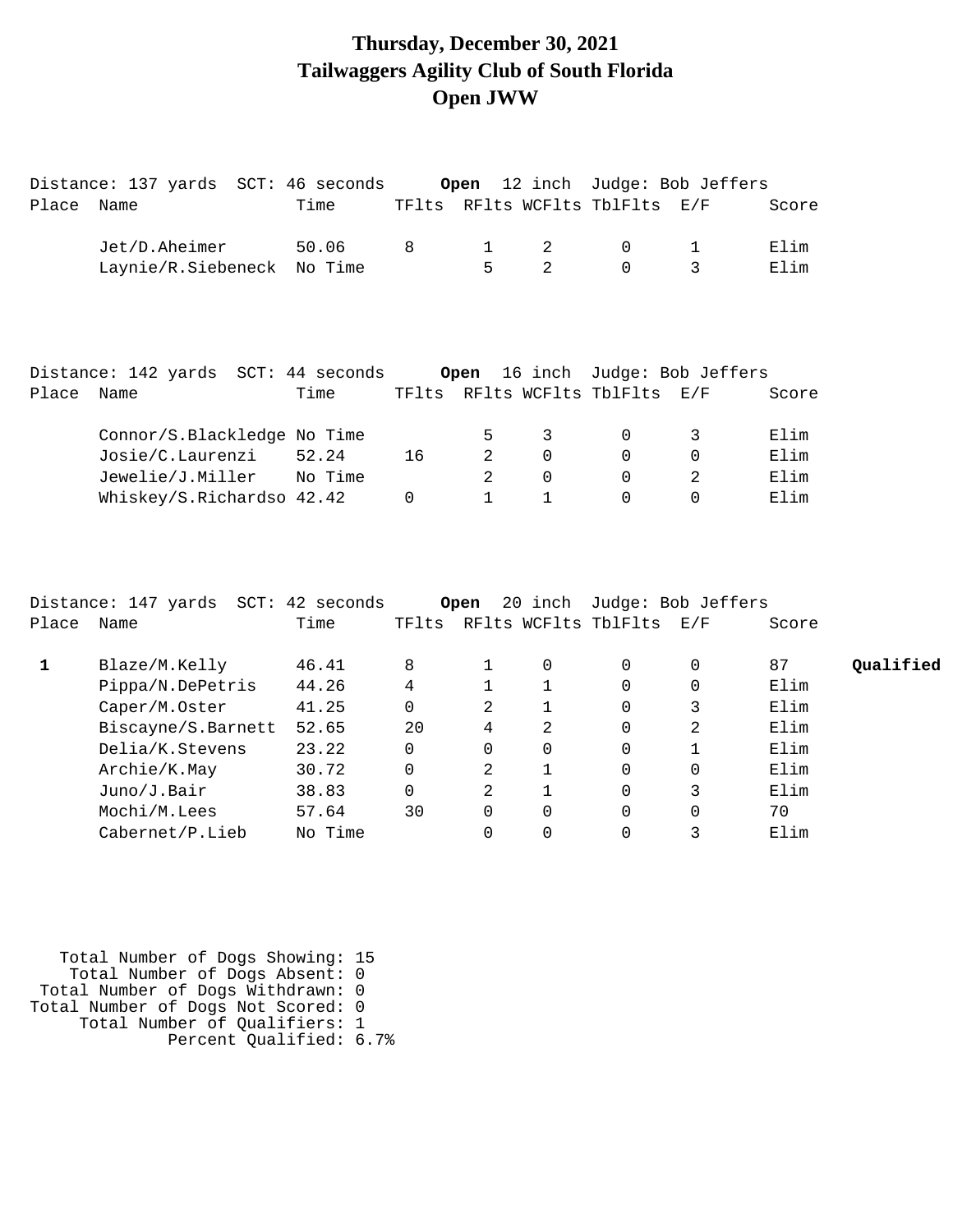# Thursday, December 30, 2021
# Tailwaggers Agility Club of South Florida
# Open JWW

Distance: 137 yards SCT: 46 seconds **Open** 12 inch Judge: Bob Jeffers

| Place | Name | Time | TFlts | RFlts | WCFlts | TblFlts | E/F | Score | |
|---|---|---|---|---|---|---|---|---|---|
| | Jet/D.Aheimer | 50.06 | 8 | 1 | 2 | 0 | 1 | Elim | |
| | Laynie/R.Siebeneck | No Time | | 5 | 2 | 0 | 3 | Elim | |

Distance: 142 yards SCT: 44 seconds **Open** 16 inch Judge: Bob Jeffers

| Place | Name | Time | TFlts | RFlts | WCFlts | TblFlts | E/F | Score | |
|---|---|---|---|---|---|---|---|---|---|
| | Connor/S.Blackledge | No Time | | 5 | 3 | 0 | 3 | Elim | |
| | Josie/C.Laurenzi | 52.24 | 16 | 2 | 0 | 0 | 0 | Elim | |
| | Jewelie/J.Miller | No Time | | 2 | 0 | 0 | 2 | Elim | |
| | Whiskey/S.Richardso | 42.42 | 0 | 1 | 1 | 0 | 0 | Elim | |

Distance: 147 yards SCT: 42 seconds **Open** 20 inch Judge: Bob Jeffers

| Place | Name | Time | TFlts | RFlts | WCFlts | TblFlts | E/F | Score | |
|---|---|---|---|---|---|---|---|---|---|
| **1** | Blaze/M.Kelly | 46.41 | 8 | 1 | 0 | 0 | 0 | 87 | **Qualified** |
| | Pippa/N.DePetris | 44.26 | 4 | 1 | 1 | 0 | 0 | Elim | |
| | Caper/M.Oster | 41.25 | 0 | 2 | 1 | 0 | 3 | Elim | |
| | Biscayne/S.Barnett | 52.65 | 20 | 4 | 2 | 0 | 2 | Elim | |
| | Delia/K.Stevens | 23.22 | 0 | 0 | 0 | 0 | 1 | Elim | |
| | Archie/K.May | 30.72 | 0 | 2 | 1 | 0 | 0 | Elim | |
| | Juno/J.Bair | 38.83 | 0 | 2 | 1 | 0 | 3 | Elim | |
| | Mochi/M.Lees | 57.64 | 30 | 0 | 0 | 0 | 0 | 70 | |
| | Cabernet/P.Lieb | No Time | | 0 | 0 | 0 | 3 | Elim | |

Total Number of Dogs Showing: 15
Total Number of Dogs Absent: 0
Total Number of Dogs Withdrawn: 0
Total Number of Dogs Not Scored: 0
Total Number of Qualifiers: 1
Percent Qualified: 6.7%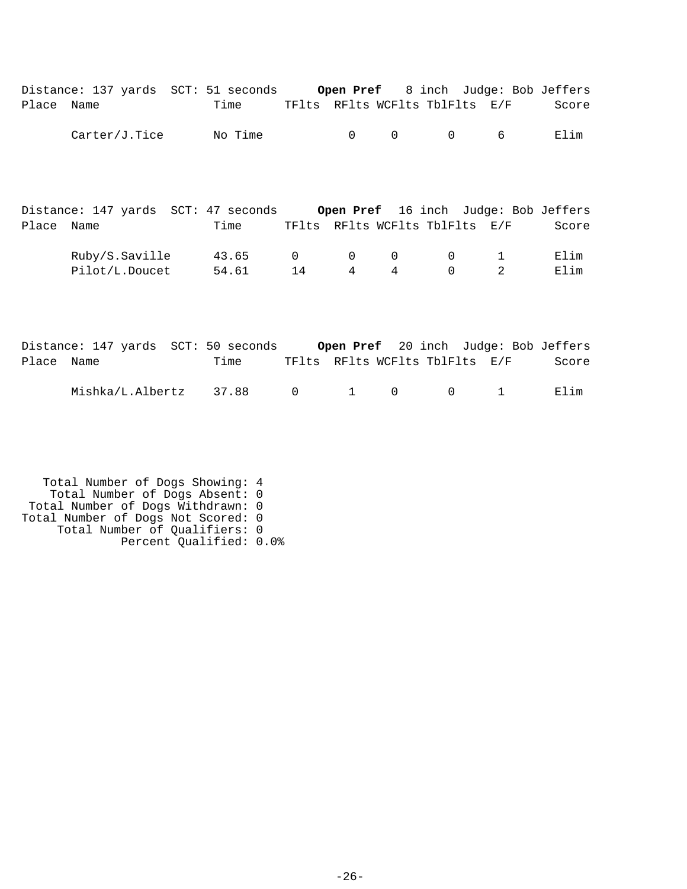Distance: 137 yards SCT: 51 seconds **Open Pref** 8 inch Judge: Bob Jeffers

| Place | Name | Time | TFlts | RFlts | WCFlts | TblFlts | E/F | Score |
|---|---|---|---|---|---|---|---|---|
| | Carter/J.Tice | No Time | | 0 | 0 | 0 | 6 | Elim |

Distance: 147 yards SCT: 47 seconds **Open Pref** 16 inch Judge: Bob Jeffers

| Place | Name | Time | TFlts | RFlts | WCFlts | TblFlts | E/F | Score |
|---|---|---|---|---|---|---|---|---|
| | Ruby/S.Saville | 43.65 | 0 | 0 | 0 | 0 | 1 | Elim |
| | Pilot/L.Doucet | 54.61 | 14 | 4 | 4 | 0 | 2 | Elim |

Distance: 147 yards SCT: 50 seconds **Open Pref** 20 inch Judge: Bob Jeffers

| Place | Name | Time | TFlts | RFlts | WCFlts | TblFlts | E/F | Score |
|---|---|---|---|---|---|---|---|---|
| | Mishka/L.Albertz | 37.88 | 0 | 1 | 0 | 0 | 1 | Elim |

Total Number of Dogs Showing: 4
Total Number of Dogs Absent: 0
Total Number of Dogs Withdrawn: 0
Total Number of Dogs Not Scored: 0
Total Number of Qualifiers: 0
Percent Qualified: 0.0%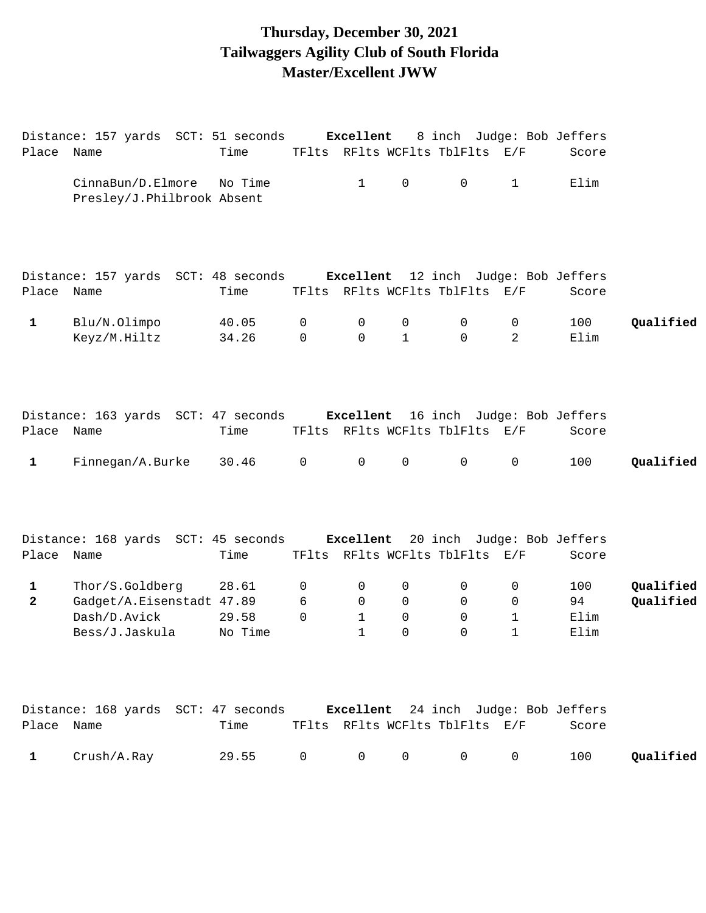# Thursday, December 30, 2021
## Tailwaggers Agility Club of South Florida
## Master/Excellent JWW

Distance: 157 yards SCT: 51 seconds **Excellent** 8 inch Judge: Bob Jeffers

| Place | Name | Time | TFlts | RFlts | WCFlts | TblFlts | E/F | Score | |
|---|---|---|---|---|---|---|---|---|---|
| | CinnaBun/D.Elmore | No Time | | 1 | 0 | 0 | 1 | Elim | |
| | Presley/J.Philbrook | Absent | | | | | | | |

Distance: 157 yards SCT: 48 seconds **Excellent** 12 inch Judge: Bob Jeffers

| Place | Name | Time | TFlts | RFlts | WCFlts | TblFlts | E/F | Score | |
|---|---|---|---|---|---|---|---|---|---|
| **1** | Blu/N.Olimpo | 40.05 | 0 | 0 | 0 | 0 | 0 | 100 | **Qualified** |
| | Keyz/M.Hiltz | 34.26 | 0 | 0 | 1 | 0 | 2 | Elim | |

Distance: 163 yards SCT: 47 seconds **Excellent** 16 inch Judge: Bob Jeffers

| Place | Name | Time | TFlts | RFlts | WCFlts | TblFlts | E/F | Score | |
|---|---|---|---|---|---|---|---|---|---|
| **1** | Finnegan/A.Burke | 30.46 | 0 | 0 | 0 | 0 | 0 | 100 | **Qualified** |

Distance: 168 yards SCT: 45 seconds **Excellent** 20 inch Judge: Bob Jeffers

| Place | Name | Time | TFlts | RFlts | WCFlts | TblFlts | E/F | Score | |
|---|---|---|---|---|---|---|---|---|---|
| **1** | Thor/S.Goldberg | 28.61 | 0 | 0 | 0 | 0 | 0 | 100 | **Qualified** |
| **2** | Gadget/A.Eisenstadt | 47.89 | 6 | 0 | 0 | 0 | 0 | 94 | **Qualified** |
| | Dash/D.Avick | 29.58 | 0 | 1 | 0 | 0 | 1 | Elim | |
| | Bess/J.Jaskula | No Time | | 1 | 0 | 0 | 1 | Elim | |

Distance: 168 yards SCT: 47 seconds **Excellent** 24 inch Judge: Bob Jeffers

| Place | Name | Time | TFlts | RFlts | WCFlts | TblFlts | E/F | Score | |
|---|---|---|---|---|---|---|---|---|---|
| **1** | Crush/A.Ray | 29.55 | 0 | 0 | 0 | 0 | 0 | 100 | **Qualified** |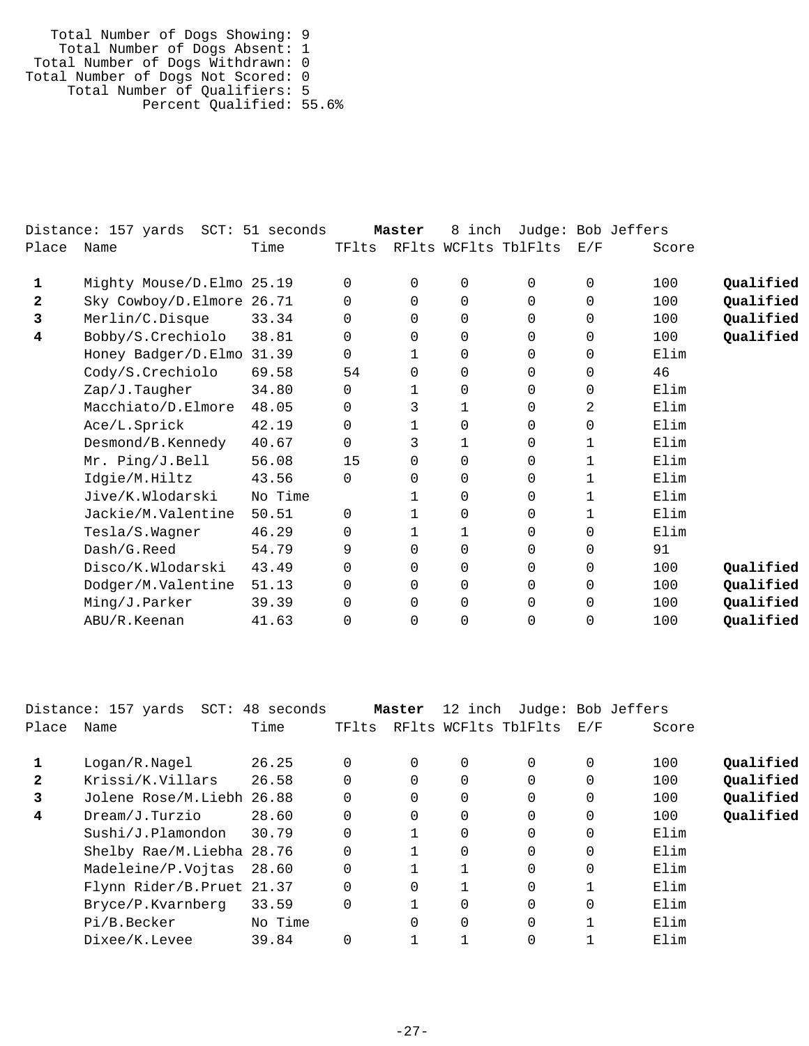Total Number of Dogs Showing: 9
Total Number of Dogs Absent: 1
Total Number of Dogs Withdrawn: 0
Total Number of Dogs Not Scored: 0
Total Number of Qualifiers: 5
Percent Qualified: 55.6%

Distance: 157 yards SCT: 51 seconds **Master** 8 inch Judge: Bob Jeffers

| Place | Name | Time | TFlts | RFlts | WCFlts | TblFlts | E/F | Score | |
|---|---|---|---|---|---|---|---|---|---|
| **1** | Mighty Mouse/D.Elmo | 25.19 | 0 | 0 | 0 | 0 | 0 | 100 | **Qualified** |
| **2** | Sky Cowboy/D.Elmore | 26.71 | 0 | 0 | 0 | 0 | 0 | 100 | **Qualified** |
| **3** | Merlin/C.Disque | 33.34 | 0 | 0 | 0 | 0 | 0 | 100 | **Qualified** |
| **4** | Bobby/S.Crechiolo | 38.81 | 0 | 0 | 0 | 0 | 0 | 100 | **Qualified** |
| | Honey Badger/D.Elmo | 31.39 | 0 | 1 | 0 | 0 | 0 | Elim | |
| | Cody/S.Crechiolo | 69.58 | 54 | 0 | 0 | 0 | 0 | 46 | |
| | Zap/J.Taugher | 34.80 | 0 | 1 | 0 | 0 | 0 | Elim | |
| | Macchiato/D.Elmore | 48.05 | 0 | 3 | 1 | 0 | 2 | Elim | |
| | Ace/L.Sprick | 42.19 | 0 | 1 | 0 | 0 | 0 | Elim | |
| | Desmond/B.Kennedy | 40.67 | 0 | 3 | 1 | 0 | 1 | Elim | |
| | Mr. Ping/J.Bell | 56.08 | 15 | 0 | 0 | 0 | 1 | Elim | |
| | Idgie/M.Hiltz | 43.56 | 0 | 0 | 0 | 0 | 1 | Elim | |
| | Jive/K.Wlodarski | No Time | | 1 | 0 | 0 | 1 | Elim | |
| | Jackie/M.Valentine | 50.51 | 0 | 1 | 0 | 0 | 1 | Elim | |
| | Tesla/S.Wagner | 46.29 | 0 | 1 | 1 | 0 | 0 | Elim | |
| | Dash/G.Reed | 54.79 | 9 | 0 | 0 | 0 | 0 | 91 | |
| | Disco/K.Wlodarski | 43.49 | 0 | 0 | 0 | 0 | 0 | 100 | **Qualified** |
| | Dodger/M.Valentine | 51.13 | 0 | 0 | 0 | 0 | 0 | 100 | **Qualified** |
| | Ming/J.Parker | 39.39 | 0 | 0 | 0 | 0 | 0 | 100 | **Qualified** |
| | ABU/R.Keenan | 41.63 | 0 | 0 | 0 | 0 | 0 | 100 | **Qualified** |

Distance: 157 yards SCT: 48 seconds **Master** 12 inch Judge: Bob Jeffers

| Place | Name | Time | TFlts | RFlts | WCFlts | TblFlts | E/F | Score | |
|---|---|---|---|---|---|---|---|---|---|
| **1** | Logan/R.Nagel | 26.25 | 0 | 0 | 0 | 0 | 0 | 100 | **Qualified** |
| **2** | Krissi/K.Villars | 26.58 | 0 | 0 | 0 | 0 | 0 | 100 | **Qualified** |
| **3** | Jolene Rose/M.Liebh | 26.88 | 0 | 0 | 0 | 0 | 0 | 100 | **Qualified** |
| **4** | Dream/J.Turzio | 28.60 | 0 | 0 | 0 | 0 | 0 | 100 | **Qualified** |
| | Sushi/J.Plamondon | 30.79 | 0 | 1 | 0 | 0 | 0 | Elim | |
| | Shelby Rae/M.Liebha | 28.76 | 0 | 1 | 0 | 0 | 0 | Elim | |
| | Madeleine/P.Vojtas | 28.60 | 0 | 1 | 1 | 0 | 0 | Elim | |
| | Flynn Rider/B.Pruet | 21.37 | 0 | 0 | 1 | 0 | 1 | Elim | |
| | Bryce/P.Kvarnberg | 33.59 | 0 | 1 | 0 | 0 | 0 | Elim | |
| | Pi/B.Becker | No Time | | 0 | 0 | 0 | 1 | Elim | |
| | Dixee/K.Levee | 39.84 | 0 | 1 | 1 | 0 | 1 | Elim | |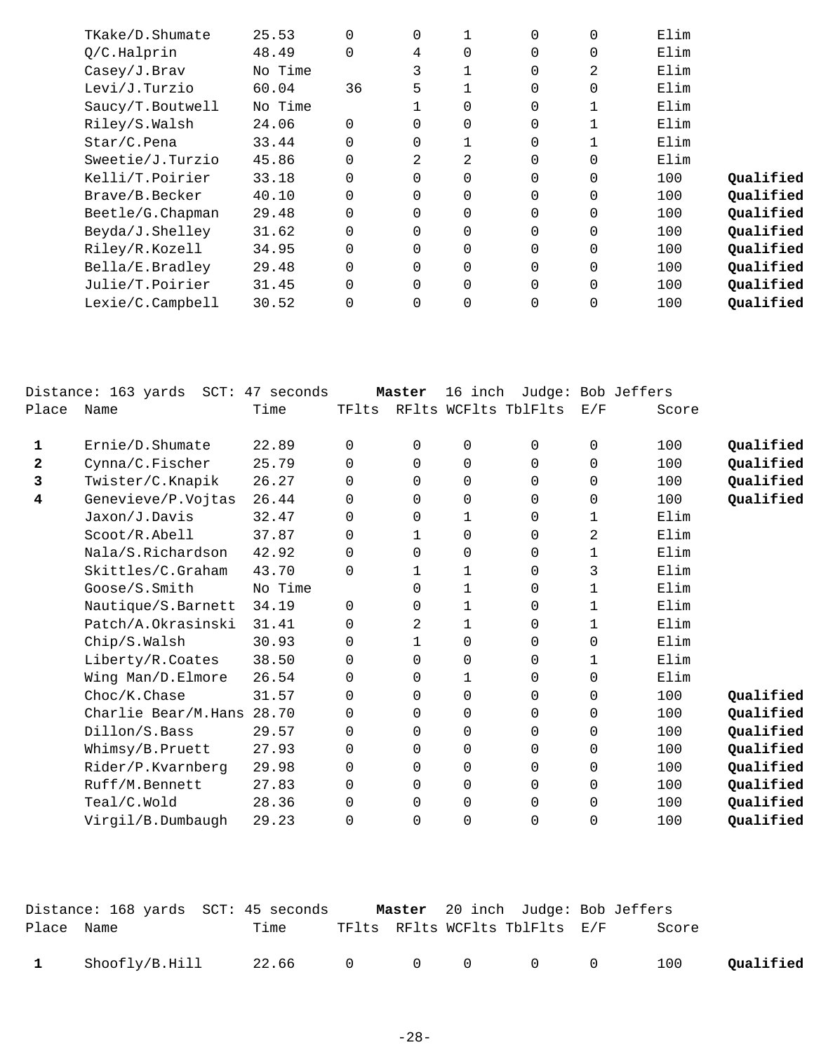| Place | Name | Time | TFlts | RFlts | WCFlts | TblFlts | E/F | Score | |
|---|---|---|---|---|---|---|---|---|---|
| | TKake/D.Shumate | 25.53 | 0 | 0 | 1 | 0 | 0 | Elim | |
| | Q/C.Halprin | 48.49 | 0 | 4 | 0 | 0 | 0 | Elim | |
| | Casey/J.Brav | No Time | | 3 | 1 | 0 | 2 | Elim | |
| | Levi/J.Turzio | 60.04 | 36 | 5 | 1 | 0 | 0 | Elim | |
| | Saucy/T.Boutwell | No Time | | 1 | 0 | 0 | 1 | Elim | |
| | Riley/S.Walsh | 24.06 | 0 | 0 | 0 | 0 | 1 | Elim | |
| | Star/C.Pena | 33.44 | 0 | 0 | 1 | 0 | 1 | Elim | |
| | Sweetie/J.Turzio | 45.86 | 0 | 2 | 2 | 0 | 0 | Elim | |
| | Kelli/T.Poirier | 33.18 | 0 | 0 | 0 | 0 | 0 | 100 | **Qualified** |
| | Brave/B.Becker | 40.10 | 0 | 0 | 0 | 0 | 0 | 100 | **Qualified** |
| | Beetle/G.Chapman | 29.48 | 0 | 0 | 0 | 0 | 0 | 100 | **Qualified** |
| | Beyda/J.Shelley | 31.62 | 0 | 0 | 0 | 0 | 0 | 100 | **Qualified** |
| | Riley/R.Kozell | 34.95 | 0 | 0 | 0 | 0 | 0 | 100 | **Qualified** |
| | Bella/E.Bradley | 29.48 | 0 | 0 | 0 | 0 | 0 | 100 | **Qualified** |
| | Julie/T.Poirier | 31.45 | 0 | 0 | 0 | 0 | 0 | 100 | **Qualified** |
| | Lexie/C.Campbell | 30.52 | 0 | 0 | 0 | 0 | 0 | 100 | **Qualified** |

Distance: 163 yards SCT: 47 seconds **Master** 16 inch Judge: Bob Jeffers

| Place | Name | Time | TFlts | RFlts | WCFlts | TblFlts | E/F | Score | |
|---|---|---|---|---|---|---|---|---|---|
| **1** | Ernie/D.Shumate | 22.89 | 0 | 0 | 0 | 0 | 0 | 100 | **Qualified** |
| **2** | Cynna/C.Fischer | 25.79 | 0 | 0 | 0 | 0 | 0 | 100 | **Qualified** |
| **3** | Twister/C.Knapik | 26.27 | 0 | 0 | 0 | 0 | 0 | 100 | **Qualified** |
| **4** | Genevieve/P.Vojtas | 26.44 | 0 | 0 | 0 | 0 | 0 | 100 | **Qualified** |
| | Jaxon/J.Davis | 32.47 | 0 | 0 | 1 | 0 | 1 | Elim | |
| | Scoot/R.Abell | 37.87 | 0 | 1 | 0 | 0 | 2 | Elim | |
| | Nala/S.Richardson | 42.92 | 0 | 0 | 0 | 0 | 1 | Elim | |
| | Skittles/C.Graham | 43.70 | 0 | 1 | 1 | 0 | 3 | Elim | |
| | Goose/S.Smith | No Time | | 0 | 1 | 0 | 1 | Elim | |
| | Nautique/S.Barnett | 34.19 | 0 | 0 | 1 | 0 | 1 | Elim | |
| | Patch/A.Okrasinski | 31.41 | 0 | 2 | 1 | 0 | 1 | Elim | |
| | Chip/S.Walsh | 30.93 | 0 | 1 | 0 | 0 | 0 | Elim | |
| | Liberty/R.Coates | 38.50 | 0 | 0 | 0 | 0 | 1 | Elim | |
| | Wing Man/D.Elmore | 26.54 | 0 | 0 | 1 | 0 | 0 | Elim | |
| | Choc/K.Chase | 31.57 | 0 | 0 | 0 | 0 | 0 | 100 | **Qualified** |
| | Charlie Bear/M.Hans | 28.70 | 0 | 0 | 0 | 0 | 0 | 100 | **Qualified** |
| | Dillon/S.Bass | 29.57 | 0 | 0 | 0 | 0 | 0 | 100 | **Qualified** |
| | Whimsy/B.Pruett | 27.93 | 0 | 0 | 0 | 0 | 0 | 100 | **Qualified** |
| | Rider/P.Kvarnberg | 29.98 | 0 | 0 | 0 | 0 | 0 | 100 | **Qualified** |
| | Ruff/M.Bennett | 27.83 | 0 | 0 | 0 | 0 | 0 | 100 | **Qualified** |
| | Teal/C.Wold | 28.36 | 0 | 0 | 0 | 0 | 0 | 100 | **Qualified** |
| | Virgil/B.Dumbaugh | 29.23 | 0 | 0 | 0 | 0 | 0 | 100 | **Qualified** |

Distance: 168 yards SCT: 45 seconds **Master** 20 inch Judge: Bob Jeffers

| Place | Name | Time | TFlts | RFlts | WCFlts | TblFlts | E/F | Score | |
|---|---|---|---|---|---|---|---|---|---|
| **1** | Shoofly/B.Hill | 22.66 | 0 | 0 | 0 | 0 | 0 | 100 | **Qualified** |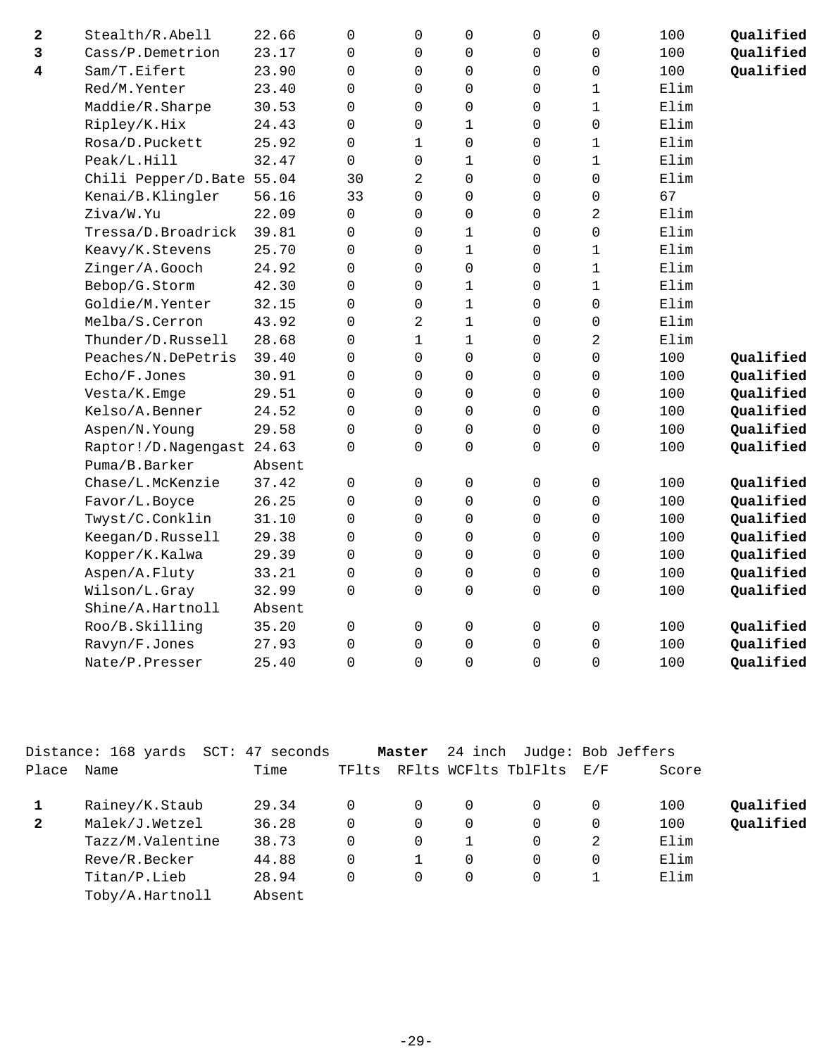| Place | Name | Time | TFlts | RFlts | WCFlts | TblFlts | E/F | Score | |
|---|---|---|---|---|---|---|---|---|---|
| **2** | Stealth/R.Abell | 22.66 | 0 | 0 | 0 | 0 | 0 | 100 | **Qualified** |
| **3** | Cass/P.Demetrion | 23.17 | 0 | 0 | 0 | 0 | 0 | 100 | **Qualified** |
| **4** | Sam/T.Eifert | 23.90 | 0 | 0 | 0 | 0 | 0 | 100 | **Qualified** |
| | Red/M.Yenter | 23.40 | 0 | 0 | 0 | 0 | 1 | Elim | |
| | Maddie/R.Sharpe | 30.53 | 0 | 0 | 0 | 0 | 1 | Elim | |
| | Ripley/K.Hix | 24.43 | 0 | 0 | 1 | 0 | 0 | Elim | |
| | Rosa/D.Puckett | 25.92 | 0 | 1 | 0 | 0 | 1 | Elim | |
| | Peak/L.Hill | 32.47 | 0 | 0 | 1 | 0 | 1 | Elim | |
| | Chili Pepper/D.Bate | 55.04 | 30 | 2 | 0 | 0 | 0 | Elim | |
| | Kenai/B.Klingler | 56.16 | 33 | 0 | 0 | 0 | 0 | 67 | |
| | Ziva/W.Yu | 22.09 | 0 | 0 | 0 | 0 | 2 | Elim | |
| | Tressa/D.Broadrick | 39.81 | 0 | 0 | 1 | 0 | 0 | Elim | |
| | Keavy/K.Stevens | 25.70 | 0 | 0 | 1 | 0 | 1 | Elim | |
| | Zinger/A.Gooch | 24.92 | 0 | 0 | 0 | 0 | 1 | Elim | |
| | Bebop/G.Storm | 42.30 | 0 | 0 | 1 | 0 | 1 | Elim | |
| | Goldie/M.Yenter | 32.15 | 0 | 0 | 1 | 0 | 0 | Elim | |
| | Melba/S.Cerron | 43.92 | 0 | 2 | 1 | 0 | 0 | Elim | |
| | Thunder/D.Russell | 28.68 | 0 | 1 | 1 | 0 | 2 | Elim | |
| | Peaches/N.DePetris | 39.40 | 0 | 0 | 0 | 0 | 0 | 100 | **Qualified** |
| | Echo/F.Jones | 30.91 | 0 | 0 | 0 | 0 | 0 | 100 | **Qualified** |
| | Vesta/K.Emge | 29.51 | 0 | 0 | 0 | 0 | 0 | 100 | **Qualified** |
| | Kelso/A.Benner | 24.52 | 0 | 0 | 0 | 0 | 0 | 100 | **Qualified** |
| | Aspen/N.Young | 29.58 | 0 | 0 | 0 | 0 | 0 | 100 | **Qualified** |
| | Raptor!/D.Nagengast | 24.63 | 0 | 0 | 0 | 0 | 0 | 100 | **Qualified** |
| | Puma/B.Barker | Absent | | | | | | | |
| | Chase/L.McKenzie | 37.42 | 0 | 0 | 0 | 0 | 0 | 100 | **Qualified** |
| | Favor/L.Boyce | 26.25 | 0 | 0 | 0 | 0 | 0 | 100 | **Qualified** |
| | Twyst/C.Conklin | 31.10 | 0 | 0 | 0 | 0 | 0 | 100 | **Qualified** |
| | Keegan/D.Russell | 29.38 | 0 | 0 | 0 | 0 | 0 | 100 | **Qualified** |
| | Kopper/K.Kalwa | 29.39 | 0 | 0 | 0 | 0 | 0 | 100 | **Qualified** |
| | Aspen/A.Fluty | 33.21 | 0 | 0 | 0 | 0 | 0 | 100 | **Qualified** |
| | Wilson/L.Gray | 32.99 | 0 | 0 | 0 | 0 | 0 | 100 | **Qualified** |
| | Shine/A.Hartnoll | Absent | | | | | | | |
| | Roo/B.Skilling | 35.20 | 0 | 0 | 0 | 0 | 0 | 100 | **Qualified** |
| | Ravyn/F.Jones | 27.93 | 0 | 0 | 0 | 0 | 0 | 100 | **Qualified** |
| | Nate/P.Presser | 25.40 | 0 | 0 | 0 | 0 | 0 | 100 | **Qualified** |

Distance: 168 yards SCT: 47 seconds **Master** 24 inch Judge: Bob Jeffers

| Place | Name | Time | TFlts | RFlts | WCFlts | TblFlts | E/F | Score | |
|---|---|---|---|---|---|---|---|---|---|
| **1** | Rainey/K.Staub | 29.34 | 0 | 0 | 0 | 0 | 0 | 100 | **Qualified** |
| **2** | Malek/J.Wetzel | 36.28 | 0 | 0 | 0 | 0 | 0 | 100 | **Qualified** |
| | Tazz/M.Valentine | 38.73 | 0 | 0 | 1 | 0 | 2 | Elim | |
| | Reve/R.Becker | 44.88 | 0 | 1 | 0 | 0 | 0 | Elim | |
| | Titan/P.Lieb | 28.94 | 0 | 0 | 0 | 0 | 1 | Elim | |
| | Toby/A.Hartnoll | Absent | | | | | | | |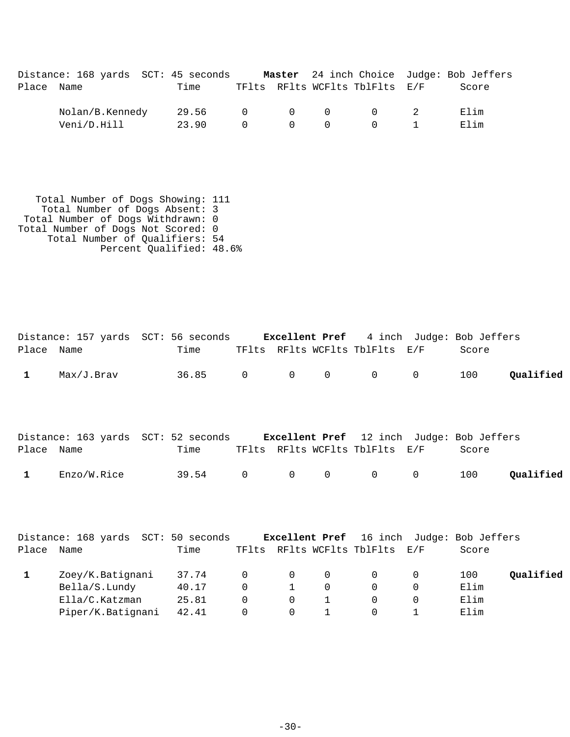Distance: 168 yards  SCT: 45 seconds  **Master**  24 inch Choice  Judge: Bob Jeffers

| Place | Name | Time | TFlts | RFlts | WCFlts | TblFlts | E/F | Score | |
|---|---|---|---|---|---|---|---|---|---|
| | Nolan/B.Kennedy | 29.56 | 0 | 0 | 0 | 0 | 2 | Elim | |
| | Veni/D.Hill | 23.90 | 0 | 0 | 0 | 0 | 1 | Elim | |

Total Number of Dogs Showing: 111
Total Number of Dogs Absent: 3
Total Number of Dogs Withdrawn: 0
Total Number of Dogs Not Scored: 0
Total Number of Qualifiers: 54
Percent Qualified: 48.6%

Distance: 157 yards  SCT: 56 seconds  **Excellent Pref**  4 inch  Judge: Bob Jeffers

| Place | Name | Time | TFlts | RFlts | WCFlts | TblFlts | E/F | Score | |
|---|---|---|---|---|---|---|---|---|---|
| **1** | Max/J.Brav | 36.85 | 0 | 0 | 0 | 0 | 0 | 100 | **Qualified** |

Distance: 163 yards  SCT: 52 seconds  **Excellent Pref**  12 inch  Judge: Bob Jeffers

| Place | Name | Time | TFlts | RFlts | WCFlts | TblFlts | E/F | Score | |
|---|---|---|---|---|---|---|---|---|---|
| **1** | Enzo/W.Rice | 39.54 | 0 | 0 | 0 | 0 | 0 | 100 | **Qualified** |

Distance: 168 yards  SCT: 50 seconds  **Excellent Pref**  16 inch  Judge: Bob Jeffers

| Place | Name | Time | TFlts | RFlts | WCFlts | TblFlts | E/F | Score | |
|---|---|---|---|---|---|---|---|---|---|
| **1** | Zoey/K.Batignani | 37.74 | 0 | 0 | 0 | 0 | 0 | 100 | **Qualified** |
| | Bella/S.Lundy | 40.17 | 0 | 1 | 0 | 0 | 0 | Elim | |
| | Ella/C.Katzman | 25.81 | 0 | 0 | 1 | 0 | 0 | Elim | |
| | Piper/K.Batignani | 42.41 | 0 | 0 | 1 | 0 | 1 | Elim | |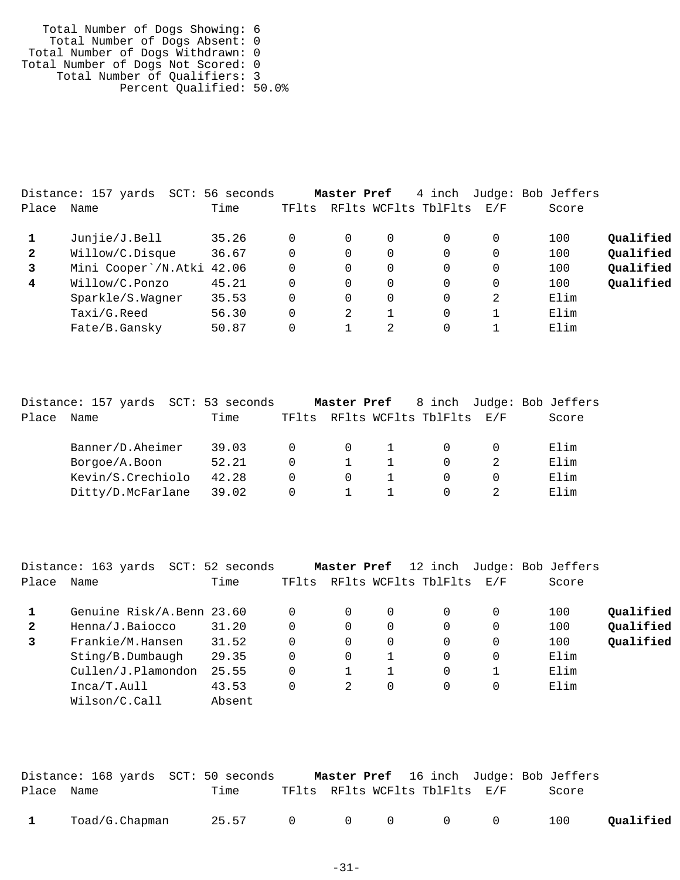Total Number of Dogs Showing: 6
Total Number of Dogs Absent: 0
Total Number of Dogs Withdrawn: 0
Total Number of Dogs Not Scored: 0
Total Number of Qualifiers: 3
Percent Qualified: 50.0%

Distance: 157 yards SCT: 56 seconds **Master Pref** 4 inch Judge: Bob Jeffers

| Place | Name | Time | TFlts | RFlts | WCFlts | TblFlts | E/F | Score | |
|---|---|---|---|---|---|---|---|---|---|
| **1** | Junjie/J.Bell | 35.26 | 0 | 0 | 0 | 0 | 0 | 100 | **Qualified** |
| **2** | Willow/C.Disque | 36.67 | 0 | 0 | 0 | 0 | 0 | 100 | **Qualified** |
| **3** | Mini Cooper`/N.Atki | 42.06 | 0 | 0 | 0 | 0 | 0 | 100 | **Qualified** |
| **4** | Willow/C.Ponzo | 45.21 | 0 | 0 | 0 | 0 | 0 | 100 | **Qualified** |
| | Sparkle/S.Wagner | 35.53 | 0 | 0 | 0 | 0 | 2 | Elim | |
| | Taxi/G.Reed | 56.30 | 0 | 2 | 1 | 0 | 1 | Elim | |
| | Fate/B.Gansky | 50.87 | 0 | 1 | 2 | 0 | 1 | Elim | |

Distance: 157 yards SCT: 53 seconds **Master Pref** 8 inch Judge: Bob Jeffers

| Place | Name | Time | TFlts | RFlts | WCFlts | TblFlts | E/F | Score |
|---|---|---|---|---|---|---|---|---|
| | Banner/D.Aheimer | 39.03 | 0 | 0 | 1 | 0 | 0 | Elim |
| | Borgoe/A.Boon | 52.21 | 0 | 1 | 1 | 0 | 2 | Elim |
| | Kevin/S.Crechiolo | 42.28 | 0 | 0 | 1 | 0 | 0 | Elim |
| | Ditty/D.McFarlane | 39.02 | 0 | 1 | 1 | 0 | 2 | Elim |

Distance: 163 yards SCT: 52 seconds **Master Pref** 12 inch Judge: Bob Jeffers

| Place | Name | Time | TFlts | RFlts | WCFlts | TblFlts | E/F | Score | |
|---|---|---|---|---|---|---|---|---|---|
| **1** | Genuine Risk/A.Benn | 23.60 | 0 | 0 | 0 | 0 | 0 | 100 | **Qualified** |
| **2** | Henna/J.Baiocco | 31.20 | 0 | 0 | 0 | 0 | 0 | 100 | **Qualified** |
| **3** | Frankie/M.Hansen | 31.52 | 0 | 0 | 0 | 0 | 0 | 100 | **Qualified** |
| | Sting/B.Dumbaugh | 29.35 | 0 | 0 | 1 | 0 | 0 | Elim | |
| | Cullen/J.Plamondon | 25.55 | 0 | 1 | 1 | 0 | 1 | Elim | |
| | Inca/T.Aull | 43.53 | 0 | 2 | 0 | 0 | 0 | Elim | |
| | Wilson/C.Call | Absent | | | | | | | |

Distance: 168 yards SCT: 50 seconds **Master Pref** 16 inch Judge: Bob Jeffers

| Place | Name | Time | TFlts | RFlts | WCFlts | TblFlts | E/F | Score | |
|---|---|---|---|---|---|---|---|---|---|
| **1** | Toad/G.Chapman | 25.57 | 0 | 0 | 0 | 0 | 0 | 100 | **Qualified** |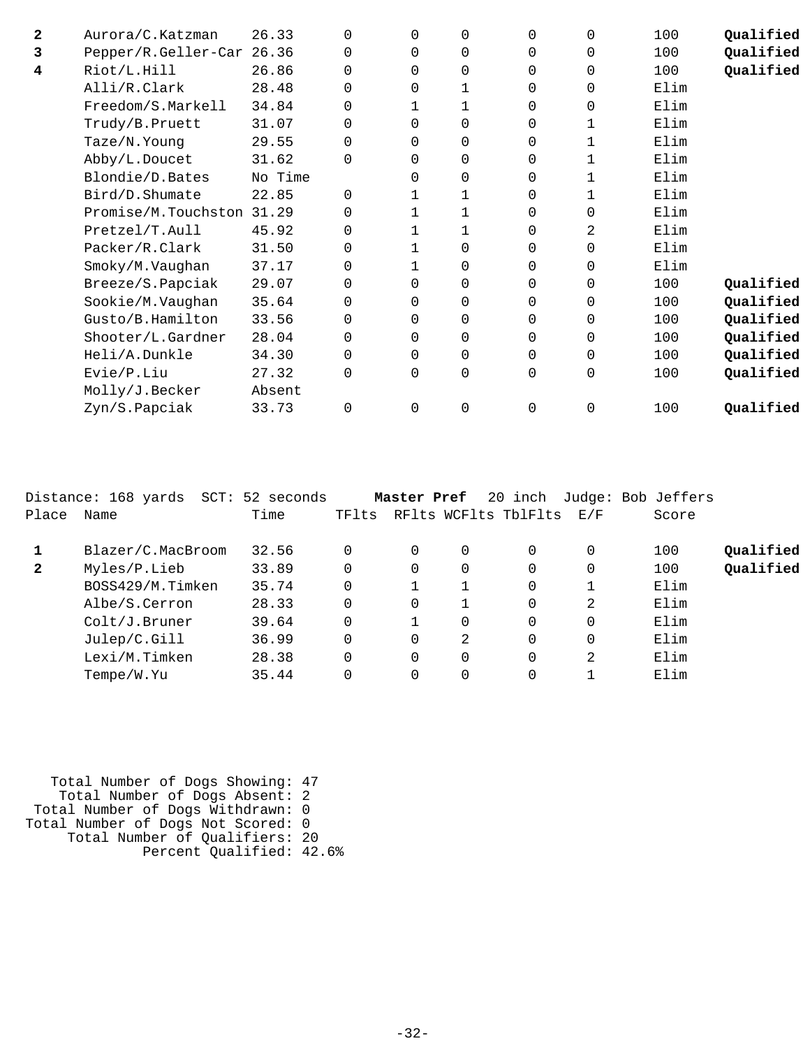| Place | Name | Time | TFlts | RFlts | WCFlts | TblFlts | E/F | Score | |
|---|---|---|---|---|---|---|---|---|---|
| **2** | Aurora/C.Katzman | 26.33 | 0 | 0 | 0 | 0 | 0 | 100 | **Qualified** |
| **3** | Pepper/R.Geller-Car | 26.36 | 0 | 0 | 0 | 0 | 0 | 100 | **Qualified** |
| **4** | Riot/L.Hill | 26.86 | 0 | 0 | 0 | 0 | 0 | 100 | **Qualified** |
| | Alli/R.Clark | 28.48 | 0 | 0 | 1 | 0 | 0 | Elim | |
| | Freedom/S.Markell | 34.84 | 0 | 1 | 1 | 0 | 0 | Elim | |
| | Trudy/B.Pruett | 31.07 | 0 | 0 | 0 | 0 | 1 | Elim | |
| | Taze/N.Young | 29.55 | 0 | 0 | 0 | 0 | 1 | Elim | |
| | Abby/L.Doucet | 31.62 | 0 | 0 | 0 | 0 | 1 | Elim | |
| | Blondie/D.Bates | No Time | | 0 | 0 | 0 | 1 | Elim | |
| | Bird/D.Shumate | 22.85 | 0 | 1 | 1 | 0 | 1 | Elim | |
| | Promise/M.Touchston | 31.29 | 0 | 1 | 1 | 0 | 0 | Elim | |
| | Pretzel/T.Aull | 45.92 | 0 | 1 | 1 | 0 | 2 | Elim | |
| | Packer/R.Clark | 31.50 | 0 | 1 | 0 | 0 | 0 | Elim | |
| | Smoky/M.Vaughan | 37.17 | 0 | 1 | 0 | 0 | 0 | Elim | |
| | Breeze/S.Papciak | 29.07 | 0 | 0 | 0 | 0 | 0 | 100 | **Qualified** |
| | Sookie/M.Vaughan | 35.64 | 0 | 0 | 0 | 0 | 0 | 100 | **Qualified** |
| | Gusto/B.Hamilton | 33.56 | 0 | 0 | 0 | 0 | 0 | 100 | **Qualified** |
| | Shooter/L.Gardner | 28.04 | 0 | 0 | 0 | 0 | 0 | 100 | **Qualified** |
| | Heli/A.Dunkle | 34.30 | 0 | 0 | 0 | 0 | 0 | 100 | **Qualified** |
| | Evie/P.Liu | 27.32 | 0 | 0 | 0 | 0 | 0 | 100 | **Qualified** |
| | Molly/J.Becker | Absent | | | | | | | |
| | Zyn/S.Papciak | 33.73 | 0 | 0 | 0 | 0 | 0 | 100 | **Qualified** |

Distance: 168 yards SCT: 52 seconds **Master Pref** 20 inch Judge: Bob Jeffers

| Place | Name | Time | TFlts | RFlts | WCFlts | TblFlts | E/F | Score | |
|---|---|---|---|---|---|---|---|---|---|
| **1** | Blazer/C.MacBroom | 32.56 | 0 | 0 | 0 | 0 | 0 | 100 | **Qualified** |
| **2** | Myles/P.Lieb | 33.89 | 0 | 0 | 0 | 0 | 0 | 100 | **Qualified** |
| | BOSS429/M.Timken | 35.74 | 0 | 1 | 1 | 0 | 1 | Elim | |
| | Albe/S.Cerron | 28.33 | 0 | 0 | 1 | 0 | 2 | Elim | |
| | Colt/J.Bruner | 39.64 | 0 | 1 | 0 | 0 | 0 | Elim | |
| | Julep/C.Gill | 36.99 | 0 | 0 | 2 | 0 | 0 | Elim | |
| | Lexi/M.Timken | 28.38 | 0 | 0 | 0 | 0 | 2 | Elim | |
| | Tempe/W.Yu | 35.44 | 0 | 0 | 0 | 0 | 1 | Elim | |

Total Number of Dogs Showing: 47
Total Number of Dogs Absent: 2
Total Number of Dogs Withdrawn: 0
Total Number of Dogs Not Scored: 0
Total Number of Qualifiers: 20
Percent Qualified: 42.6%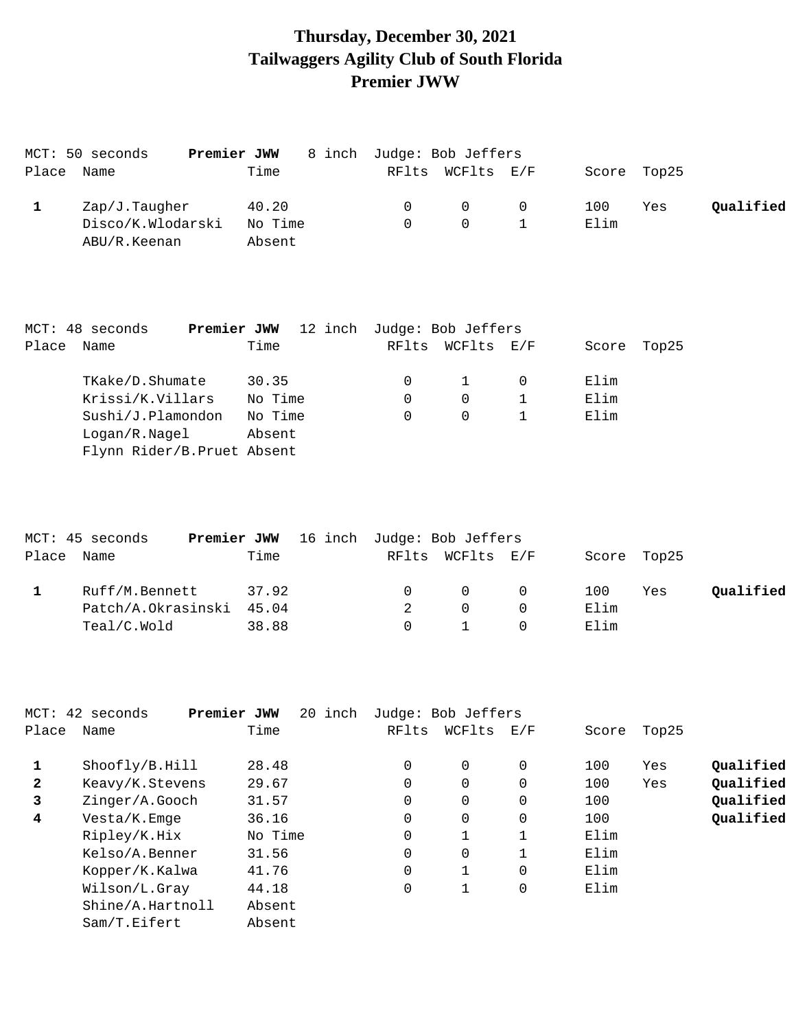# Thursday, December 30, 2021
# Tailwaggers Agility Club of South Florida
# Premier JWW

MCT: 50 seconds **Premier JWW** 8 inch Judge: Bob Jeffers

| Place | Name | Time | RFlts | WCFlts | E/F | Score | Top25 | |
|---|---|---|---|---|---|---|---|---|
| 1 | Zap/J.Taugher | 40.20 | 0 | 0 | 0 | 100 | Yes | **Qualified** |
| | Disco/K.Wlodarski | No Time | 0 | 0 | 1 | Elim | | |
| | ABU/R.Keenan | Absent | | | | | | |

MCT: 48 seconds **Premier JWW** 12 inch Judge: Bob Jeffers

| Place | Name | Time | RFlts | WCFlts | E/F | Score | Top25 |
|---|---|---|---|---|---|---|---|
| | TKake/D.Shumate | 30.35 | 0 | 1 | 0 | Elim | |
| | Krissi/K.Villars | No Time | 0 | 0 | 1 | Elim | |
| | Sushi/J.Plamondon | No Time | 0 | 0 | 1 | Elim | |
| | Logan/R.Nagel | Absent | | | | | |
| | Flynn Rider/B.Pruet | Absent | | | | | |

MCT: 45 seconds **Premier JWW** 16 inch Judge: Bob Jeffers

| Place | Name | Time | RFlts | WCFlts | E/F | Score | Top25 | |
|---|---|---|---|---|---|---|---|---|
| 1 | Ruff/M.Bennett | 37.92 | 0 | 0 | 0 | 100 | Yes | **Qualified** |
| | Patch/A.Okrasinski | 45.04 | 2 | 0 | 0 | Elim | | |
| | Teal/C.Wold | 38.88 | 0 | 1 | 0 | Elim | | |

MCT: 42 seconds **Premier JWW** 20 inch Judge: Bob Jeffers

| Place | Name | Time | RFlts | WCFlts | E/F | Score | Top25 | |
|---|---|---|---|---|---|---|---|---|
| 1 | Shoofly/B.Hill | 28.48 | 0 | 0 | 0 | 100 | Yes | **Qualified** |
| 2 | Keavy/K.Stevens | 29.67 | 0 | 0 | 0 | 100 | Yes | **Qualified** |
| 3 | Zinger/A.Gooch | 31.57 | 0 | 0 | 0 | 100 | | **Qualified** |
| 4 | Vesta/K.Emge | 36.16 | 0 | 0 | 0 | 100 | | **Qualified** |
| | Ripley/K.Hix | No Time | 0 | 1 | 1 | Elim | | |
| | Kelso/A.Benner | 31.56 | 0 | 0 | 1 | Elim | | |
| | Kopper/K.Kalwa | 41.76 | 0 | 1 | 0 | Elim | | |
| | Wilson/L.Gray | 44.18 | 0 | 1 | 0 | Elim | | |
| | Shine/A.Hartnoll | Absent | | | | | | |
| | Sam/T.Eifert | Absent | | | | | | |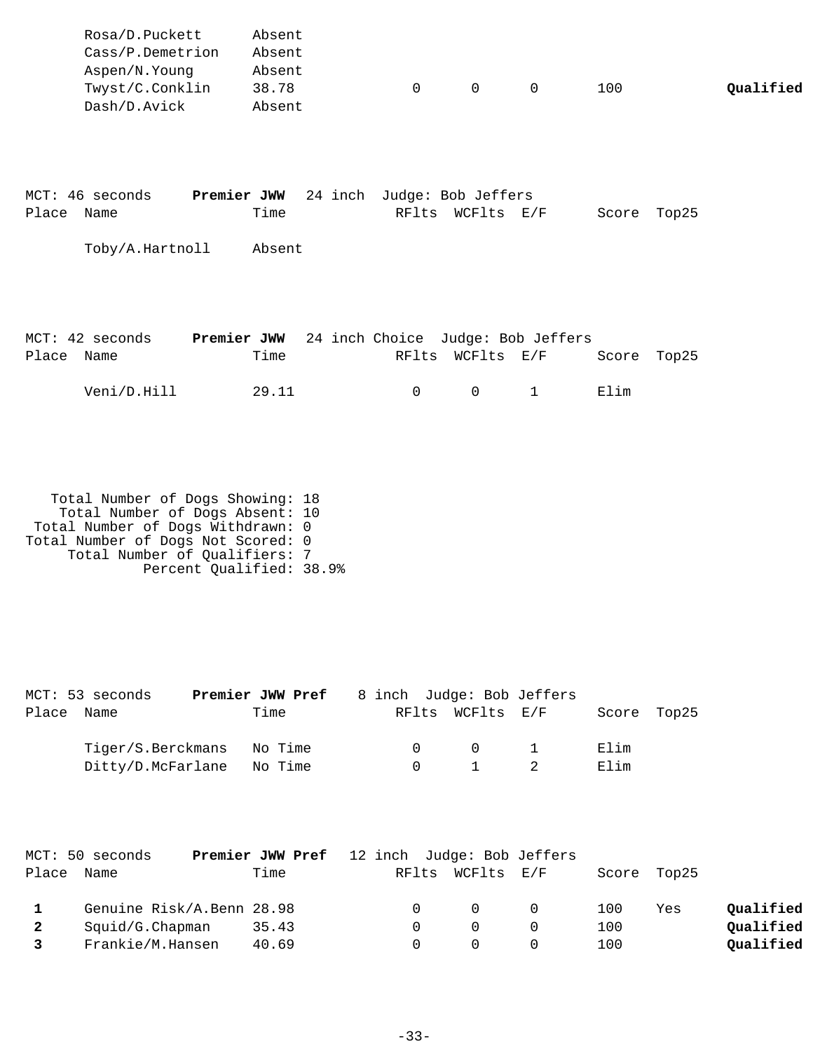| Place | Name | Time | RFlts | WCFlts | E/F | Score | Top25 | |
|---|---|---|---|---|---|---|---|---|
| | Rosa/D.Puckett | Absent | | | | | | |
| | Cass/P.Demetrion | Absent | | | | | | |
| | Aspen/N.Young | Absent | | | | | | |
| | Twyst/C.Conklin | 38.78 | 0 | 0 | 0 | 100 | | **Qualified** |
| | Dash/D.Avick | Absent | | | | | | |

MCT: 46 seconds **Premier JWW** 24 inch Judge: Bob Jeffers

| Place | Name | Time | RFlts | WCFlts | E/F | Score | Top25 |
|---|---|---|---|---|---|---|---|
| | Toby/A.Hartnoll | Absent | | | | | |

MCT: 42 seconds **Premier JWW** 24 inch Choice Judge: Bob Jeffers

| Place | Name | Time | RFlts | WCFlts | E/F | Score | Top25 |
|---|---|---|---|---|---|---|---|
| | Veni/D.Hill | 29.11 | 0 | 0 | 1 | Elim | |

Total Number of Dogs Showing: 18
Total Number of Dogs Absent: 10
Total Number of Dogs Withdrawn: 0
Total Number of Dogs Not Scored: 0
Total Number of Qualifiers: 7
Percent Qualified: 38.9%

MCT: 53 seconds **Premier JWW Pref** 8 inch Judge: Bob Jeffers

| Place | Name | Time | RFlts | WCFlts | E/F | Score | Top25 |
|---|---|---|---|---|---|---|---|
| | Tiger/S.Berckmans | No Time | 0 | 0 | 1 | Elim | |
| | Ditty/D.McFarlane | No Time | 0 | 1 | 2 | Elim | |

MCT: 50 seconds **Premier JWW Pref** 12 inch Judge: Bob Jeffers

| Place | Name | Time | RFlts | WCFlts | E/F | Score | Top25 | |
|---|---|---|---|---|---|---|---|---|
| **1** | Genuine Risk/A.Benn | 28.98 | 0 | 0 | 0 | 100 | Yes | **Qualified** |
| **2** | Squid/G.Chapman | 35.43 | 0 | 0 | 0 | 100 | | **Qualified** |
| **3** | Frankie/M.Hansen | 40.69 | 0 | 0 | 0 | 100 | | **Qualified** |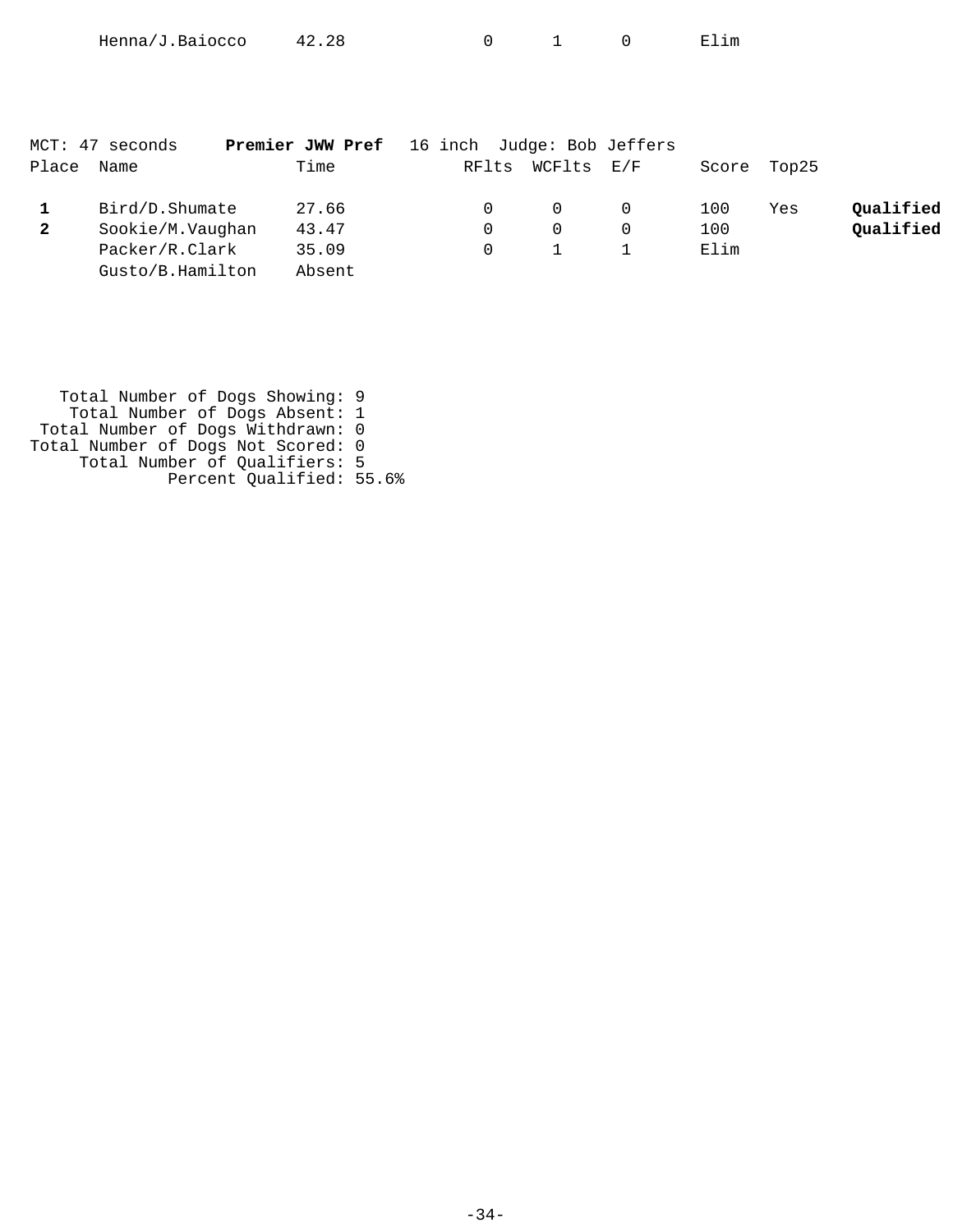| | | | | | | | | |
|---|---|---|---|---|---|---|---|---|
| | Henna/J.Baiocco | 42.28 | 0 | 1 | 0 | Elim | | |

MCT: 47 seconds **Premier JWW Pref** 16 inch Judge: Bob Jeffers

| Place | Name | Time | RFlts | WCFlts | E/F | Score | Top25 | |
|---|---|---|---|---|---|---|---|---|
| **1** | Bird/D.Shumate | 27.66 | 0 | 0 | 0 | 100 | Yes | **Qualified** |
| **2** | Sookie/M.Vaughan | 43.47 | 0 | 0 | 0 | 100 | | **Qualified** |
| | Packer/R.Clark | 35.09 | 0 | 1 | 1 | Elim | | |
| | Gusto/B.Hamilton | Absent | | | | | | |

Total Number of Dogs Showing: 9
Total Number of Dogs Absent: 1
Total Number of Dogs Withdrawn: 0
Total Number of Dogs Not Scored: 0
Total Number of Qualifiers: 5
Percent Qualified: 55.6%